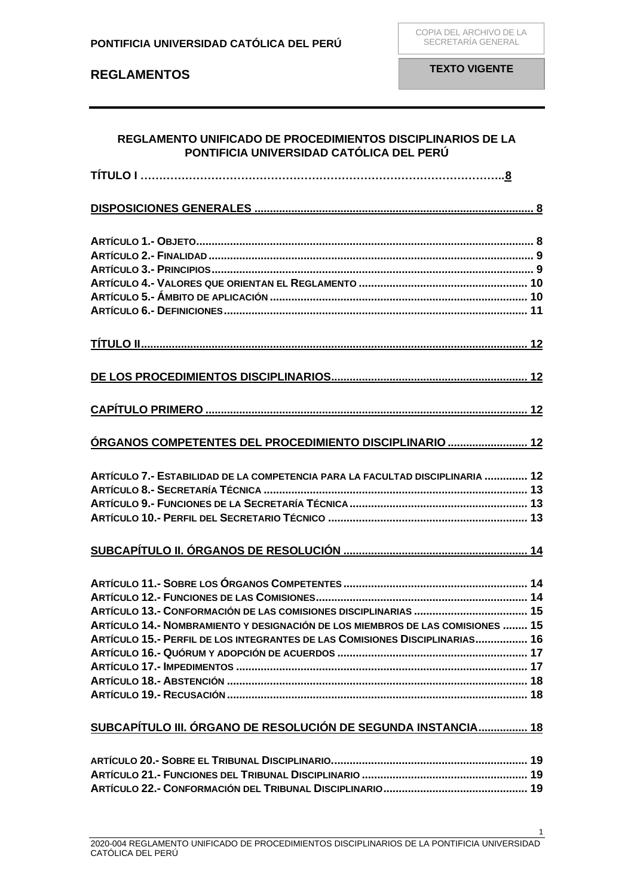**PONTIFICIA UNIVERSIDAD CATÓLICA DEL PERÚ**

COPIA DEL ARCHIVO DE LA SECRETARÍA GENERAL

**REGLAMENTOS**

**TEXTO VIGENTE**

# REGLAMENTO UNIFICADO DE PROCEDIMIENTOS DISCIPLINARIOS DE LA PONTIFICIA UNIVERSIDAD CATÓLICA DEL PERÚ

**TÍTULO I …………………………………………………………………………………….8**

**DISPOSICIONES GENERALES ........................................................................................ 8**

**ARTÍCULO 1.- OBJETO............................................................................................................ 8**
**ARTÍCULO 2.- FINALIDAD ......................................................................................................... 9**
**ARTÍCULO 3.- PRINCIPIOS........................................................................................................ 9**
**ARTÍCULO 4.- VALORES QUE ORIENTAN EL REGLAMENTO ...................................................... 10**
**ARTÍCULO 5.- ÁMBITO DE APLICACIÓN ................................................................................... 10**
**ARTÍCULO 6.- DEFINICIONES................................................................................................. 11**

**TÍTULO II.......................................................................................................................... 12**

**DE LOS PROCEDIMIENTOS DISCIPLINARIOS............................................................... 12**

**CAPÍTULO PRIMERO ....................................................................................................... 12**

**ÓRGANOS COMPETENTES DEL PROCEDIMIENTO DISCIPLINARIO .......................... 12**

**ARTÍCULO 7.- ESTABILIDAD DE LA COMPETENCIA PARA LA FACULTAD DISCIPLINARIA .............. 12**
**ARTÍCULO 8.- SECRETARÍA TÉCNICA ..................................................................................... 13**
**ARTÍCULO 9.- FUNCIONES DE LA SECRETARÍA TÉCNICA.......................................................... 13**
**ARTÍCULO 10.- PERFIL DEL SECRETARIO TÉCNICO ................................................................ 13**

**SUBCAPÍTULO II. ÓRGANOS DE RESOLUCIÓN ........................................................... 14**

**ARTÍCULO 11.- SOBRE LOS ÓRGANOS COMPETENTES ............................................................ 14**
**ARTÍCULO 12.- FUNCIONES DE LAS COMISIONES.................................................................... 14**
**ARTÍCULO 13.- CONFORMACIÓN DE LAS COMISIONES DISCIPLINARIAS ..................................... 15**
**ARTÍCULO 14.- NOMBRAMIENTO Y DESIGNACIÓN DE LOS MIEMBROS DE LAS COMISIONES ........ 15**
**ARTÍCULO 15.- PERFIL DE LOS INTEGRANTES DE LAS COMISIONES DISCIPLINARIAS................. 16**
**ARTÍCULO 16.- QUÓRUM Y ADOPCIÓN DE ACUERDOS ............................................................. 17**
**ARTÍCULO 17.- IMPEDIMENTOS .............................................................................................. 17**
**ARTÍCULO 18.- ABSTENCIÓN ................................................................................................. 18**
**ARTÍCULO 19.- RECUSACIÓN................................................................................................. 18**

**SUBCAPÍTULO III. ÓRGANO DE RESOLUCIÓN DE SEGUNDA INSTANCIA................ 18**

**ARTÍCULO 20.- SOBRE EL TRIBUNAL DISCIPLINARIO............................................................... 19**
**ARTÍCULO 21.- FUNCIONES DEL TRIBUNAL DISCIPLINARIO ...................................................... 19**
**ARTÍCULO 22.- CONFORMACIÓN DEL TRIBUNAL DISCIPLINARIO............................................... 19**

2020-004 REGLAMENTO UNIFICADO DE PROCEDIMIENTOS DISCIPLINARIOS DE LA PONTIFICIA UNIVERSIDAD CATÓLICA DEL PERÚ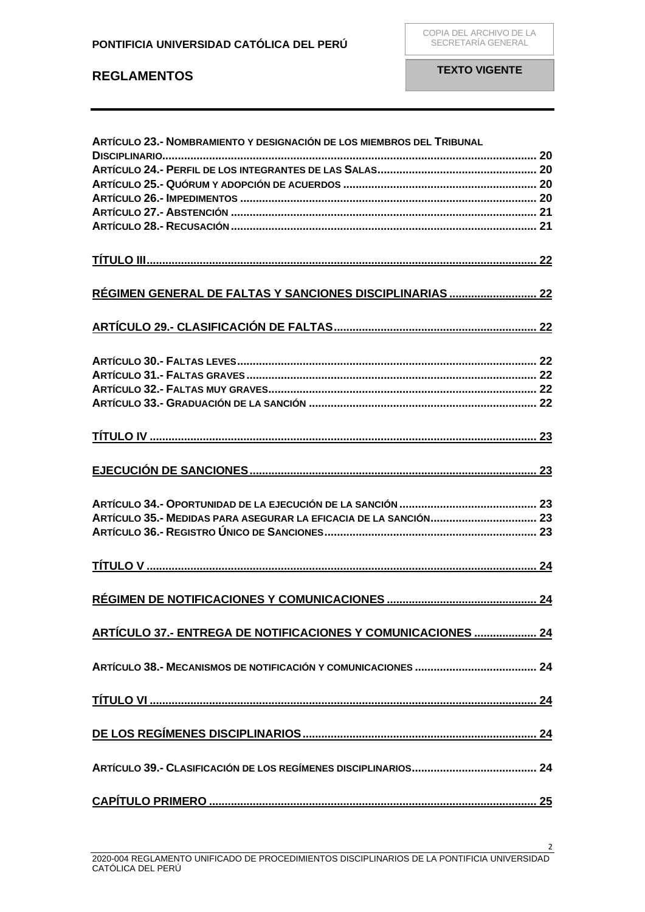**ARTÍCULO 23.- NOMBRAMIENTO Y DESIGNACIÓN DE LOS MIEMBROS DEL TRIBUNAL DISCIPLINARIO** ........ 20
**ARTÍCULO 24.- PERFIL DE LOS INTEGRANTES DE LAS SALAS** ........ 20
**ARTÍCULO 25.- QUÓRUM Y ADOPCIÓN DE ACUERDOS** ........ 20
**ARTÍCULO 26.- IMPEDIMENTOS** ........ 20
**ARTÍCULO 27.- ABSTENCIÓN** ........ 21
**ARTÍCULO 28.- RECUSACIÓN** ........ 21

**TÍTULO III** ........ 22

**RÉGIMEN GENERAL DE FALTAS Y SANCIONES DISCIPLINARIAS** ........ 22

**ARTÍCULO 29.- CLASIFICACIÓN DE FALTAS** ........ 22

**ARTÍCULO 30.- FALTAS LEVES** ........ 22
**ARTÍCULO 31.- FALTAS GRAVES** ........ 22
**ARTÍCULO 32.- FALTAS MUY GRAVES** ........ 22
**ARTÍCULO 33.- GRADUACIÓN DE LA SANCIÓN** ........ 22

**TÍTULO IV** ........ 23

**EJECUCIÓN DE SANCIONES** ........ 23

**ARTÍCULO 34.- OPORTUNIDAD DE LA EJECUCIÓN DE LA SANCIÓN** ........ 23
**ARTÍCULO 35.- MEDIDAS PARA ASEGURAR LA EFICACIA DE LA SANCIÓN** ........ 23
**ARTÍCULO 36.- REGISTRO ÚNICO DE SANCIONES** ........ 23

**TÍTULO V** ........ 24

**RÉGIMEN DE NOTIFICACIONES Y COMUNICACIONES** ........ 24

**ARTÍCULO 37.- ENTREGA DE NOTIFICACIONES Y COMUNICACIONES** ........ 24

**ARTÍCULO 38.- MECANISMOS DE NOTIFICACIÓN Y COMUNICACIONES** ........ 24

**TÍTULO VI** ........ 24

**DE LOS REGÍMENES DISCIPLINARIOS** ........ 24

**ARTÍCULO 39.- CLASIFICACIÓN DE LOS REGÍMENES DISCIPLINARIOS** ........ 24

**CAPÍTULO PRIMERO** ........ 25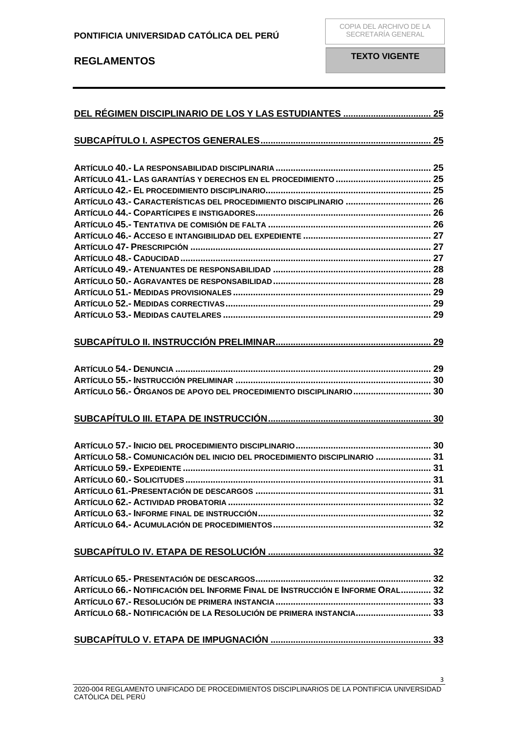DEL RÉGIMEN DISCIPLINARIO DE LOS Y LAS ESTUDIANTES ................................... 25

SUBCAPÍTULO I. ASPECTOS GENERALES .................................................................... 25

ARTÍCULO 40.- LA RESPONSABILIDAD DISCIPLINARIA ............................................................ 25
ARTÍCULO 41.- LAS GARANTÍAS Y DERECHOS EN EL PROCEDIMIENTO ...................................... 25
ARTÍCULO 42.- EL PROCEDIMIENTO DISCIPLINARIO ................................................................. 25
ARTÍCULO 43.- CARACTERÍSTICAS DEL PROCEDIMIENTO DISCIPLINARIO .................................. 26
ARTÍCULO 44.- COPARTÍCIPES E INSTIGADORES ..................................................................... 26
ARTÍCULO 45.- TENTATIVA DE COMISIÓN DE FALTA ................................................................. 26
ARTÍCULO 46.- ACCESO E INTANGIBILIDAD DEL EXPEDIENTE ................................................... 27
ARTÍCULO 47- PRESCRIPCIÓN ............................................................................................... 27
ARTÍCULO 48.- CADUCIDAD ................................................................................................... 27
ARTÍCULO 49.- ATENUANTES DE RESPONSABILIDAD ............................................................... 28
ARTÍCULO 50.- AGRAVANTES DE RESPONSABILIDAD ............................................................... 28
ARTÍCULO 51.- MEDIDAS PROVISIONALES ............................................................................... 29
ARTÍCULO 52.- MEDIDAS CORRECTIVAS .................................................................................. 29
ARTÍCULO 53.- MEDIDAS CAUTELARES .................................................................................... 29

SUBCAPÍTULO II. INSTRUCCIÓN PRELIMINAR ............................................................. 29

ARTÍCULO 54.- DENUNCIA ...................................................................................................... 29
ARTÍCULO 55.- INSTRUCCIÓN PRELIMINAR .............................................................................. 30
ARTÍCULO 56.- ÓRGANOS DE APOYO DEL PROCEDIMIENTO DISCIPLINARIO ............................... 30

SUBCAPÍTULO III. ETAPA DE INSTRUCCIÓN ................................................................. 30

ARTÍCULO 57.- INICIO DEL PROCEDIMIENTO DISCIPLINARIO ...................................................... 30
ARTÍCULO 58.- COMUNICACIÓN DEL INICIO DEL PROCEDIMIENTO DISCIPLINARIO ....................... 31
ARTÍCULO 59.- EXPEDIENTE ................................................................................................... 31
ARTÍCULO 60.- SOLICITUDES .................................................................................................. 31
ARTÍCULO 61.-PRESENTACIÓN DE DESCARGOS ...................................................................... 31
ARTÍCULO 62.- ACTIVIDAD PROBATORIA ................................................................................. 32
ARTÍCULO 63.- INFORME FINAL DE INSTRUCCIÓN ..................................................................... 32
ARTÍCULO 64.- ACUMULACIÓN DE PROCEDIMIENTOS ............................................................... 32

SUBCAPÍTULO IV. ETAPA DE RESOLUCIÓN ................................................................. 32

ARTÍCULO 65.- PRESENTACIÓN DE DESCARGOS ...................................................................... 32
ARTÍCULO 66.- NOTIFICACIÓN DEL INFORME FINAL DE INSTRUCCIÓN E INFORME ORAL ............ 32
ARTÍCULO 67.- RESOLUCIÓN DE PRIMERA INSTANCIA .............................................................. 33
ARTÍCULO 68.- NOTIFICACIÓN DE LA RESOLUCIÓN DE PRIMERA INSTANCIA .............................. 33

SUBCAPÍTULO V. ETAPA DE IMPUGNACIÓN ................................................................ 33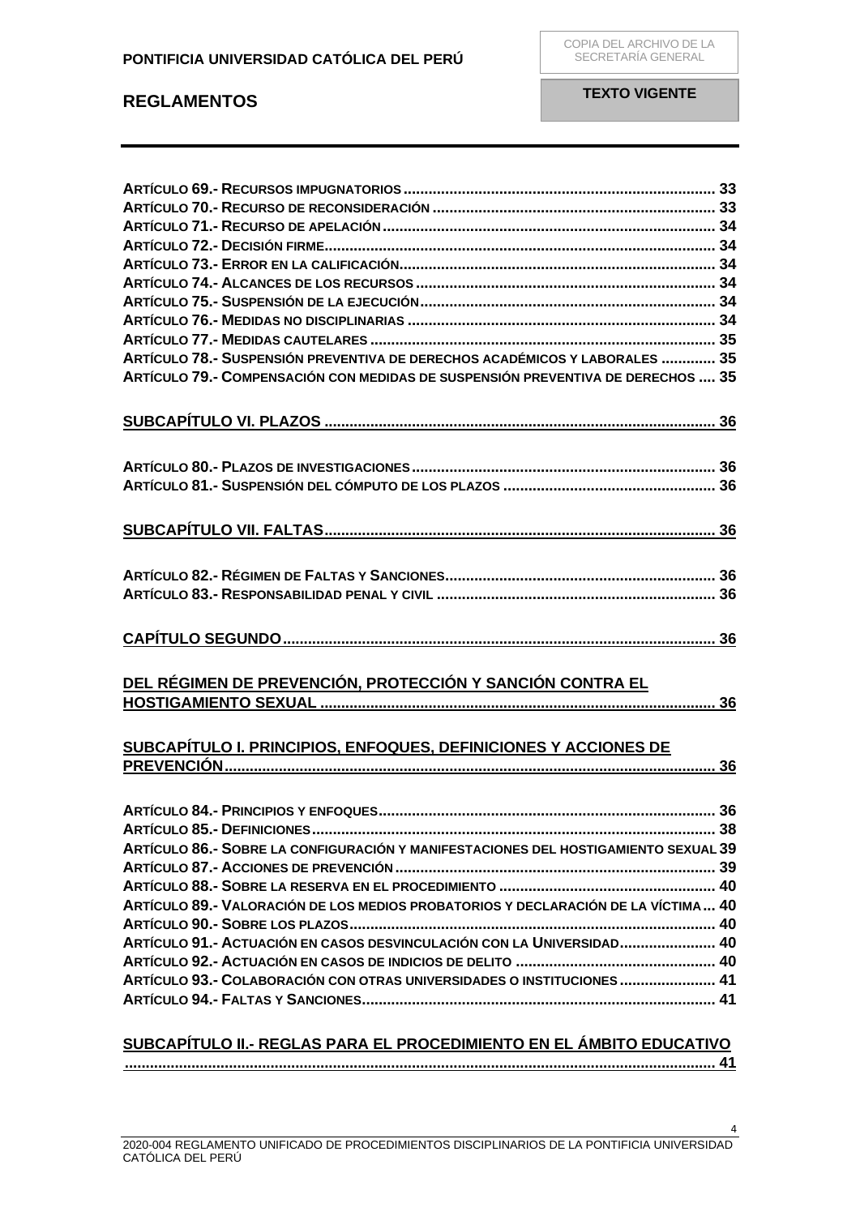**ARTÍCULO 69.- RECURSOS IMPUGNATORIOS** .......... 33
**ARTÍCULO 70.- RECURSO DE RECONSIDERACIÓN** .......... 33
**ARTÍCULO 71.- RECURSO DE APELACIÓN** .......... 34
**ARTÍCULO 72.- DECISIÓN FIRME** .......... 34
**ARTÍCULO 73.- ERROR EN LA CALIFICACIÓN** .......... 34
**ARTÍCULO 74.- ALCANCES DE LOS RECURSOS** .......... 34
**ARTÍCULO 75.- SUSPENSIÓN DE LA EJECUCIÓN** .......... 34
**ARTÍCULO 76.- MEDIDAS NO DISCIPLINARIAS** .......... 34
**ARTÍCULO 77.- MEDIDAS CAUTELARES** .......... 35
**ARTÍCULO 78.- SUSPENSIÓN PREVENTIVA DE DERECHOS ACADÉMICOS Y LABORALES** .......... 35
**ARTÍCULO 79.- COMPENSACIÓN CON MEDIDAS DE SUSPENSIÓN PREVENTIVA DE DERECHOS** .......... 35

**SUBCAPÍTULO VI. PLAZOS** .......... 36

**ARTÍCULO 80.- PLAZOS DE INVESTIGACIONES** .......... 36
**ARTÍCULO 81.- SUSPENSIÓN DEL CÓMPUTO DE LOS PLAZOS** .......... 36

**SUBCAPÍTULO VII. FALTAS** .......... 36

**ARTÍCULO 82.- RÉGIMEN DE FALTAS Y SANCIONES** .......... 36
**ARTÍCULO 83.- RESPONSABILIDAD PENAL Y CIVIL** .......... 36

**CAPÍTULO SEGUNDO** .......... 36

**DEL RÉGIMEN DE PREVENCIÓN, PROTECCIÓN Y SANCIÓN CONTRA EL HOSTIGAMIENTO SEXUAL** .......... 36

**SUBCAPÍTULO I. PRINCIPIOS, ENFOQUES, DEFINICIONES Y ACCIONES DE PREVENCIÓN** .......... 36

**ARTÍCULO 84.- PRINCIPIOS Y ENFOQUES** .......... 36
**ARTÍCULO 85.- DEFINICIONES** .......... 38
**ARTÍCULO 86.- SOBRE LA CONFIGURACIÓN Y MANIFESTACIONES DEL HOSTIGAMIENTO SEXUAL** 39
**ARTÍCULO 87.- ACCIONES DE PREVENCIÓN** .......... 39
**ARTÍCULO 88.- SOBRE LA RESERVA EN EL PROCEDIMIENTO** .......... 40
**ARTÍCULO 89.- VALORACIÓN DE LOS MEDIOS PROBATORIOS Y DECLARACIÓN DE LA VÍCTIMA** .......... 40
**ARTÍCULO 90.- SOBRE LOS PLAZOS** .......... 40
**ARTÍCULO 91.- ACTUACIÓN EN CASOS DESVINCULACIÓN CON LA UNIVERSIDAD** .......... 40
**ARTÍCULO 92.- ACTUACIÓN EN CASOS DE INDICIOS DE DELITO** .......... 40
**ARTÍCULO 93.- COLABORACIÓN CON OTRAS UNIVERSIDADES O INSTITUCIONES** .......... 41
**ARTÍCULO 94.- FALTAS Y SANCIONES** .......... 41

**SUBCAPÍTULO II.- REGLAS PARA EL PROCEDIMIENTO EN EL ÁMBITO EDUCATIVO** .......... 41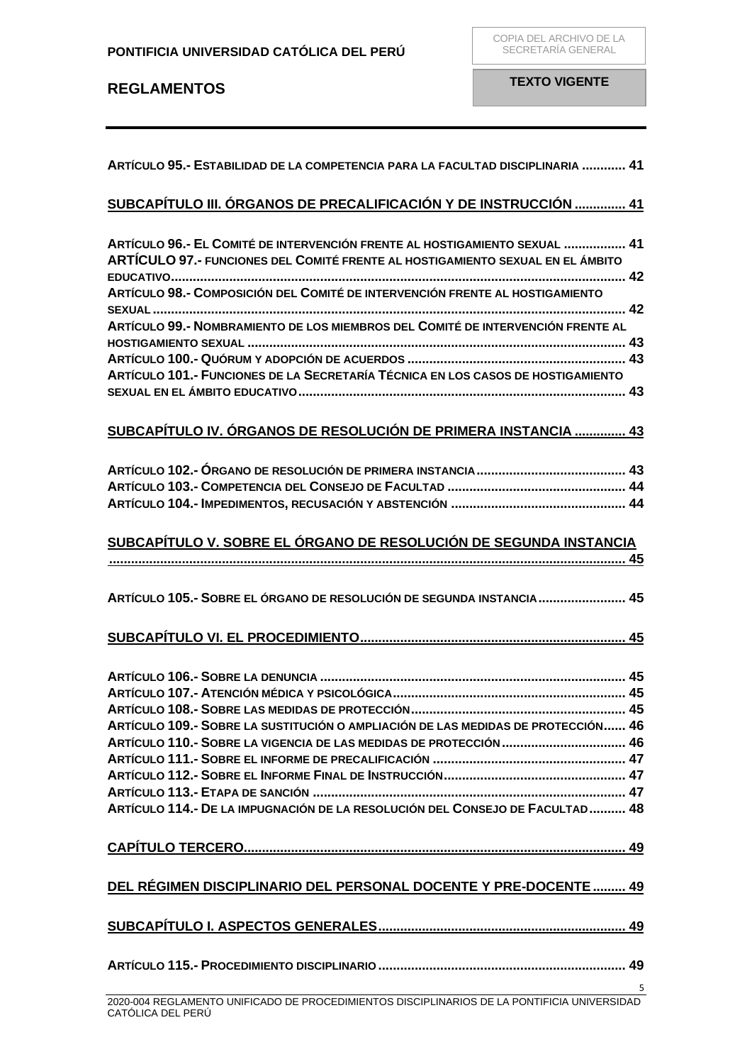ARTÍCULO 95.- ESTABILIDAD DE LA COMPETENCIA PARA LA FACULTAD DISCIPLINARIA ............ 41

SUBCAPÍTULO III. ÓRGANOS DE PRECALIFICACIÓN Y DE INSTRUCCIÓN .............. 41

ARTÍCULO 96.- EL COMITÉ DE INTERVENCIÓN FRENTE AL HOSTIGAMIENTO SEXUAL ................. 41
ARTÍCULO 97.- FUNCIONES DEL COMITÉ FRENTE AL HOSTIGAMIENTO SEXUAL EN EL ÁMBITO EDUCATIVO........................................................................................................................... 42
ARTÍCULO 98.- COMPOSICIÓN DEL COMITÉ DE INTERVENCIÓN FRENTE AL HOSTIGAMIENTO SEXUAL ................................................................................................................................ 42
ARTÍCULO 99.- NOMBRAMIENTO DE LOS MIEMBROS DEL COMITÉ DE INTERVENCIÓN FRENTE AL HOSTIGAMIENTO SEXUAL ....................................................................................................... 43
ARTÍCULO 100.- QUÓRUM Y ADOPCIÓN DE ACUERDOS ........................................................... 43
ARTÍCULO 101.- FUNCIONES DE LA SECRETARÍA TÉCNICA EN LOS CASOS DE HOSTIGAMIENTO SEXUAL EN EL ÁMBITO EDUCATIVO.......................................................................................... 43

SUBCAPÍTULO IV. ÓRGANOS DE RESOLUCIÓN DE PRIMERA INSTANCIA .............. 43

ARTÍCULO 102.- ÓRGANO DE RESOLUCIÓN DE PRIMERA INSTANCIA......................................... 43
ARTÍCULO 103.- COMPETENCIA DEL CONSEJO DE FACULTAD ................................................ 44
ARTÍCULO 104.- IMPEDIMENTOS, RECUSACIÓN Y ABSTENCIÓN ................................................ 44

SUBCAPÍTULO V. SOBRE EL ÓRGANO DE RESOLUCIÓN DE SEGUNDA INSTANCIA ............................................................................................................................... 45

ARTÍCULO 105.- SOBRE EL ÓRGANO DE RESOLUCIÓN DE SEGUNDA INSTANCIA........................ 45

SUBCAPÍTULO VI. EL PROCEDIMIENTO........................................................................ 45

ARTÍCULO 106.- SOBRE LA DENUNCIA ................................................................................... 45
ARTÍCULO 107.- ATENCIÓN MÉDICA Y PSICOLÓGICA................................................................ 45
ARTÍCULO 108.- SOBRE LAS MEDIDAS DE PROTECCIÓN........................................................... 45
ARTÍCULO 109.- SOBRE LA SUSTITUCIÓN O AMPLIACIÓN DE LAS MEDIDAS DE PROTECCIÓN...... 46
ARTÍCULO 110.- SOBRE LA VIGENCIA DE LAS MEDIDAS DE PROTECCIÓN.................................. 46
ARTÍCULO 111.- SOBRE EL INFORME DE PRECALIFICACIÓN ..................................................... 47
ARTÍCULO 112.- SOBRE EL INFORME FINAL DE INSTRUCCIÓN.................................................. 47
ARTÍCULO 113.- ETAPA DE SANCIÓN ...................................................................................... 47
ARTÍCULO 114.- DE LA IMPUGNACIÓN DE LA RESOLUCIÓN DEL CONSEJO DE FACULTAD.......... 48

CAPÍTULO TERCERO......................................................................................................... 49

DEL RÉGIMEN DISCIPLINARIO DEL PERSONAL DOCENTE Y PRE-DOCENTE ......... 49

SUBCAPÍTULO I. ASPECTOS GENERALES.................................................................... 49

ARTÍCULO 115.- PROCEDIMIENTO DISCIPLINARIO .................................................................... 49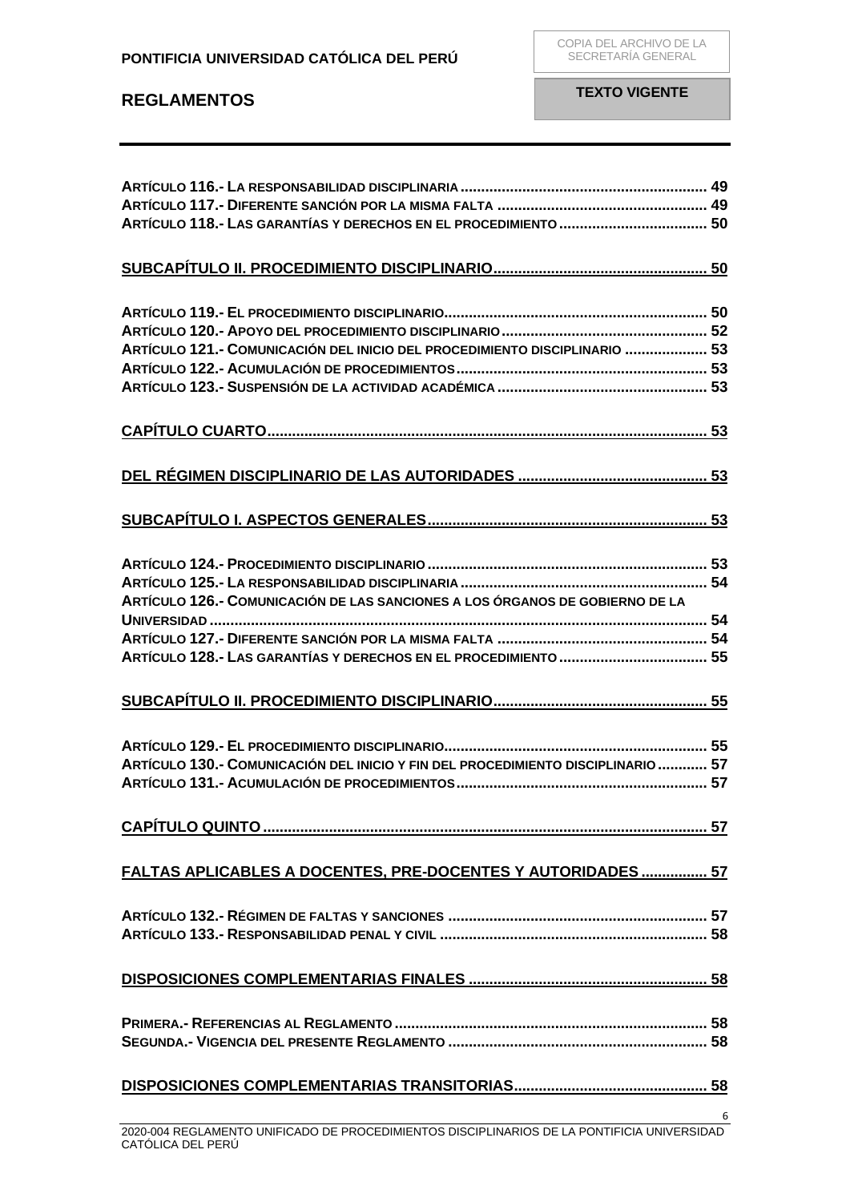**Artículo 116.- La responsabilidad disciplinaria** ........................................................ 49
**Artículo 117.- Diferente sanción por la misma falta** .................................................. 49
**Artículo 118.- Las garantías y derechos en el procedimiento** ..................................... 50

**SUBCAPÍTULO II. PROCEDIMIENTO DISCIPLINARIO** ................................................... 50

**Artículo 119.- El procedimiento disciplinario** ............................................................. 50
**Artículo 120.- Apoyo del procedimiento disciplinario** ................................................. 52
**Artículo 121.- Comunicación del inicio del procedimiento disciplinario** ..................... 53
**Artículo 122.- Acumulación de procedimientos** ............................................................ 53
**Artículo 123.- Suspensión de la actividad académica** .................................................. 53

**CAPÍTULO CUARTO** ......................................................................................................... 53

**DEL RÉGIMEN DISCIPLINARIO DE LAS AUTORIDADES** ............................................. 53

**SUBCAPÍTULO I. ASPECTOS GENERALES** ..................................................................... 53

**Artículo 124.- Procedimiento disciplinario** .................................................................... 53
**Artículo 125.- La responsabilidad disciplinaria** ............................................................ 54
**Artículo 126.- Comunicación de las sanciones a los órganos de gobierno de la Universidad** ........................................................................................................................... 54
**Artículo 127.- Diferente sanción por la misma falta** .................................................. 54
**Artículo 128.- Las garantías y derechos en el procedimiento** ..................................... 55

**SUBCAPÍTULO II. PROCEDIMIENTO DISCIPLINARIO** ................................................... 55

**Artículo 129.- El procedimiento disciplinario** ............................................................... 55
**Artículo 130.- Comunicación del inicio y fin del procedimiento disciplinario** ............ 57
**Artículo 131.- Acumulación de procedimientos** ............................................................ 57

**CAPÍTULO QUINTO** ........................................................................................................... 57

**FALTAS APLICABLES A DOCENTES, PRE-DOCENTES Y AUTORIDADES** ................ 57

**Artículo 132.- Régimen de faltas y sanciones** ............................................................... 57
**Artículo 133.- Responsabilidad penal y civil** ................................................................ 58

**DISPOSICIONES COMPLEMENTARIAS FINALES** ......................................................... 58

**Primera.- Referencias al Reglamento** ............................................................................ 58
**Segunda.- Vigencia del presente Reglamento** .............................................................. 58

**DISPOSICIONES COMPLEMENTARIAS TRANSITORIAS** .............................................. 58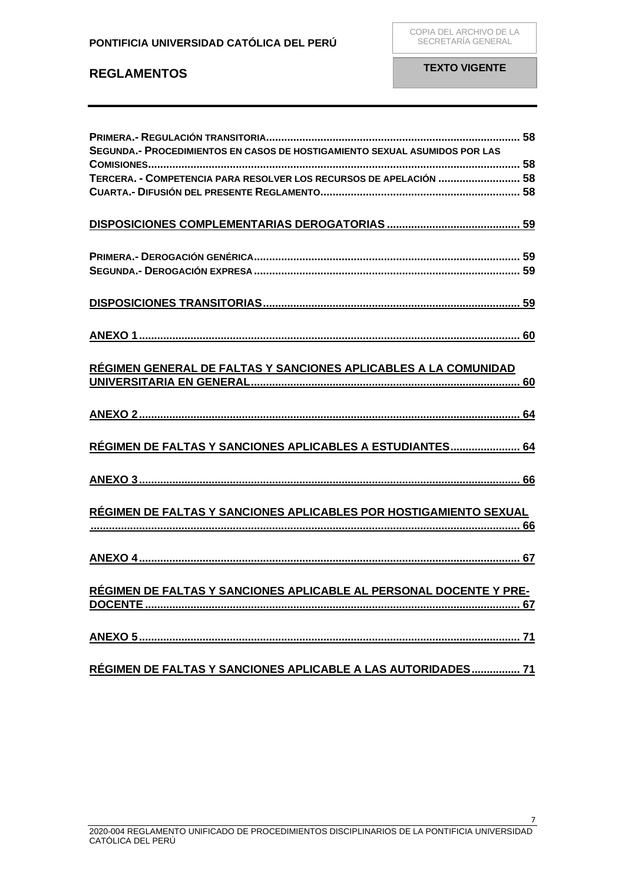**PRIMERA.- REGULACIÓN TRANSITORIA** .................................................................................. 58

**SEGUNDA.- PROCEDIMIENTOS EN CASOS DE HOSTIGAMIENTO SEXUAL ASUMIDOS POR LAS COMISIONES** ........................................................................................................................ 58

**TERCERA. - COMPETENCIA PARA RESOLVER LOS RECURSOS DE APELACIÓN** .......................... 58

**CUARTA.- DIFUSIÓN DEL PRESENTE REGLAMENTO** ................................................................ 58

**DISPOSICIONES COMPLEMENTARIAS DEROGATORIAS** ........................................... 59

**PRIMERA.- DEROGACIÓN GENÉRICA** ..................................................................................... 59

**SEGUNDA.- DEROGACIÓN EXPRESA** ..................................................................................... 59

**DISPOSICIONES TRANSITORIAS** ................................................................................. 59

**ANEXO 1** ........................................................................................................................... 60

**RÉGIMEN GENERAL DE FALTAS Y SANCIONES APLICABLES A LA COMUNIDAD UNIVERSITARIA EN GENERAL** ....................................................................................... 60

**ANEXO 2** ........................................................................................................................... 64

**RÉGIMEN DE FALTAS Y SANCIONES APLICABLES A ESTUDIANTES** ...................... 64

**ANEXO 3** ........................................................................................................................... 66

**RÉGIMEN DE FALTAS Y SANCIONES APLICABLES POR HOSTIGAMIENTO SEXUAL** ........................................................................................................................................ 66

**ANEXO 4** ........................................................................................................................... 67

**RÉGIMEN DE FALTAS Y SANCIONES APLICABLE AL PERSONAL DOCENTE Y PRE-DOCENTE** ......................................................................................................................... 67

**ANEXO 5** ........................................................................................................................... 71

**RÉGIMEN DE FALTAS Y SANCIONES APLICABLE A LAS AUTORIDADES** ................ 71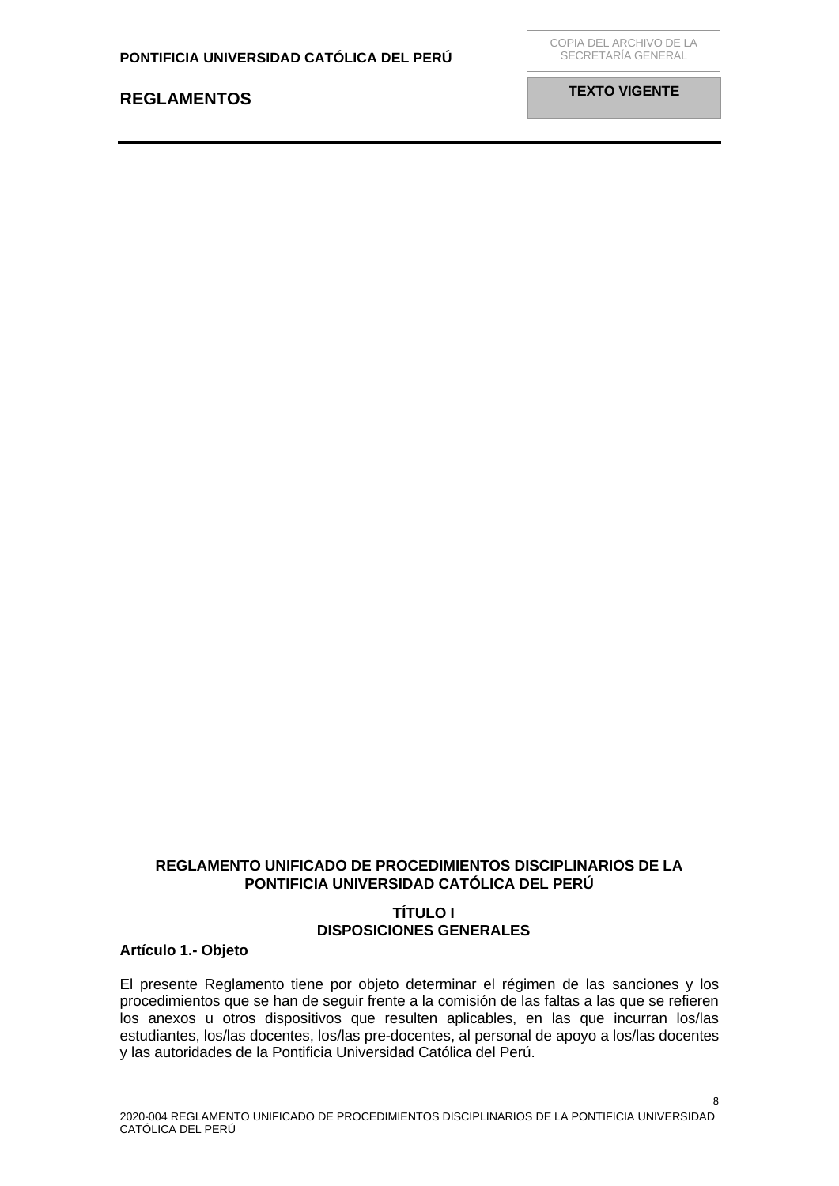# REGLAMENTO UNIFICADO DE PROCEDIMIENTOS DISCIPLINARIOS DE LA PONTIFICIA UNIVERSIDAD CATÓLICA DEL PERÚ

## TÍTULO I
## DISPOSICIONES GENERALES

**Artículo 1.- Objeto**

El presente Reglamento tiene por objeto determinar el régimen de las sanciones y los procedimientos que se han de seguir frente a la comisión de las faltas a las que se refieren los anexos u otros dispositivos que resulten aplicables, en las que incurran los/las estudiantes, los/las docentes, los/las pre-docentes, al personal de apoyo a los/las docentes y las autoridades de la Pontificia Universidad Católica del Perú.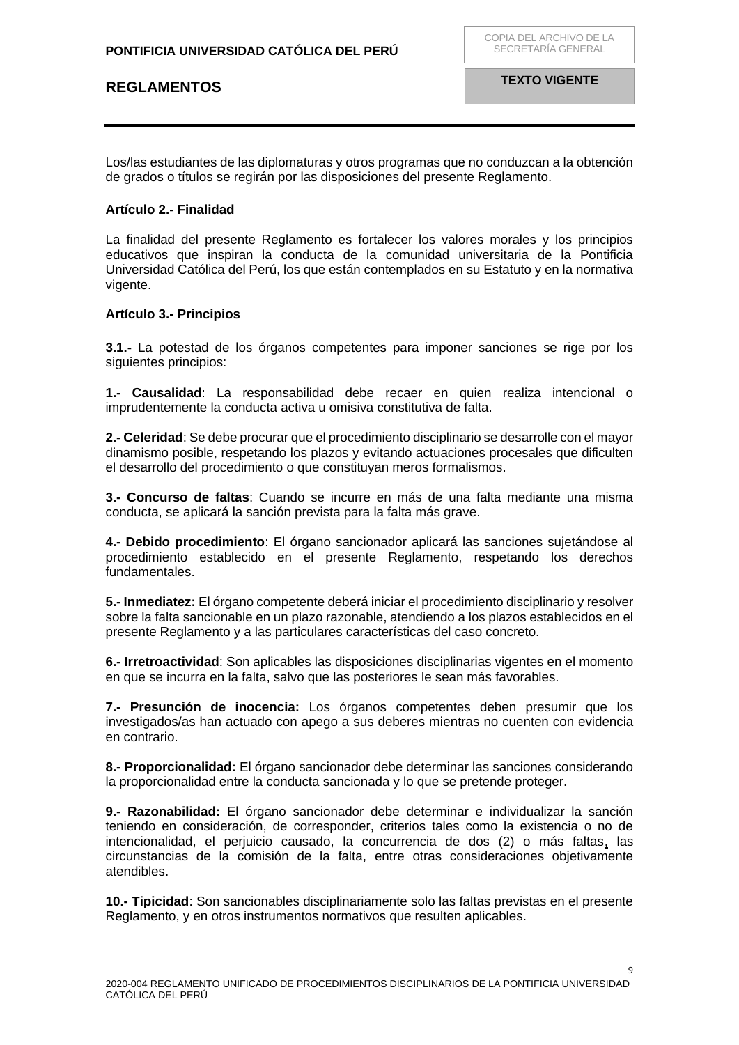Los/las estudiantes de las diplomaturas y otros programas que no conduzcan a la obtención de grados o títulos se regirán por las disposiciones del presente Reglamento.

**Artículo 2.- Finalidad**

La finalidad del presente Reglamento es fortalecer los valores morales y los principios educativos que inspiran la conducta de la comunidad universitaria de la Pontificia Universidad Católica del Perú, los que están contemplados en su Estatuto y en la normativa vigente.

**Artículo 3.- Principios**

**3.1.-** La potestad de los órganos competentes para imponer sanciones se rige por los siguientes principios:

**1.- Causalidad**: La responsabilidad debe recaer en quien realiza intencional o imprudentemente la conducta activa u omisiva constitutiva de falta.

**2.- Celeridad**: Se debe procurar que el procedimiento disciplinario se desarrolle con el mayor dinamismo posible, respetando los plazos y evitando actuaciones procesales que dificulten el desarrollo del procedimiento o que constituyan meros formalismos.

**3.- Concurso de faltas**: Cuando se incurre en más de una falta mediante una misma conducta, se aplicará la sanción prevista para la falta más grave.

**4.- Debido procedimiento**: El órgano sancionador aplicará las sanciones sujetándose al procedimiento establecido en el presente Reglamento, respetando los derechos fundamentales.

**5.- Inmediatez:** El órgano competente deberá iniciar el procedimiento disciplinario y resolver sobre la falta sancionable en un plazo razonable, atendiendo a los plazos establecidos en el presente Reglamento y a las particulares características del caso concreto.

**6.- Irretroactividad**: Son aplicables las disposiciones disciplinarias vigentes en el momento en que se incurra en la falta, salvo que las posteriores le sean más favorables.

**7.- Presunción de inocencia:** Los órganos competentes deben presumir que los investigados/as han actuado con apego a sus deberes mientras no cuenten con evidencia en contrario.

**8.- Proporcionalidad:** El órgano sancionador debe determinar las sanciones considerando la proporcionalidad entre la conducta sancionada y lo que se pretende proteger.

**9.- Razonabilidad:** El órgano sancionador debe determinar e individualizar la sanción teniendo en consideración, de corresponder, criterios tales como la existencia o no de intencionalidad, el perjuicio causado, la concurrencia de dos (2) o más faltas, las circunstancias de la comisión de la falta, entre otras consideraciones objetivamente atendibles.

**10.- Tipicidad**: Son sancionables disciplinariamente solo las faltas previstas en el presente Reglamento, y en otros instrumentos normativos que resulten aplicables.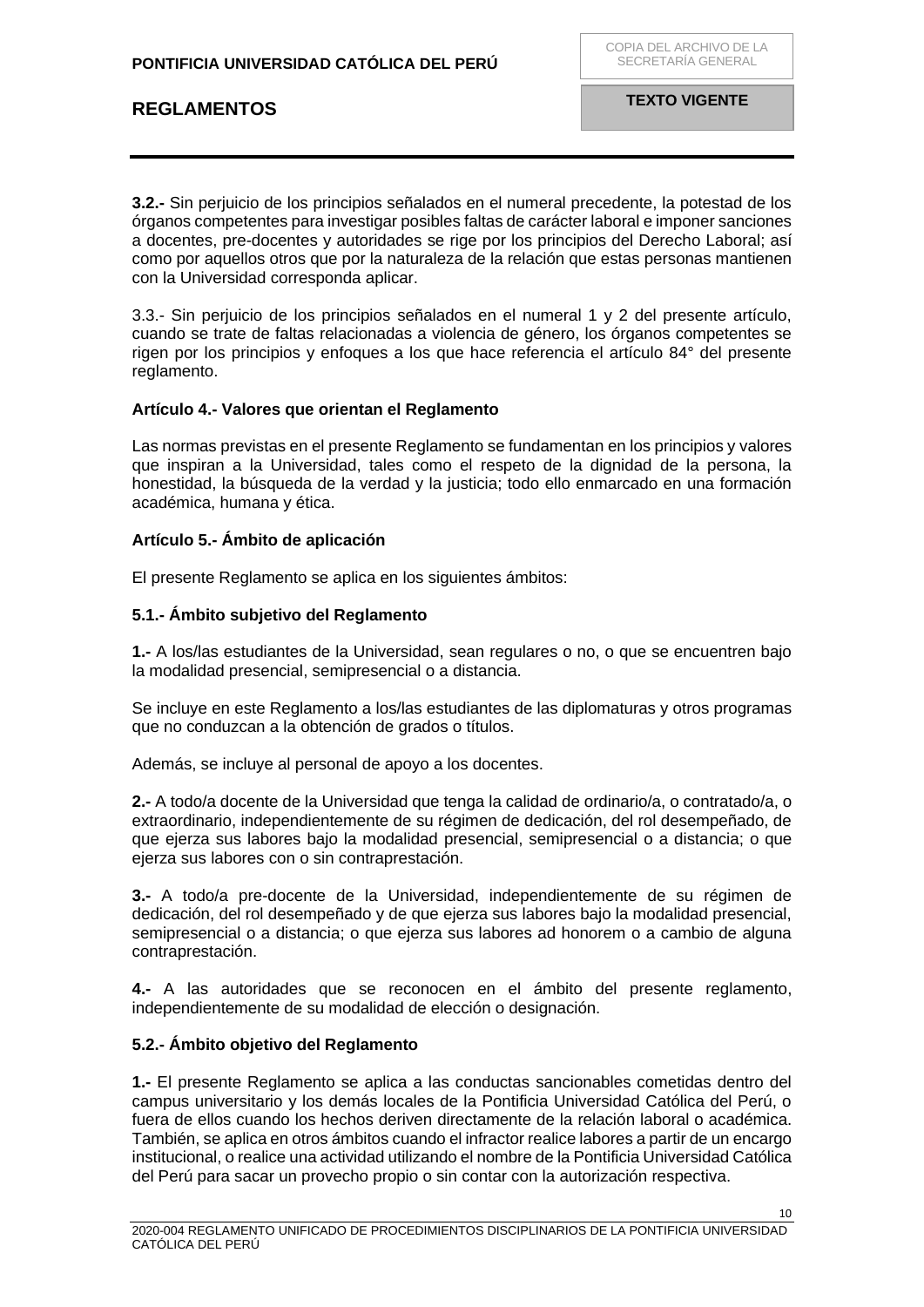**3.2.-** Sin perjuicio de los principios señalados en el numeral precedente, la potestad de los órganos competentes para investigar posibles faltas de carácter laboral e imponer sanciones a docentes, pre-docentes y autoridades se rige por los principios del Derecho Laboral; así como por aquellos otros que por la naturaleza de la relación que estas personas mantienen con la Universidad corresponda aplicar.

3.3.- Sin perjuicio de los principios señalados en el numeral 1 y 2 del presente artículo, cuando se trate de faltas relacionadas a violencia de género, los órganos competentes se rigen por los principios y enfoques a los que hace referencia el artículo 84° del presente reglamento.

### Artículo 4.- Valores que orientan el Reglamento

Las normas previstas en el presente Reglamento se fundamentan en los principios y valores que inspiran a la Universidad, tales como el respeto de la dignidad de la persona, la honestidad, la búsqueda de la verdad y la justicia; todo ello enmarcado en una formación académica, humana y ética.

### Artículo 5.- Ámbito de aplicación

El presente Reglamento se aplica en los siguientes ámbitos:

#### 5.1.- Ámbito subjetivo del Reglamento

**1.-** A los/las estudiantes de la Universidad, sean regulares o no, o que se encuentren bajo la modalidad presencial, semipresencial o a distancia.

Se incluye en este Reglamento a los/las estudiantes de las diplomaturas y otros programas que no conduzcan a la obtención de grados o títulos.

Además, se incluye al personal de apoyo a los docentes.

**2.-** A todo/a docente de la Universidad que tenga la calidad de ordinario/a, o contratado/a, o extraordinario, independientemente de su régimen de dedicación, del rol desempeñado, de que ejerza sus labores bajo la modalidad presencial, semipresencial o a distancia; o que ejerza sus labores con o sin contraprestación.

**3.-** A todo/a pre-docente de la Universidad, independientemente de su régimen de dedicación, del rol desempeñado y de que ejerza sus labores bajo la modalidad presencial, semipresencial o a distancia; o que ejerza sus labores ad honorem o a cambio de alguna contraprestación.

**4.-** A las autoridades que se reconocen en el ámbito del presente reglamento, independientemente de su modalidad de elección o designación.

#### 5.2.- Ámbito objetivo del Reglamento

**1.-** El presente Reglamento se aplica a las conductas sancionables cometidas dentro del campus universitario y los demás locales de la Pontificia Universidad Católica del Perú, o fuera de ellos cuando los hechos deriven directamente de la relación laboral o académica. También, se aplica en otros ámbitos cuando el infractor realice labores a partir de un encargo institucional, o realice una actividad utilizando el nombre de la Pontificia Universidad Católica del Perú para sacar un provecho propio o sin contar con la autorización respectiva.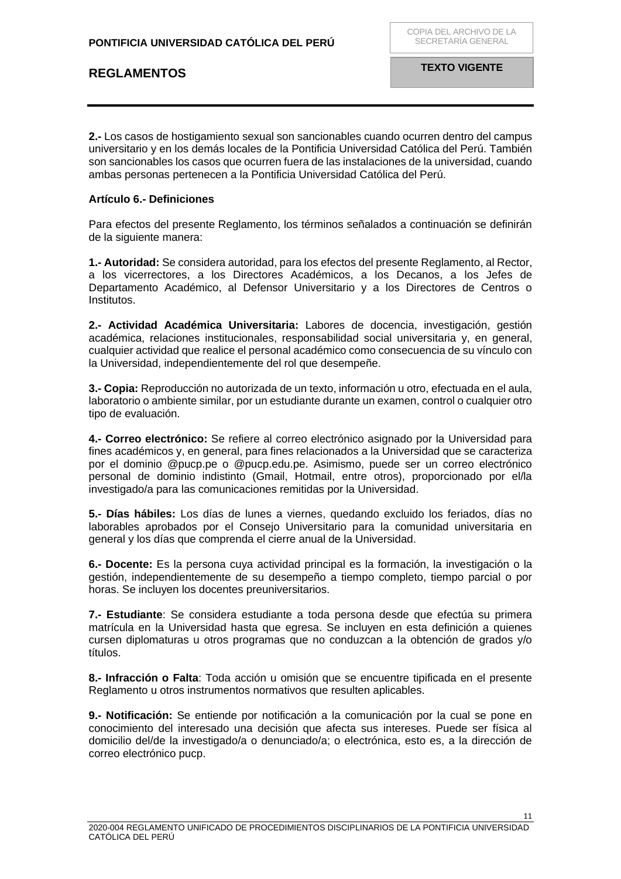**2.-** Los casos de hostigamiento sexual son sancionables cuando ocurren dentro del campus universitario y en los demás locales de la Pontificia Universidad Católica del Perú. También son sancionables los casos que ocurren fuera de las instalaciones de la universidad, cuando ambas personas pertenecen a la Pontificia Universidad Católica del Perú.

**Artículo 6.- Definiciones**

Para efectos del presente Reglamento, los términos señalados a continuación se definirán de la siguiente manera:

**1.- Autoridad:** Se considera autoridad, para los efectos del presente Reglamento, al Rector, a los vicerrectores, a los Directores Académicos, a los Decanos, a los Jefes de Departamento Académico, al Defensor Universitario y a los Directores de Centros o Institutos.

**2.- Actividad Académica Universitaria:** Labores de docencia, investigación, gestión académica, relaciones institucionales, responsabilidad social universitaria y, en general, cualquier actividad que realice el personal académico como consecuencia de su vínculo con la Universidad, independientemente del rol que desempeñe.

**3.- Copia:** Reproducción no autorizada de un texto, información u otro, efectuada en el aula, laboratorio o ambiente similar, por un estudiante durante un examen, control o cualquier otro tipo de evaluación.

**4.- Correo electrónico:** Se refiere al correo electrónico asignado por la Universidad para fines académicos y, en general, para fines relacionados a la Universidad que se caracteriza por el dominio @pucp.pe o @pucp.edu.pe. Asimismo, puede ser un correo electrónico personal de dominio indistinto (Gmail, Hotmail, entre otros), proporcionado por el/la investigado/a para las comunicaciones remitidas por la Universidad.

**5.- Días hábiles:** Los días de lunes a viernes, quedando excluido los feriados, días no laborables aprobados por el Consejo Universitario para la comunidad universitaria en general y los días que comprenda el cierre anual de la Universidad.

**6.- Docente:** Es la persona cuya actividad principal es la formación, la investigación o la gestión, independientemente de su desempeño a tiempo completo, tiempo parcial o por horas. Se incluyen los docentes preuniversitarios.

**7.- Estudiante**: Se considera estudiante a toda persona desde que efectúa su primera matrícula en la Universidad hasta que egresa. Se incluyen en esta definición a quienes cursen diplomaturas u otros programas que no conduzcan a la obtención de grados y/o títulos.

**8.- Infracción o Falta**: Toda acción u omisión que se encuentre tipificada en el presente Reglamento u otros instrumentos normativos que resulten aplicables.

**9.- Notificación:** Se entiende por notificación a la comunicación por la cual se pone en conocimiento del interesado una decisión que afecta sus intereses. Puede ser física al domicilio del/de la investigado/a o denunciado/a; o electrónica, esto es, a la dirección de correo electrónico pucp.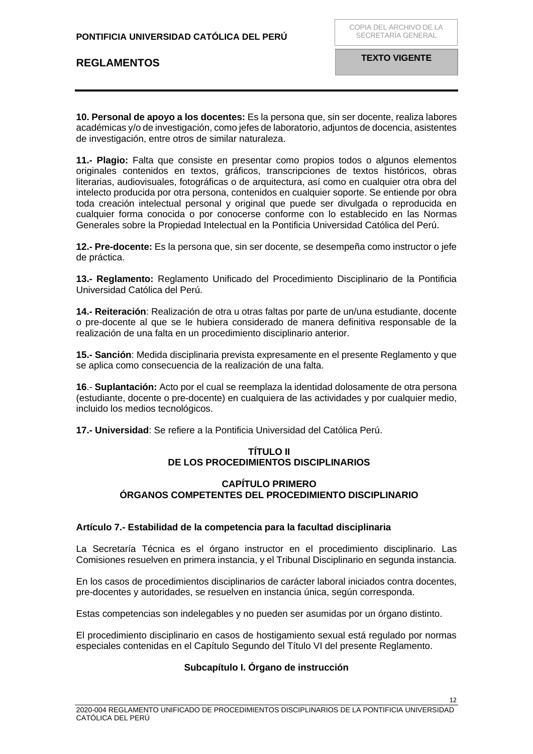**10. Personal de apoyo a los docentes:** Es la persona que, sin ser docente, realiza labores académicas y/o de investigación, como jefes de laboratorio, adjuntos de docencia, asistentes de investigación, entre otros de similar naturaleza.

**11.- Plagio:** Falta que consiste en presentar como propios todos o algunos elementos originales contenidos en textos, gráficos, transcripciones de textos históricos, obras literarias, audiovisuales, fotográficas o de arquitectura, así como en cualquier otra obra del intelecto producida por otra persona, contenidos en cualquier soporte. Se entiende por obra toda creación intelectual personal y original que puede ser divulgada o reproducida en cualquier forma conocida o por conocerse conforme con lo establecido en las Normas Generales sobre la Propiedad Intelectual en la Pontificia Universidad Católica del Perú.

**12.- Pre-docente:** Es la persona que, sin ser docente, se desempeña como instructor o jefe de práctica.

**13.- Reglamento:** Reglamento Unificado del Procedimiento Disciplinario de la Pontificia Universidad Católica del Perú.

**14.- Reiteración**: Realización de otra u otras faltas por parte de un/una estudiante, docente o pre-docente al que se le hubiera considerado de manera definitiva responsable de la realización de una falta en un procedimiento disciplinario anterior.

**15.- Sanción**: Medida disciplinaria prevista expresamente en el presente Reglamento y que se aplica como consecuencia de la realización de una falta.

**16**.- **Suplantación:** Acto por el cual se reemplaza la identidad dolosamente de otra persona (estudiante, docente o pre-docente) en cualquiera de las actividades y por cualquier medio, incluido los medios tecnológicos.

**17.- Universidad**: Se refiere a la Pontificia Universidad del Católica Perú.

## TÍTULO II
## DE LOS PROCEDIMIENTOS DISCIPLINARIOS

### CAPÍTULO PRIMERO
### ÓRGANOS COMPETENTES DEL PROCEDIMIENTO DISCIPLINARIO

**Artículo 7.- Estabilidad de la competencia para la facultad disciplinaria**

La Secretaría Técnica es el órgano instructor en el procedimiento disciplinario. Las Comisiones resuelven en primera instancia, y el Tribunal Disciplinario en segunda instancia.

En los casos de procedimientos disciplinarios de carácter laboral iniciados contra docentes, pre-docentes y autoridades, se resuelven en instancia única, según corresponda.

Estas competencias son indelegables y no pueden ser asumidas por un órgano distinto.

El procedimiento disciplinario en casos de hostigamiento sexual está regulado por normas especiales contenidas en el Capítulo Segundo del Título VI del presente Reglamento.

#### Subcapítulo I. Órgano de instrucción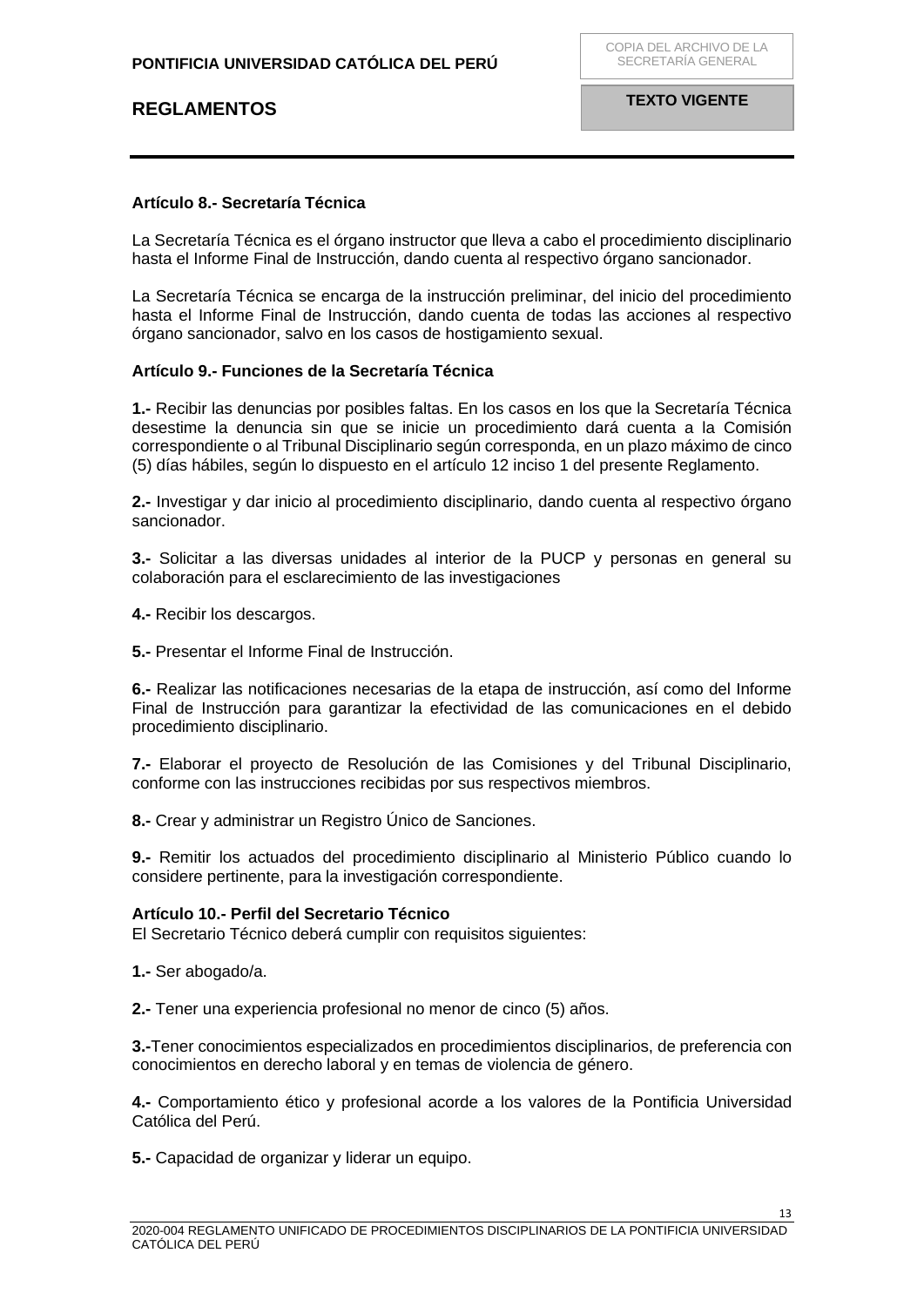**Artículo 8.- Secretaría Técnica**

La Secretaría Técnica es el órgano instructor que lleva a cabo el procedimiento disciplinario hasta el Informe Final de Instrucción, dando cuenta al respectivo órgano sancionador.

La Secretaría Técnica se encarga de la instrucción preliminar, del inicio del procedimiento hasta el Informe Final de Instrucción, dando cuenta de todas las acciones al respectivo órgano sancionador, salvo en los casos de hostigamiento sexual.

**Artículo 9.- Funciones de la Secretaría Técnica**

**1.-** Recibir las denuncias por posibles faltas. En los casos en los que la Secretaría Técnica desestime la denuncia sin que se inicie un procedimiento dará cuenta a la Comisión correspondiente o al Tribunal Disciplinario según corresponda, en un plazo máximo de cinco (5) días hábiles, según lo dispuesto en el artículo 12 inciso 1 del presente Reglamento.

**2.-** Investigar y dar inicio al procedimiento disciplinario, dando cuenta al respectivo órgano sancionador.

**3.-** Solicitar a las diversas unidades al interior de la PUCP y personas en general su colaboración para el esclarecimiento de las investigaciones

**4.-** Recibir los descargos.

**5.-** Presentar el Informe Final de Instrucción.

**6.-** Realizar las notificaciones necesarias de la etapa de instrucción, así como del Informe Final de Instrucción para garantizar la efectividad de las comunicaciones en el debido procedimiento disciplinario.

**7.-** Elaborar el proyecto de Resolución de las Comisiones y del Tribunal Disciplinario, conforme con las instrucciones recibidas por sus respectivos miembros.

**8.-** Crear y administrar un Registro Único de Sanciones.

**9.-** Remitir los actuados del procedimiento disciplinario al Ministerio Público cuando lo considere pertinente, para la investigación correspondiente.

**Artículo 10.- Perfil del Secretario Técnico**

El Secretario Técnico deberá cumplir con requisitos siguientes:

**1.-** Ser abogado/a.

**2.-** Tener una experiencia profesional no menor de cinco (5) años.

**3.-**Tener conocimientos especializados en procedimientos disciplinarios, de preferencia con conocimientos en derecho laboral y en temas de violencia de género.

**4.-** Comportamiento ético y profesional acorde a los valores de la Pontificia Universidad Católica del Perú.

**5.-** Capacidad de organizar y liderar un equipo.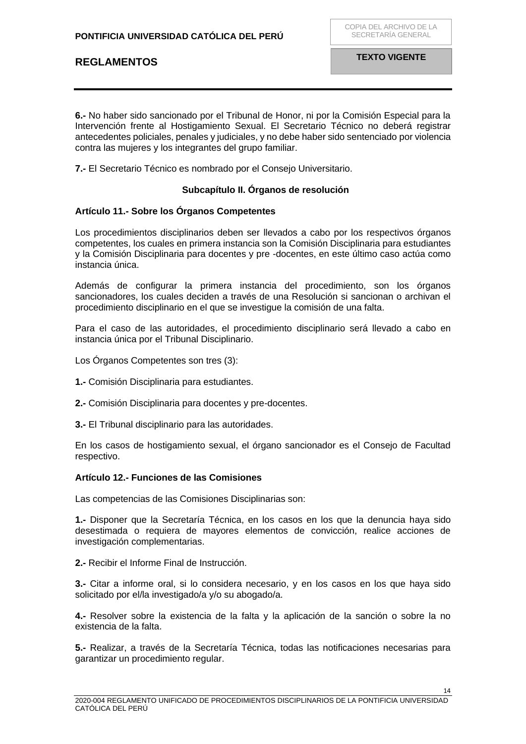**6.-** No haber sido sancionado por el Tribunal de Honor, ni por la Comisión Especial para la Intervención frente al Hostigamiento Sexual. El Secretario Técnico no deberá registrar antecedentes policiales, penales y judiciales, y no debe haber sido sentenciado por violencia contra las mujeres y los integrantes del grupo familiar.

**7.-** El Secretario Técnico es nombrado por el Consejo Universitario.

### Subcapítulo II. Órganos de resolución

#### Artículo 11.- Sobre los Órganos Competentes

Los procedimientos disciplinarios deben ser llevados a cabo por los respectivos órganos competentes, los cuales en primera instancia son la Comisión Disciplinaria para estudiantes y la Comisión Disciplinaria para docentes y pre -docentes, en este último caso actúa como instancia única.

Además de configurar la primera instancia del procedimiento, son los órganos sancionadores, los cuales deciden a través de una Resolución si sancionan o archivan el procedimiento disciplinario en el que se investigue la comisión de una falta.

Para el caso de las autoridades, el procedimiento disciplinario será llevado a cabo en instancia única por el Tribunal Disciplinario.

Los Órganos Competentes son tres (3):

**1.-** Comisión Disciplinaria para estudiantes.

**2.-** Comisión Disciplinaria para docentes y pre-docentes.

**3.-** El Tribunal disciplinario para las autoridades.

En los casos de hostigamiento sexual, el órgano sancionador es el Consejo de Facultad respectivo.

#### Artículo 12.- Funciones de las Comisiones

Las competencias de las Comisiones Disciplinarias son:

**1.-** Disponer que la Secretaría Técnica, en los casos en los que la denuncia haya sido desestimada o requiera de mayores elementos de convicción, realice acciones de investigación complementarias.

**2.-** Recibir el Informe Final de Instrucción.

**3.-** Citar a informe oral, si lo considera necesario, y en los casos en los que haya sido solicitado por el/la investigado/a y/o su abogado/a.

**4.-** Resolver sobre la existencia de la falta y la aplicación de la sanción o sobre la no existencia de la falta.

**5.-** Realizar, a través de la Secretaría Técnica, todas las notificaciones necesarias para garantizar un procedimiento regular.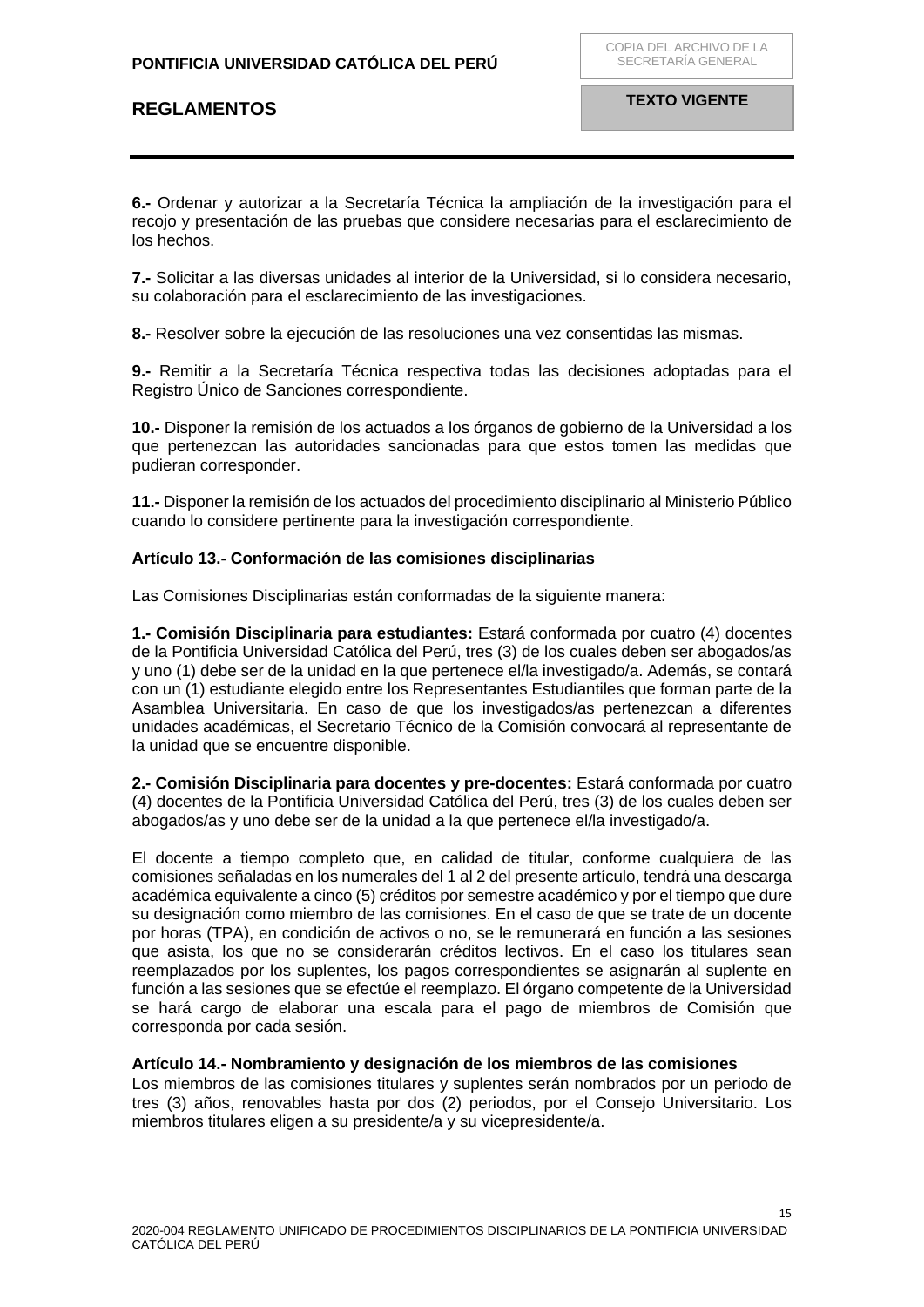**6.-** Ordenar y autorizar a la Secretaría Técnica la ampliación de la investigación para el recojo y presentación de las pruebas que considere necesarias para el esclarecimiento de los hechos.

**7.-** Solicitar a las diversas unidades al interior de la Universidad, si lo considera necesario, su colaboración para el esclarecimiento de las investigaciones.

**8.-** Resolver sobre la ejecución de las resoluciones una vez consentidas las mismas.

**9.-** Remitir a la Secretaría Técnica respectiva todas las decisiones adoptadas para el Registro Único de Sanciones correspondiente.

**10.-** Disponer la remisión de los actuados a los órganos de gobierno de la Universidad a los que pertenezcan las autoridades sancionadas para que estos tomen las medidas que pudieran corresponder.

**11.-** Disponer la remisión de los actuados del procedimiento disciplinario al Ministerio Público cuando lo considere pertinente para la investigación correspondiente.

**Artículo 13.- Conformación de las comisiones disciplinarias**

Las Comisiones Disciplinarias están conformadas de la siguiente manera:

**1.- Comisión Disciplinaria para estudiantes:** Estará conformada por cuatro (4) docentes de la Pontificia Universidad Católica del Perú, tres (3) de los cuales deben ser abogados/as y uno (1) debe ser de la unidad en la que pertenece el/la investigado/a. Además, se contará con un (1) estudiante elegido entre los Representantes Estudiantiles que forman parte de la Asamblea Universitaria. En caso de que los investigados/as pertenezcan a diferentes unidades académicas, el Secretario Técnico de la Comisión convocará al representante de la unidad que se encuentre disponible.

**2.- Comisión Disciplinaria para docentes y pre-docentes:** Estará conformada por cuatro (4) docentes de la Pontificia Universidad Católica del Perú, tres (3) de los cuales deben ser abogados/as y uno debe ser de la unidad a la que pertenece el/la investigado/a.

El docente a tiempo completo que, en calidad de titular, conforme cualquiera de las comisiones señaladas en los numerales del 1 al 2 del presente artículo, tendrá una descarga académica equivalente a cinco (5) créditos por semestre académico y por el tiempo que dure su designación como miembro de las comisiones. En el caso de que se trate de un docente por horas (TPA), en condición de activos o no, se le remunerará en función a las sesiones que asista, los que no se considerarán créditos lectivos. En el caso los titulares sean reemplazados por los suplentes, los pagos correspondientes se asignarán al suplente en función a las sesiones que se efectúe el reemplazo. El órgano competente de la Universidad se hará cargo de elaborar una escala para el pago de miembros de Comisión que corresponda por cada sesión.

**Artículo 14.- Nombramiento y designación de los miembros de las comisiones**

Los miembros de las comisiones titulares y suplentes serán nombrados por un periodo de tres (3) años, renovables hasta por dos (2) periodos, por el Consejo Universitario. Los miembros titulares eligen a su presidente/a y su vicepresidente/a.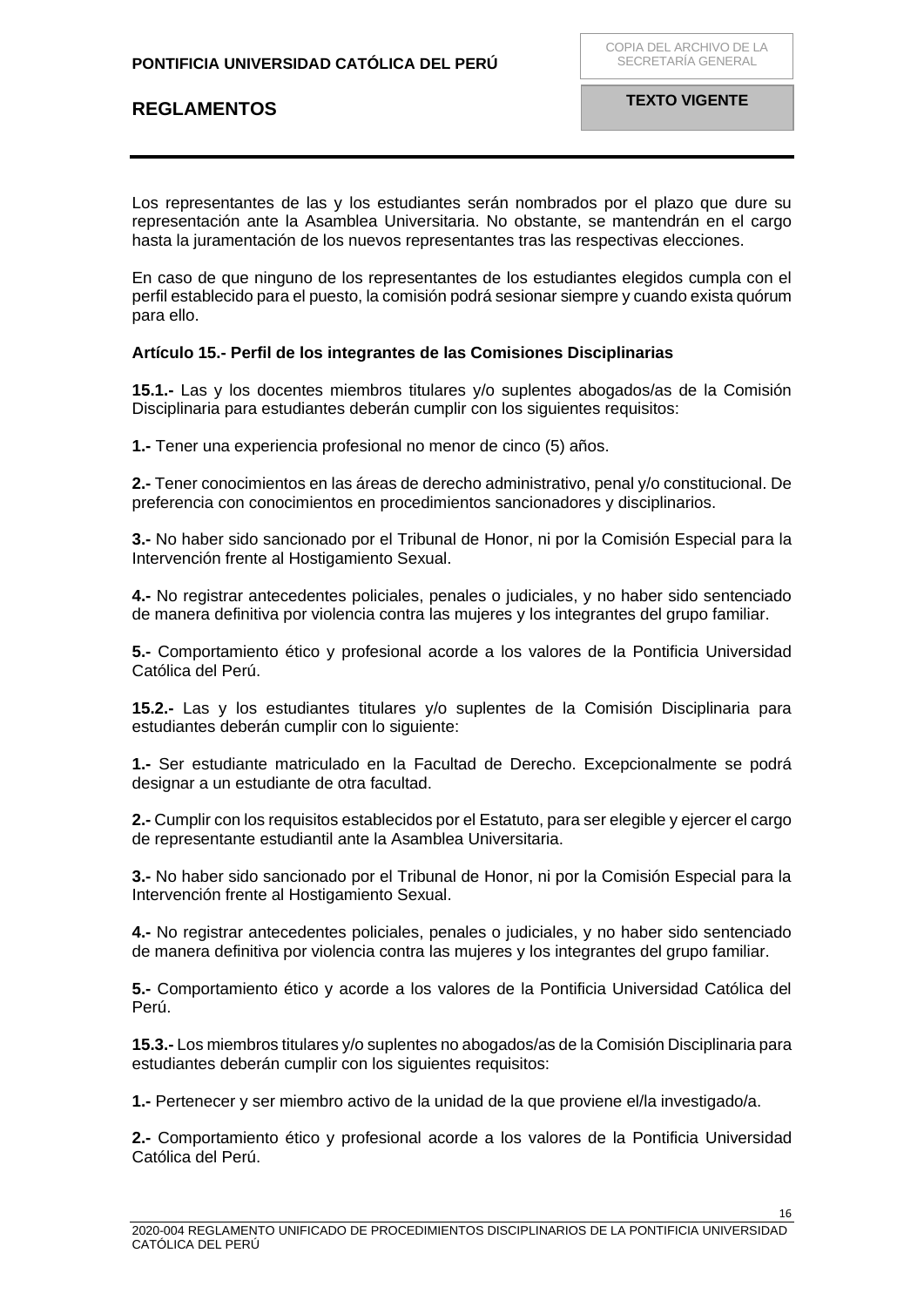Los representantes de las y los estudiantes serán nombrados por el plazo que dure su representación ante la Asamblea Universitaria. No obstante, se mantendrán en el cargo hasta la juramentación de los nuevos representantes tras las respectivas elecciones.

En caso de que ninguno de los representantes de los estudiantes elegidos cumpla con el perfil establecido para el puesto, la comisión podrá sesionar siempre y cuando exista quórum para ello.

**Artículo 15.- Perfil de los integrantes de las Comisiones Disciplinarias**

**15.1.-** Las y los docentes miembros titulares y/o suplentes abogados/as de la Comisión Disciplinaria para estudiantes deberán cumplir con los siguientes requisitos:

**1.-** Tener una experiencia profesional no menor de cinco (5) años.

**2.-** Tener conocimientos en las áreas de derecho administrativo, penal y/o constitucional. De preferencia con conocimientos en procedimientos sancionadores y disciplinarios.

**3.-** No haber sido sancionado por el Tribunal de Honor, ni por la Comisión Especial para la Intervención frente al Hostigamiento Sexual.

**4.-** No registrar antecedentes policiales, penales o judiciales, y no haber sido sentenciado de manera definitiva por violencia contra las mujeres y los integrantes del grupo familiar.

**5.-** Comportamiento ético y profesional acorde a los valores de la Pontificia Universidad Católica del Perú.

**15.2.-** Las y los estudiantes titulares y/o suplentes de la Comisión Disciplinaria para estudiantes deberán cumplir con lo siguiente:

**1.-** Ser estudiante matriculado en la Facultad de Derecho. Excepcionalmente se podrá designar a un estudiante de otra facultad.

**2.-** Cumplir con los requisitos establecidos por el Estatuto, para ser elegible y ejercer el cargo de representante estudiantil ante la Asamblea Universitaria.

**3.-** No haber sido sancionado por el Tribunal de Honor, ni por la Comisión Especial para la Intervención frente al Hostigamiento Sexual.

**4.-** No registrar antecedentes policiales, penales o judiciales, y no haber sido sentenciado de manera definitiva por violencia contra las mujeres y los integrantes del grupo familiar.

**5.-** Comportamiento ético y acorde a los valores de la Pontificia Universidad Católica del Perú.

**15.3.-** Los miembros titulares y/o suplentes no abogados/as de la Comisión Disciplinaria para estudiantes deberán cumplir con los siguientes requisitos:

**1.-** Pertenecer y ser miembro activo de la unidad de la que proviene el/la investigado/a.

**2.-** Comportamiento ético y profesional acorde a los valores de la Pontificia Universidad Católica del Perú.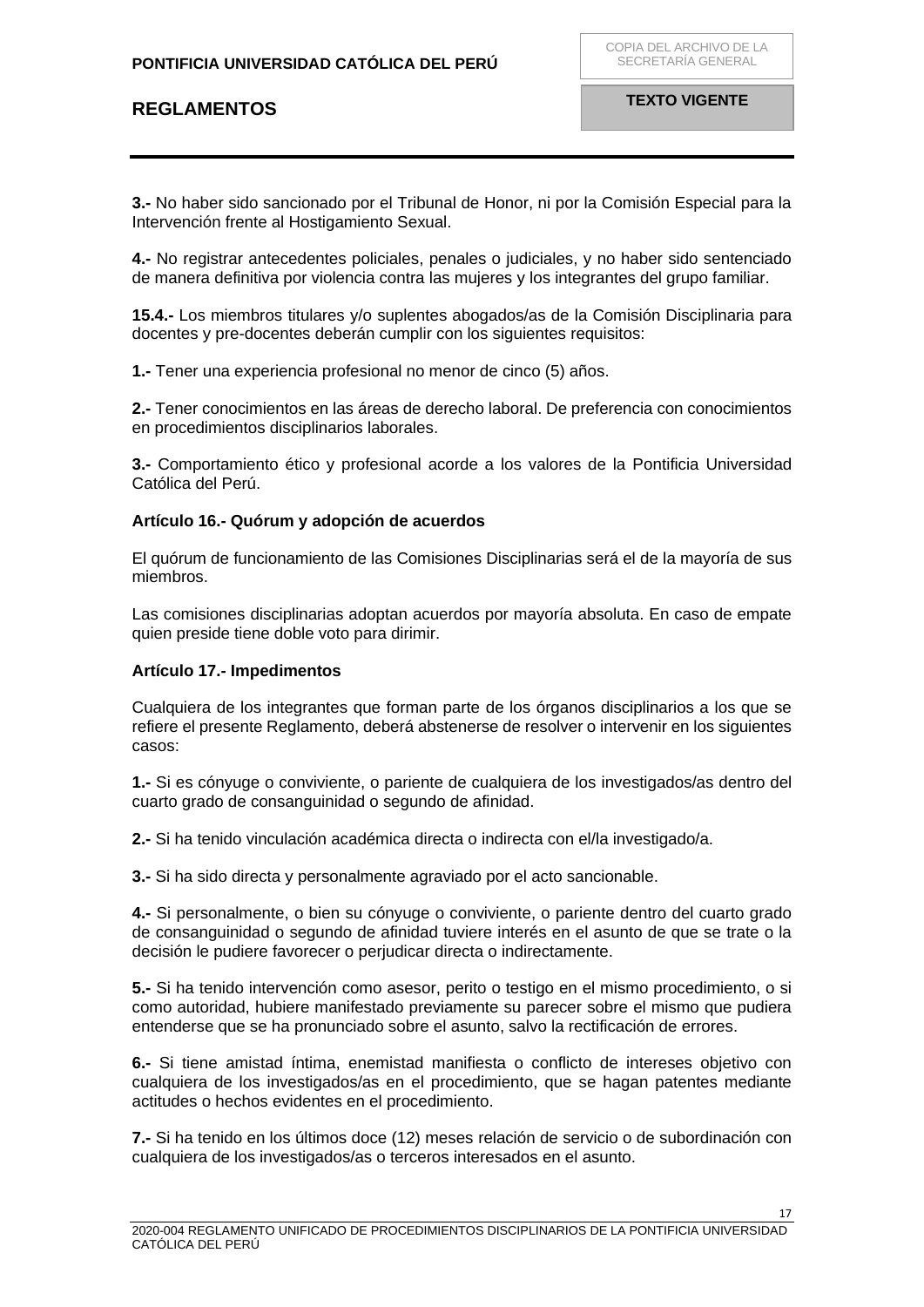**3.-** No haber sido sancionado por el Tribunal de Honor, ni por la Comisión Especial para la Intervención frente al Hostigamiento Sexual.

**4.-** No registrar antecedentes policiales, penales o judiciales, y no haber sido sentenciado de manera definitiva por violencia contra las mujeres y los integrantes del grupo familiar.

**15.4.-** Los miembros titulares y/o suplentes abogados/as de la Comisión Disciplinaria para docentes y pre-docentes deberán cumplir con los siguientes requisitos:

**1.-** Tener una experiencia profesional no menor de cinco (5) años.

**2.-** Tener conocimientos en las áreas de derecho laboral. De preferencia con conocimientos en procedimientos disciplinarios laborales.

**3.-** Comportamiento ético y profesional acorde a los valores de la Pontificia Universidad Católica del Perú.

**Artículo 16.- Quórum y adopción de acuerdos**

El quórum de funcionamiento de las Comisiones Disciplinarias será el de la mayoría de sus miembros.

Las comisiones disciplinarias adoptan acuerdos por mayoría absoluta. En caso de empate quien preside tiene doble voto para dirimir.

**Artículo 17.- Impedimentos**

Cualquiera de los integrantes que forman parte de los órganos disciplinarios a los que se refiere el presente Reglamento, deberá abstenerse de resolver o intervenir en los siguientes casos:

**1.-** Si es cónyuge o conviviente, o pariente de cualquiera de los investigados/as dentro del cuarto grado de consanguinidad o segundo de afinidad.

**2.-** Si ha tenido vinculación académica directa o indirecta con el/la investigado/a.

**3.-** Si ha sido directa y personalmente agraviado por el acto sancionable.

**4.-** Si personalmente, o bien su cónyuge o conviviente, o pariente dentro del cuarto grado de consanguinidad o segundo de afinidad tuviere interés en el asunto de que se trate o la decisión le pudiere favorecer o perjudicar directa o indirectamente.

**5.-** Si ha tenido intervención como asesor, perito o testigo en el mismo procedimiento, o si como autoridad, hubiere manifestado previamente su parecer sobre el mismo que pudiera entenderse que se ha pronunciado sobre el asunto, salvo la rectificación de errores.

**6.-** Si tiene amistad íntima, enemistad manifiesta o conflicto de intereses objetivo con cualquiera de los investigados/as en el procedimiento, que se hagan patentes mediante actitudes o hechos evidentes en el procedimiento.

**7.-** Si ha tenido en los últimos doce (12) meses relación de servicio o de subordinación con cualquiera de los investigados/as o terceros interesados en el asunto.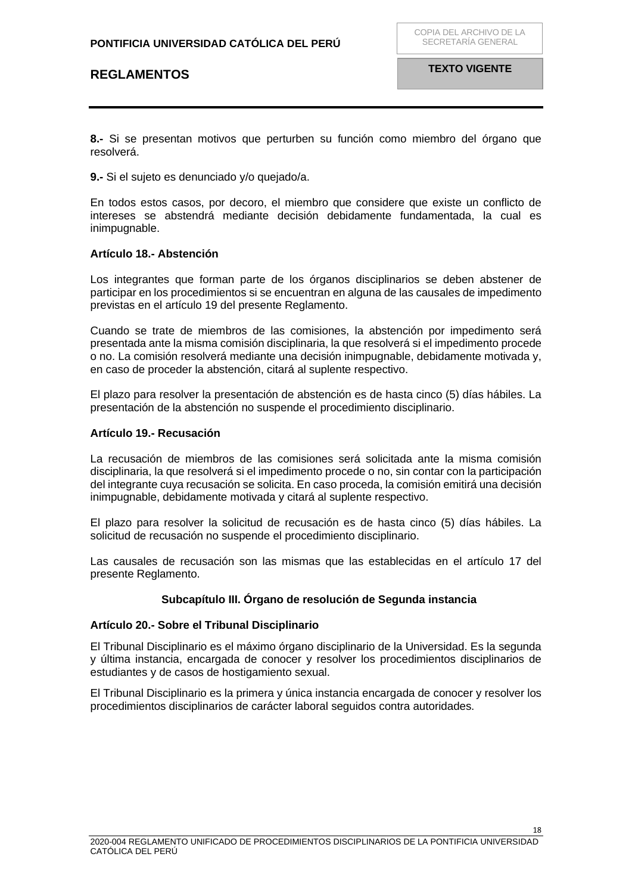**8.-** Si se presentan motivos que perturben su función como miembro del órgano que resolverá.

**9.-** Si el sujeto es denunciado y/o quejado/a.

En todos estos casos, por decoro, el miembro que considere que existe un conflicto de intereses se abstendrá mediante decisión debidamente fundamentada, la cual es inimpugnable.

### Artículo 18.- Abstención

Los integrantes que forman parte de los órganos disciplinarios se deben abstener de participar en los procedimientos si se encuentran en alguna de las causales de impedimento previstas en el artículo 19 del presente Reglamento.

Cuando se trate de miembros de las comisiones, la abstención por impedimento será presentada ante la misma comisión disciplinaria, la que resolverá si el impedimento procede o no. La comisión resolverá mediante una decisión inimpugnable, debidamente motivada y, en caso de proceder la abstención, citará al suplente respectivo.

El plazo para resolver la presentación de abstención es de hasta cinco (5) días hábiles. La presentación de la abstención no suspende el procedimiento disciplinario.

### Artículo 19.- Recusación

La recusación de miembros de las comisiones será solicitada ante la misma comisión disciplinaria, la que resolverá si el impedimento procede o no, sin contar con la participación del integrante cuya recusación se solicita. En caso proceda, la comisión emitirá una decisión inimpugnable, debidamente motivada y citará al suplente respectivo.

El plazo para resolver la solicitud de recusación es de hasta cinco (5) días hábiles. La solicitud de recusación no suspende el procedimiento disciplinario.

Las causales de recusación son las mismas que las establecidas en el artículo 17 del presente Reglamento.

## Subcapítulo III. Órgano de resolución de Segunda instancia

### Artículo 20.- Sobre el Tribunal Disciplinario

El Tribunal Disciplinario es el máximo órgano disciplinario de la Universidad. Es la segunda y última instancia, encargada de conocer y resolver los procedimientos disciplinarios de estudiantes y de casos de hostigamiento sexual.

El Tribunal Disciplinario es la primera y única instancia encargada de conocer y resolver los procedimientos disciplinarios de carácter laboral seguidos contra autoridades.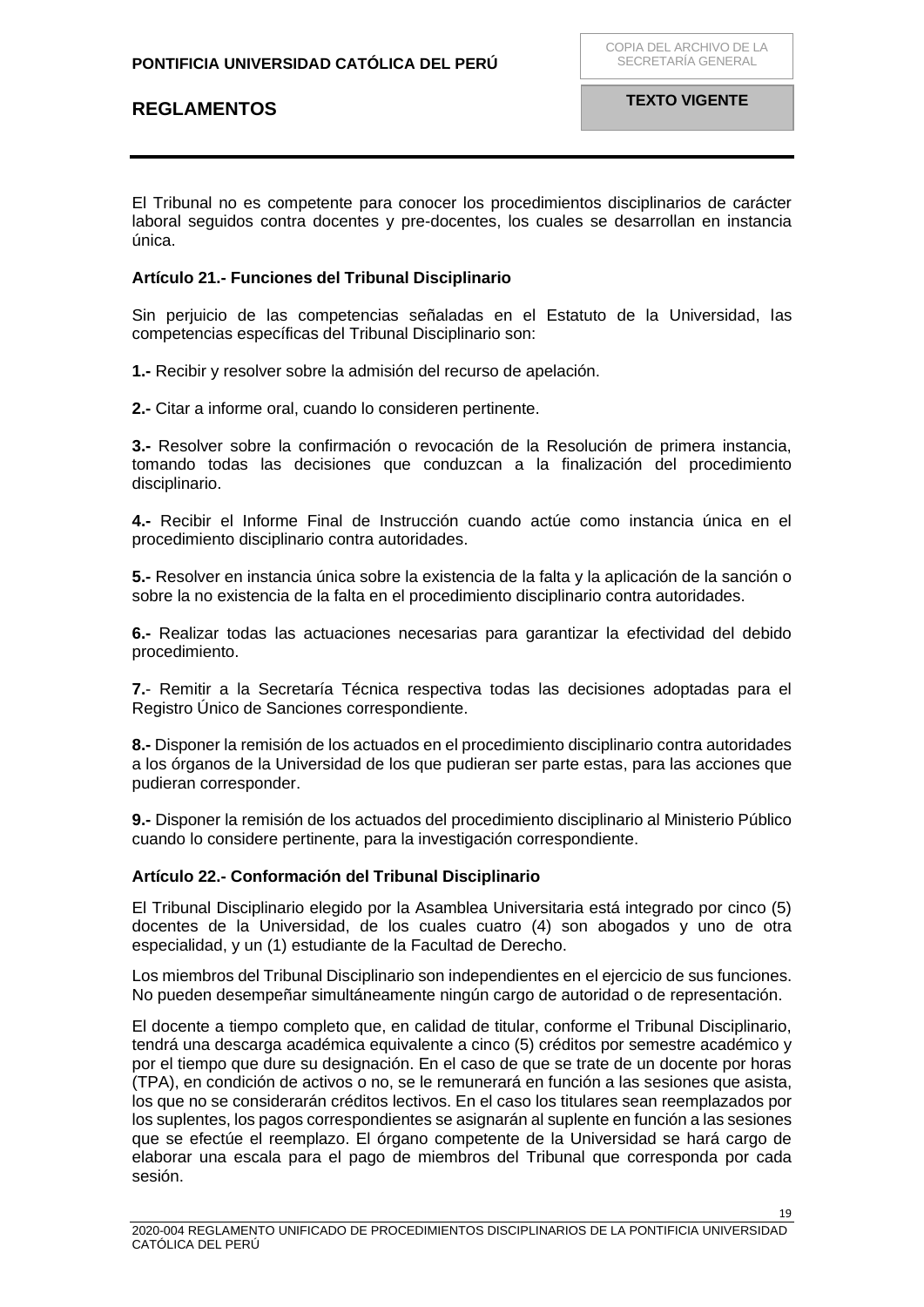El Tribunal no es competente para conocer los procedimientos disciplinarios de carácter laboral seguidos contra docentes y pre-docentes, los cuales se desarrollan en instancia única.

**Artículo 21.- Funciones del Tribunal Disciplinario**

Sin perjuicio de las competencias señaladas en el Estatuto de la Universidad, las competencias específicas del Tribunal Disciplinario son:

**1.-** Recibir y resolver sobre la admisión del recurso de apelación.

**2.-** Citar a informe oral, cuando lo consideren pertinente.

**3.-** Resolver sobre la confirmación o revocación de la Resolución de primera instancia, tomando todas las decisiones que conduzcan a la finalización del procedimiento disciplinario.

**4.-** Recibir el Informe Final de Instrucción cuando actúe como instancia única en el procedimiento disciplinario contra autoridades.

**5.-** Resolver en instancia única sobre la existencia de la falta y la aplicación de la sanción o sobre la no existencia de la falta en el procedimiento disciplinario contra autoridades.

**6.-** Realizar todas las actuaciones necesarias para garantizar la efectividad del debido procedimiento.

**7.**- Remitir a la Secretaría Técnica respectiva todas las decisiones adoptadas para el Registro Único de Sanciones correspondiente.

**8.-** Disponer la remisión de los actuados en el procedimiento disciplinario contra autoridades a los órganos de la Universidad de los que pudieran ser parte estas, para las acciones que pudieran corresponder.

**9.-** Disponer la remisión de los actuados del procedimiento disciplinario al Ministerio Público cuando lo considere pertinente, para la investigación correspondiente.

**Artículo 22.- Conformación del Tribunal Disciplinario**

El Tribunal Disciplinario elegido por la Asamblea Universitaria está integrado por cinco (5) docentes de la Universidad, de los cuales cuatro (4) son abogados y uno de otra especialidad, y un (1) estudiante de la Facultad de Derecho.

Los miembros del Tribunal Disciplinario son independientes en el ejercicio de sus funciones. No pueden desempeñar simultáneamente ningún cargo de autoridad o de representación.

El docente a tiempo completo que, en calidad de titular, conforme el Tribunal Disciplinario, tendrá una descarga académica equivalente a cinco (5) créditos por semestre académico y por el tiempo que dure su designación. En el caso de que se trate de un docente por horas (TPA), en condición de activos o no, se le remunerará en función a las sesiones que asista, los que no se considerarán créditos lectivos. En el caso los titulares sean reemplazados por los suplentes, los pagos correspondientes se asignarán al suplente en función a las sesiones que se efectúe el reemplazo. El órgano competente de la Universidad se hará cargo de elaborar una escala para el pago de miembros del Tribunal que corresponda por cada sesión.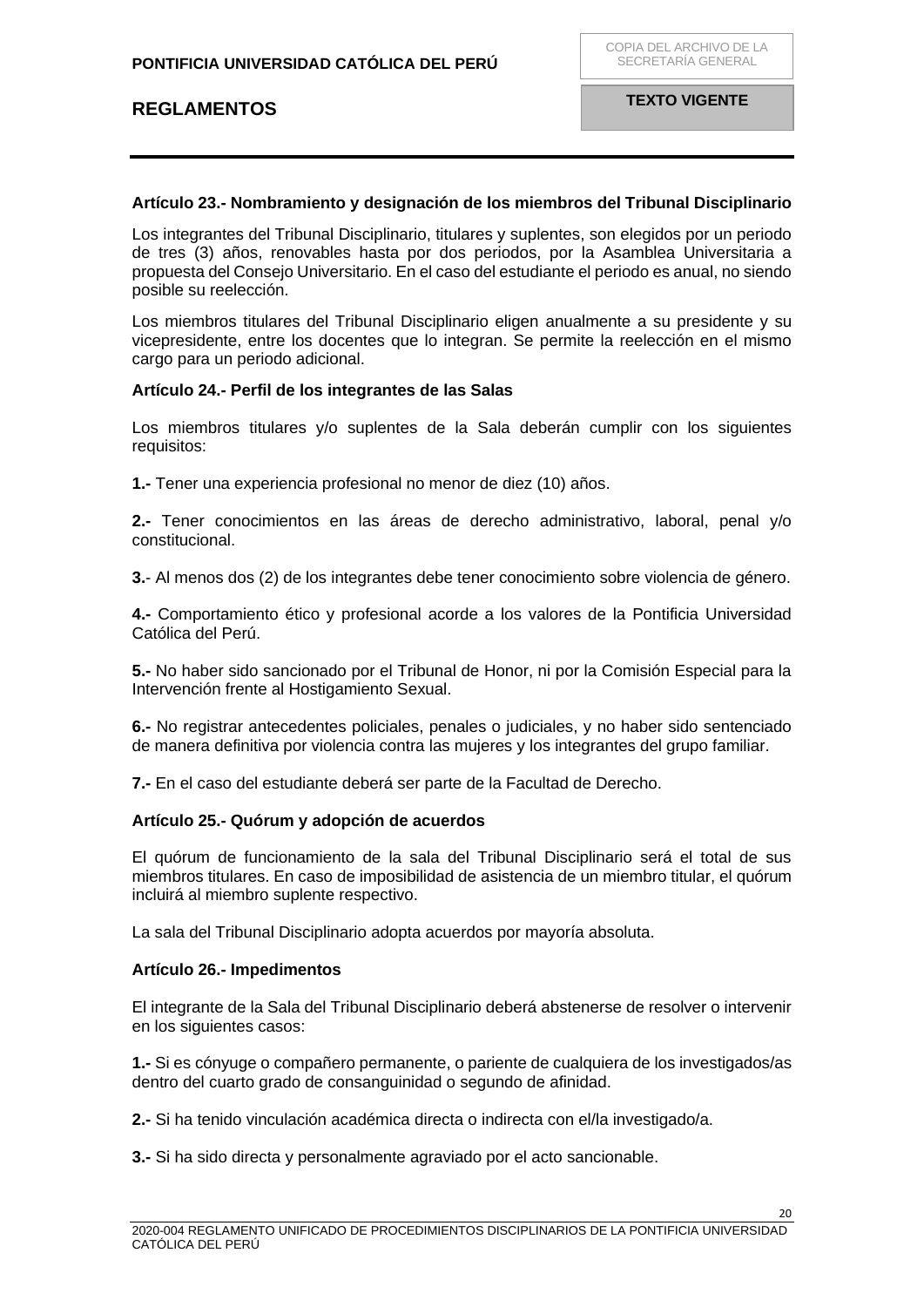**Artículo 23.- Nombramiento y designación de los miembros del Tribunal Disciplinario**

Los integrantes del Tribunal Disciplinario, titulares y suplentes, son elegidos por un periodo de tres (3) años, renovables hasta por dos periodos, por la Asamblea Universitaria a propuesta del Consejo Universitario. En el caso del estudiante el periodo es anual, no siendo posible su reelección.

Los miembros titulares del Tribunal Disciplinario eligen anualmente a su presidente y su vicepresidente, entre los docentes que lo integran. Se permite la reelección en el mismo cargo para un periodo adicional.

**Artículo 24.- Perfil de los integrantes de las Salas**

Los miembros titulares y/o suplentes de la Sala deberán cumplir con los siguientes requisitos:

**1.-** Tener una experiencia profesional no menor de diez (10) años.

**2.-** Tener conocimientos en las áreas de derecho administrativo, laboral, penal y/o constitucional.

**3.**- Al menos dos (2) de los integrantes debe tener conocimiento sobre violencia de género.

**4.-** Comportamiento ético y profesional acorde a los valores de la Pontificia Universidad Católica del Perú.

**5.-** No haber sido sancionado por el Tribunal de Honor, ni por la Comisión Especial para la Intervención frente al Hostigamiento Sexual.

**6.-** No registrar antecedentes policiales, penales o judiciales, y no haber sido sentenciado de manera definitiva por violencia contra las mujeres y los integrantes del grupo familiar.

**7.-** En el caso del estudiante deberá ser parte de la Facultad de Derecho.

**Artículo 25.- Quórum y adopción de acuerdos**

El quórum de funcionamiento de la sala del Tribunal Disciplinario será el total de sus miembros titulares. En caso de imposibilidad de asistencia de un miembro titular, el quórum incluirá al miembro suplente respectivo.

La sala del Tribunal Disciplinario adopta acuerdos por mayoría absoluta.

**Artículo 26.- Impedimentos**

El integrante de la Sala del Tribunal Disciplinario deberá abstenerse de resolver o intervenir en los siguientes casos:

**1.-** Si es cónyuge o compañero permanente, o pariente de cualquiera de los investigados/as dentro del cuarto grado de consanguinidad o segundo de afinidad.

**2.-** Si ha tenido vinculación académica directa o indirecta con el/la investigado/a.

**3.-** Si ha sido directa y personalmente agraviado por el acto sancionable.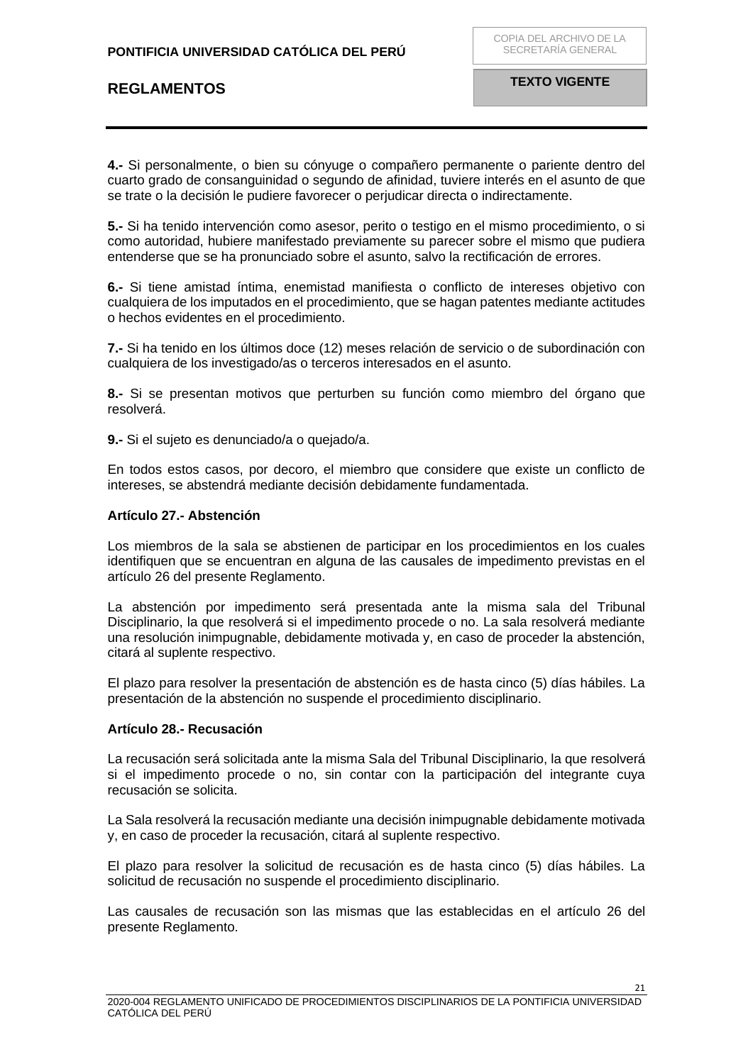**4.-** Si personalmente, o bien su cónyuge o compañero permanente o pariente dentro del cuarto grado de consanguinidad o segundo de afinidad, tuviere interés en el asunto de que se trate o la decisión le pudiere favorecer o perjudicar directa o indirectamente.

**5.-** Si ha tenido intervención como asesor, perito o testigo en el mismo procedimiento, o si como autoridad, hubiere manifestado previamente su parecer sobre el mismo que pudiera entenderse que se ha pronunciado sobre el asunto, salvo la rectificación de errores.

**6.-** Si tiene amistad íntima, enemistad manifiesta o conflicto de intereses objetivo con cualquiera de los imputados en el procedimiento, que se hagan patentes mediante actitudes o hechos evidentes en el procedimiento.

**7.-** Si ha tenido en los últimos doce (12) meses relación de servicio o de subordinación con cualquiera de los investigado/as o terceros interesados en el asunto.

**8.-** Si se presentan motivos que perturben su función como miembro del órgano que resolverá.

**9.-** Si el sujeto es denunciado/a o quejado/a.

En todos estos casos, por decoro, el miembro que considere que existe un conflicto de intereses, se abstendrá mediante decisión debidamente fundamentada.

### Artículo 27.- Abstención

Los miembros de la sala se abstienen de participar en los procedimientos en los cuales identifiquen que se encuentran en alguna de las causales de impedimento previstas en el artículo 26 del presente Reglamento.

La abstención por impedimento será presentada ante la misma sala del Tribunal Disciplinario, la que resolverá si el impedimento procede o no. La sala resolverá mediante una resolución inimpugnable, debidamente motivada y, en caso de proceder la abstención, citará al suplente respectivo.

El plazo para resolver la presentación de abstención es de hasta cinco (5) días hábiles. La presentación de la abstención no suspende el procedimiento disciplinario.

### Artículo 28.- Recusación

La recusación será solicitada ante la misma Sala del Tribunal Disciplinario, la que resolverá si el impedimento procede o no, sin contar con la participación del integrante cuya recusación se solicita.

La Sala resolverá la recusación mediante una decisión inimpugnable debidamente motivada y, en caso de proceder la recusación, citará al suplente respectivo.

El plazo para resolver la solicitud de recusación es de hasta cinco (5) días hábiles. La solicitud de recusación no suspende el procedimiento disciplinario.

Las causales de recusación son las mismas que las establecidas en el artículo 26 del presente Reglamento.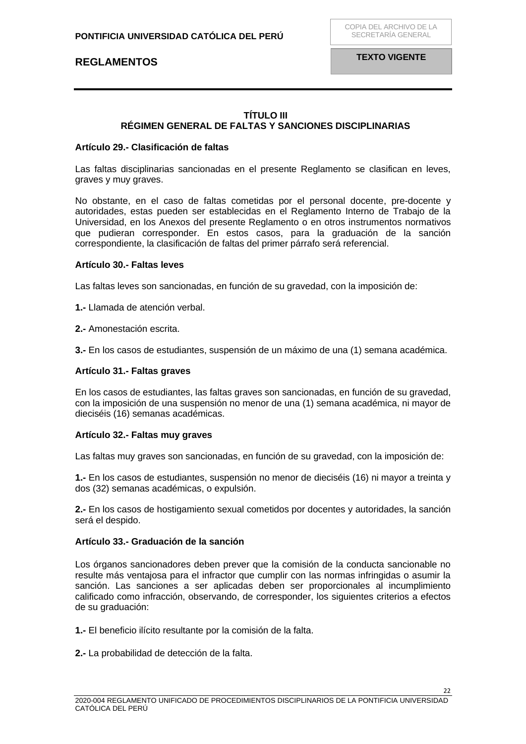## TÍTULO III
## RÉGIMEN GENERAL DE FALTAS Y SANCIONES DISCIPLINARIAS

**Artículo 29.- Clasificación de faltas**

Las faltas disciplinarias sancionadas en el presente Reglamento se clasifican en leves, graves y muy graves.

No obstante, en el caso de faltas cometidas por el personal docente, pre-docente y autoridades, estas pueden ser establecidas en el Reglamento Interno de Trabajo de la Universidad, en los Anexos del presente Reglamento o en otros instrumentos normativos que pudieran corresponder. En estos casos, para la graduación de la sanción correspondiente, la clasificación de faltas del primer párrafo será referencial.

**Artículo 30.- Faltas leves**

Las faltas leves son sancionadas, en función de su gravedad, con la imposición de:

**1.-** Llamada de atención verbal.

**2.-** Amonestación escrita.

**3.-** En los casos de estudiantes, suspensión de un máximo de una (1) semana académica.

**Artículo 31.- Faltas graves**

En los casos de estudiantes, las faltas graves son sancionadas, en función de su gravedad, con la imposición de una suspensión no menor de una (1) semana académica, ni mayor de dieciséis (16) semanas académicas.

**Artículo 32.- Faltas muy graves**

Las faltas muy graves son sancionadas, en función de su gravedad, con la imposición de:

**1.-** En los casos de estudiantes, suspensión no menor de dieciséis (16) ni mayor a treinta y dos (32) semanas académicas, o expulsión.

**2.-** En los casos de hostigamiento sexual cometidos por docentes y autoridades, la sanción será el despido.

**Artículo 33.- Graduación de la sanción**

Los órganos sancionadores deben prever que la comisión de la conducta sancionable no resulte más ventajosa para el infractor que cumplir con las normas infringidas o asumir la sanción. Las sanciones a ser aplicadas deben ser proporcionales al incumplimiento calificado como infracción, observando, de corresponder, los siguientes criterios a efectos de su graduación:

**1.-** El beneficio ilícito resultante por la comisión de la falta.

**2.-** La probabilidad de detección de la falta.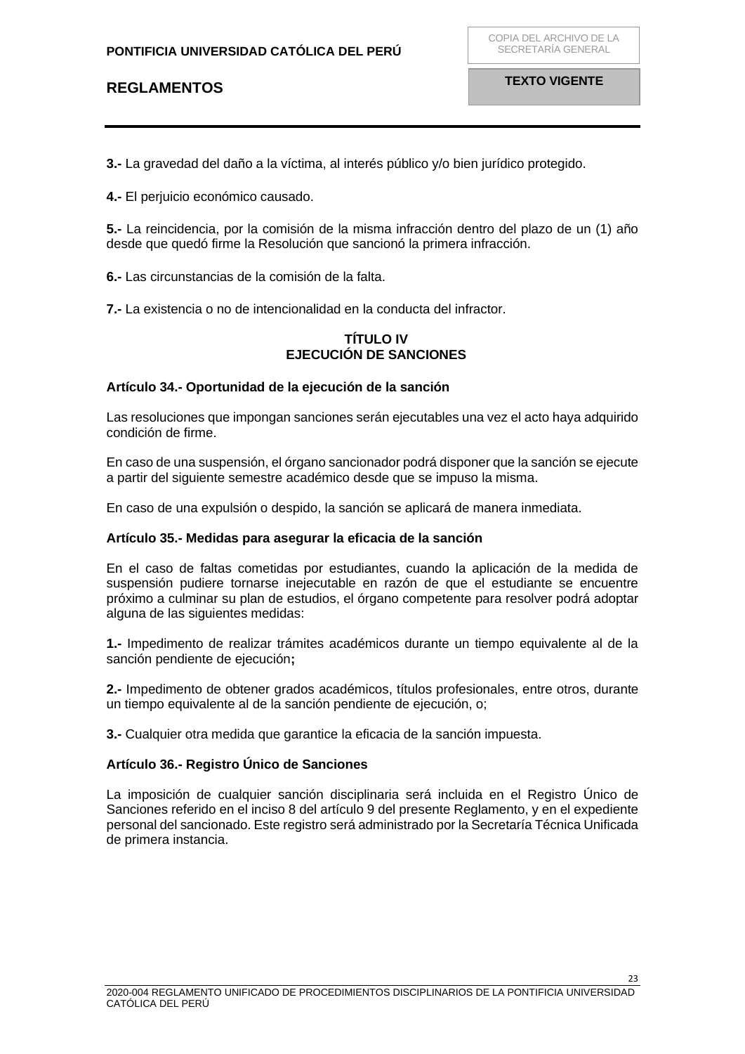**3.-** La gravedad del daño a la víctima, al interés público y/o bien jurídico protegido.

**4.-** El perjuicio económico causado.

**5.-** La reincidencia, por la comisión de la misma infracción dentro del plazo de un (1) año desde que quedó firme la Resolución que sancionó la primera infracción.

**6.-** Las circunstancias de la comisión de la falta.

**7.-** La existencia o no de intencionalidad en la conducta del infractor.

## TÍTULO IV
## EJECUCIÓN DE SANCIONES

### Artículo 34.- Oportunidad de la ejecución de la sanción

Las resoluciones que impongan sanciones serán ejecutables una vez el acto haya adquirido condición de firme.

En caso de una suspensión, el órgano sancionador podrá disponer que la sanción se ejecute a partir del siguiente semestre académico desde que se impuso la misma.

En caso de una expulsión o despido, la sanción se aplicará de manera inmediata.

### Artículo 35.- Medidas para asegurar la eficacia de la sanción

En el caso de faltas cometidas por estudiantes, cuando la aplicación de la medida de suspensión pudiere tornarse inejecutable en razón de que el estudiante se encuentre próximo a culminar su plan de estudios, el órgano competente para resolver podrá adoptar alguna de las siguientes medidas:

**1.-** Impedimento de realizar trámites académicos durante un tiempo equivalente al de la sanción pendiente de ejecución**;**

**2.-** Impedimento de obtener grados académicos, títulos profesionales, entre otros, durante un tiempo equivalente al de la sanción pendiente de ejecución, o;

**3.-** Cualquier otra medida que garantice la eficacia de la sanción impuesta.

### Artículo 36.- Registro Único de Sanciones

La imposición de cualquier sanción disciplinaria será incluida en el Registro Único de Sanciones referido en el inciso 8 del artículo 9 del presente Reglamento, y en el expediente personal del sancionado. Este registro será administrado por la Secretaría Técnica Unificada de primera instancia.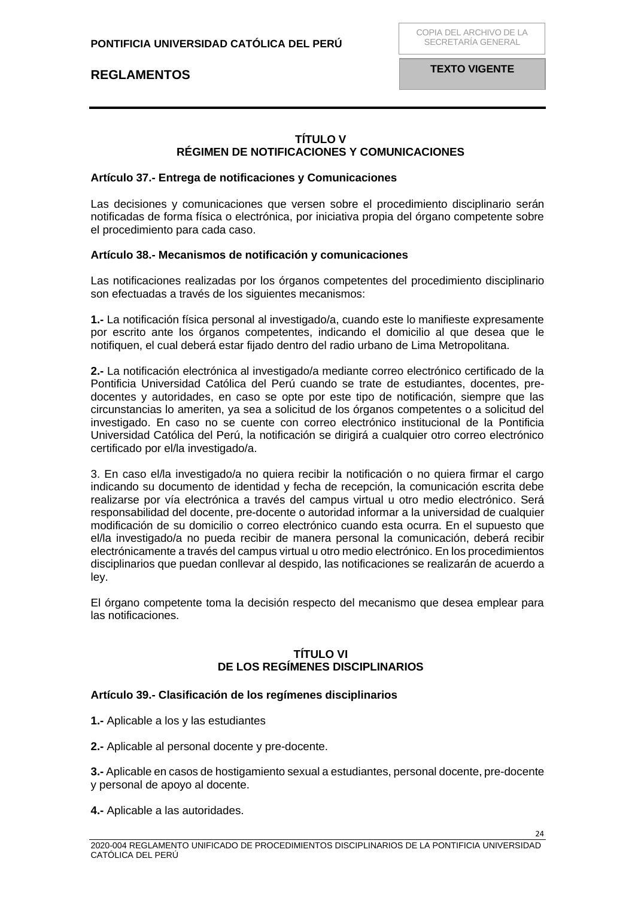## TÍTULO V
## RÉGIMEN DE NOTIFICACIONES Y COMUNICACIONES

### Artículo 37.- Entrega de notificaciones y Comunicaciones

Las decisiones y comunicaciones que versen sobre el procedimiento disciplinario serán notificadas de forma física o electrónica, por iniciativa propia del órgano competente sobre el procedimiento para cada caso.

### Artículo 38.- Mecanismos de notificación y comunicaciones

Las notificaciones realizadas por los órganos competentes del procedimiento disciplinario son efectuadas a través de los siguientes mecanismos:

**1.-** La notificación física personal al investigado/a, cuando este lo manifieste expresamente por escrito ante los órganos competentes, indicando el domicilio al que desea que le notifiquen, el cual deberá estar fijado dentro del radio urbano de Lima Metropolitana.

**2.-** La notificación electrónica al investigado/a mediante correo electrónico certificado de la Pontificia Universidad Católica del Perú cuando se trate de estudiantes, docentes, pre-docentes y autoridades, en caso se opte por este tipo de notificación, siempre que las circunstancias lo ameriten, ya sea a solicitud de los órganos competentes o a solicitud del investigado. En caso no se cuente con correo electrónico institucional de la Pontificia Universidad Católica del Perú, la notificación se dirigirá a cualquier otro correo electrónico certificado por el/la investigado/a.

3. En caso el/la investigado/a no quiera recibir la notificación o no quiera firmar el cargo indicando su documento de identidad y fecha de recepción, la comunicación escrita debe realizarse por vía electrónica a través del campus virtual u otro medio electrónico. Será responsabilidad del docente, pre-docente o autoridad informar a la universidad de cualquier modificación de su domicilio o correo electrónico cuando esta ocurra. En el supuesto que el/la investigado/a no pueda recibir de manera personal la comunicación, deberá recibir electrónicamente a través del campus virtual u otro medio electrónico. En los procedimientos disciplinarios que puedan conllevar al despido, las notificaciones se realizarán de acuerdo a ley.

El órgano competente toma la decisión respecto del mecanismo que desea emplear para las notificaciones.

## TÍTULO VI
## DE LOS REGÍMENES DISCIPLINARIOS

### Artículo 39.- Clasificación de los regímenes disciplinarios

**1.-** Aplicable a los y las estudiantes

**2.-** Aplicable al personal docente y pre-docente.

**3.-** Aplicable en casos de hostigamiento sexual a estudiantes, personal docente, pre-docente y personal de apoyo al docente.

**4.-** Aplicable a las autoridades.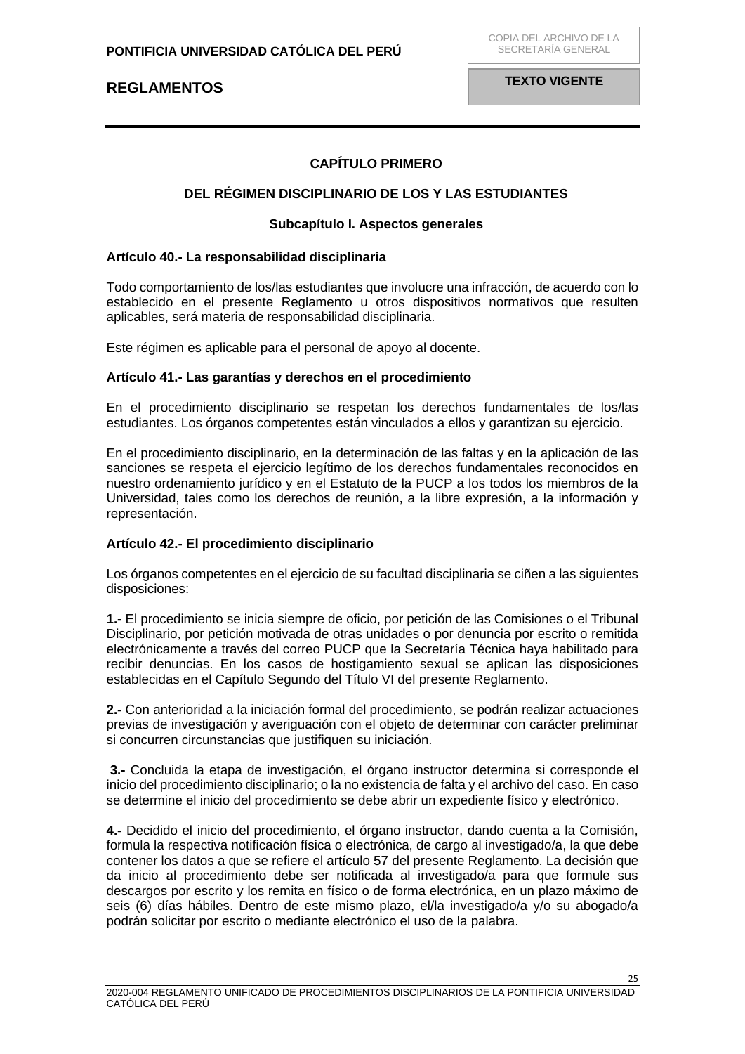## CAPÍTULO PRIMERO

## DEL RÉGIMEN DISCIPLINARIO DE LOS Y LAS ESTUDIANTES

### Subcapítulo I. Aspectos generales

**Artículo 40.- La responsabilidad disciplinaria**

Todo comportamiento de los/las estudiantes que involucre una infracción, de acuerdo con lo establecido en el presente Reglamento u otros dispositivos normativos que resulten aplicables, será materia de responsabilidad disciplinaria.

Este régimen es aplicable para el personal de apoyo al docente.

**Artículo 41.- Las garantías y derechos en el procedimiento**

En el procedimiento disciplinario se respetan los derechos fundamentales de los/las estudiantes. Los órganos competentes están vinculados a ellos y garantizan su ejercicio.

En el procedimiento disciplinario, en la determinación de las faltas y en la aplicación de las sanciones se respeta el ejercicio legítimo de los derechos fundamentales reconocidos en nuestro ordenamiento jurídico y en el Estatuto de la PUCP a los todos los miembros de la Universidad, tales como los derechos de reunión, a la libre expresión, a la información y representación.

**Artículo 42.- El procedimiento disciplinario**

Los órganos competentes en el ejercicio de su facultad disciplinaria se ciñen a las siguientes disposiciones:

**1.-** El procedimiento se inicia siempre de oficio, por petición de las Comisiones o el Tribunal Disciplinario, por petición motivada de otras unidades o por denuncia por escrito o remitida electrónicamente a través del correo PUCP que la Secretaría Técnica haya habilitado para recibir denuncias. En los casos de hostigamiento sexual se aplican las disposiciones establecidas en el Capítulo Segundo del Título VI del presente Reglamento.

**2.-** Con anterioridad a la iniciación formal del procedimiento, se podrán realizar actuaciones previas de investigación y averiguación con el objeto de determinar con carácter preliminar si concurren circunstancias que justifiquen su iniciación.

**3.-** Concluida la etapa de investigación, el órgano instructor determina si corresponde el inicio del procedimiento disciplinario; o la no existencia de falta y el archivo del caso. En caso se determine el inicio del procedimiento se debe abrir un expediente físico y electrónico.

**4.-** Decidido el inicio del procedimiento, el órgano instructor, dando cuenta a la Comisión, formula la respectiva notificación física o electrónica, de cargo al investigado/a, la que debe contener los datos a que se refiere el artículo 57 del presente Reglamento. La decisión que da inicio al procedimiento debe ser notificada al investigado/a para que formule sus descargos por escrito y los remita en físico o de forma electrónica, en un plazo máximo de seis (6) días hábiles. Dentro de este mismo plazo, el/la investigado/a y/o su abogado/a podrán solicitar por escrito o mediante electrónico el uso de la palabra.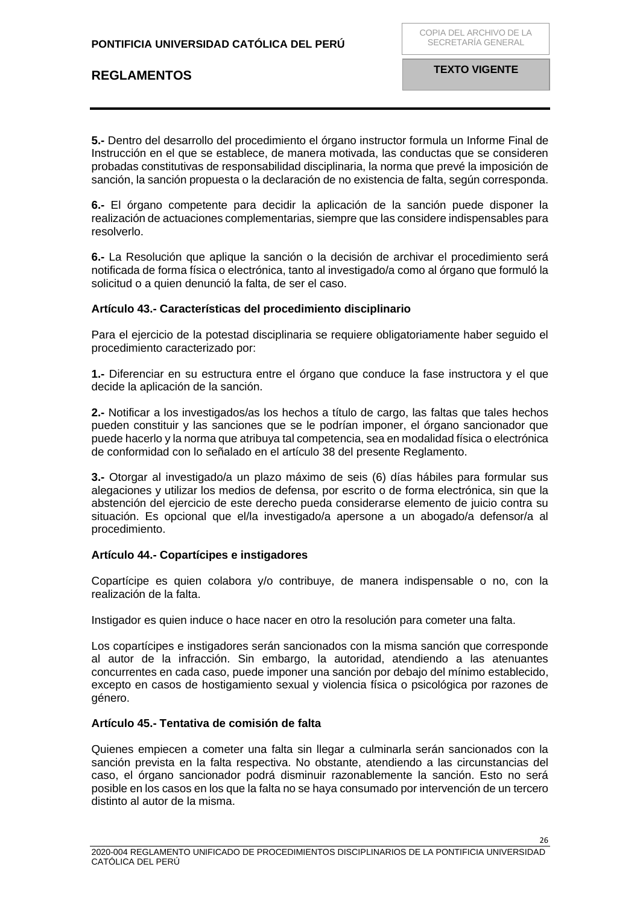**5.-** Dentro del desarrollo del procedimiento el órgano instructor formula un Informe Final de Instrucción en el que se establece, de manera motivada, las conductas que se consideren probadas constitutivas de responsabilidad disciplinaria, la norma que prevé la imposición de sanción, la sanción propuesta o la declaración de no existencia de falta, según corresponda.

**6.-** El órgano competente para decidir la aplicación de la sanción puede disponer la realización de actuaciones complementarias, siempre que las considere indispensables para resolverlo.

**6.-** La Resolución que aplique la sanción o la decisión de archivar el procedimiento será notificada de forma física o electrónica, tanto al investigado/a como al órgano que formuló la solicitud o a quien denunció la falta, de ser el caso.

### Artículo 43.- Características del procedimiento disciplinario

Para el ejercicio de la potestad disciplinaria se requiere obligatoriamente haber seguido el procedimiento caracterizado por:

**1.-** Diferenciar en su estructura entre el órgano que conduce la fase instructora y el que decide la aplicación de la sanción.

**2.-** Notificar a los investigados/as los hechos a título de cargo, las faltas que tales hechos pueden constituir y las sanciones que se le podrían imponer, el órgano sancionador que puede hacerlo y la norma que atribuya tal competencia, sea en modalidad física o electrónica de conformidad con lo señalado en el artículo 38 del presente Reglamento.

**3.-** Otorgar al investigado/a un plazo máximo de seis (6) días hábiles para formular sus alegaciones y utilizar los medios de defensa, por escrito o de forma electrónica, sin que la abstención del ejercicio de este derecho pueda considerarse elemento de juicio contra su situación. Es opcional que el/la investigado/a apersone a un abogado/a defensor/a al procedimiento.

### Artículo 44.- Copartícipes e instigadores

Copartícipe es quien colabora y/o contribuye, de manera indispensable o no, con la realización de la falta.

Instigador es quien induce o hace nacer en otro la resolución para cometer una falta.

Los copartícipes e instigadores serán sancionados con la misma sanción que corresponde al autor de la infracción. Sin embargo, la autoridad, atendiendo a las atenuantes concurrentes en cada caso, puede imponer una sanción por debajo del mínimo establecido, excepto en casos de hostigamiento sexual y violencia física o psicológica por razones de género.

### Artículo 45.- Tentativa de comisión de falta

Quienes empiecen a cometer una falta sin llegar a culminarla serán sancionados con la sanción prevista en la falta respectiva. No obstante, atendiendo a las circunstancias del caso, el órgano sancionador podrá disminuir razonablemente la sanción. Esto no será posible en los casos en los que la falta no se haya consumado por intervención de un tercero distinto al autor de la misma.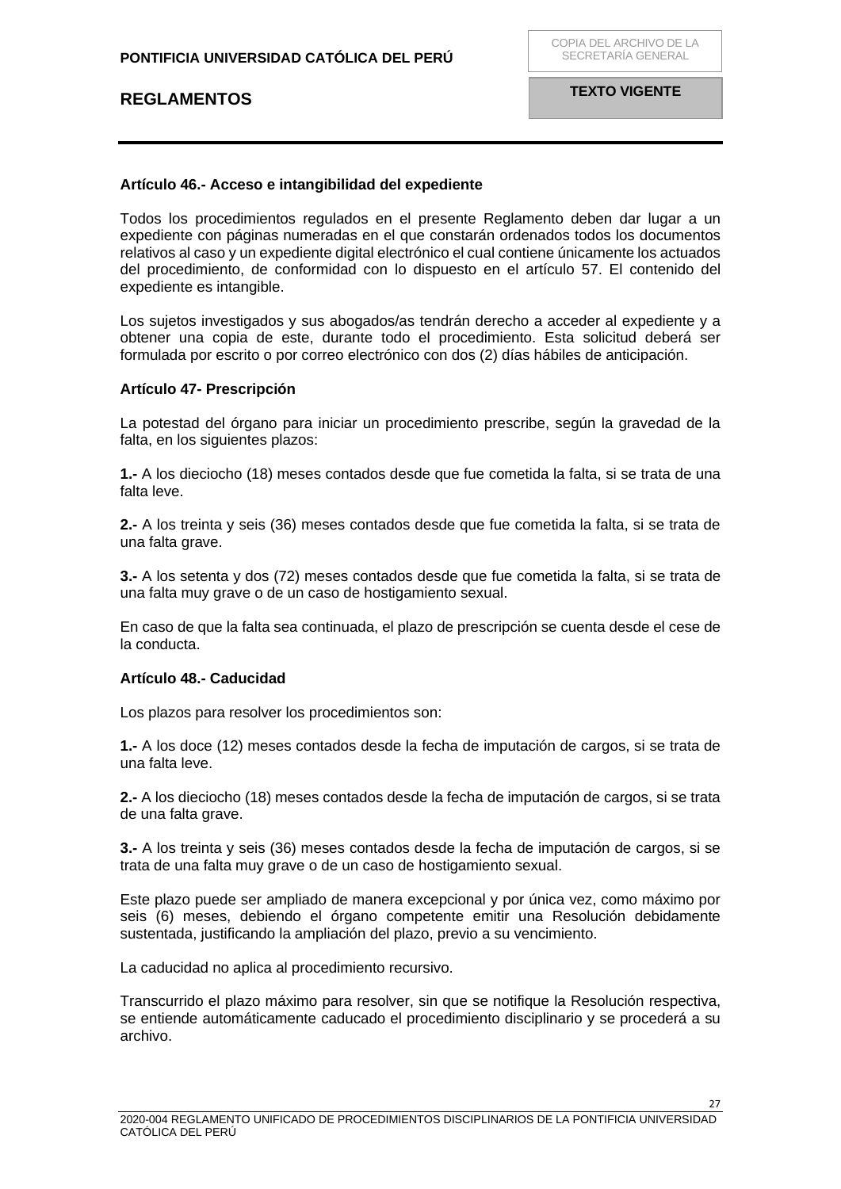### Artículo 46.- Acceso e intangibilidad del expediente

Todos los procedimientos regulados en el presente Reglamento deben dar lugar a un expediente con páginas numeradas en el que constarán ordenados todos los documentos relativos al caso y un expediente digital electrónico el cual contiene únicamente los actuados del procedimiento, de conformidad con lo dispuesto en el artículo 57. El contenido del expediente es intangible.

Los sujetos investigados y sus abogados/as tendrán derecho a acceder al expediente y a obtener una copia de este, durante todo el procedimiento. Esta solicitud deberá ser formulada por escrito o por correo electrónico con dos (2) días hábiles de anticipación.

### Artículo 47- Prescripción

La potestad del órgano para iniciar un procedimiento prescribe, según la gravedad de la falta, en los siguientes plazos:

**1.-** A los dieciocho (18) meses contados desde que fue cometida la falta, si se trata de una falta leve.

**2.-** A los treinta y seis (36) meses contados desde que fue cometida la falta, si se trata de una falta grave.

**3.-** A los setenta y dos (72) meses contados desde que fue cometida la falta, si se trata de una falta muy grave o de un caso de hostigamiento sexual.

En caso de que la falta sea continuada, el plazo de prescripción se cuenta desde el cese de la conducta.

### Artículo 48.- Caducidad

Los plazos para resolver los procedimientos son:

**1.-** A los doce (12) meses contados desde la fecha de imputación de cargos, si se trata de una falta leve.

**2.-** A los dieciocho (18) meses contados desde la fecha de imputación de cargos, si se trata de una falta grave.

**3.-** A los treinta y seis (36) meses contados desde la fecha de imputación de cargos, si se trata de una falta muy grave o de un caso de hostigamiento sexual.

Este plazo puede ser ampliado de manera excepcional y por única vez, como máximo por seis (6) meses, debiendo el órgano competente emitir una Resolución debidamente sustentada, justificando la ampliación del plazo, previo a su vencimiento.

La caducidad no aplica al procedimiento recursivo.

Transcurrido el plazo máximo para resolver, sin que se notifique la Resolución respectiva, se entiende automáticamente caducado el procedimiento disciplinario y se procederá a su archivo.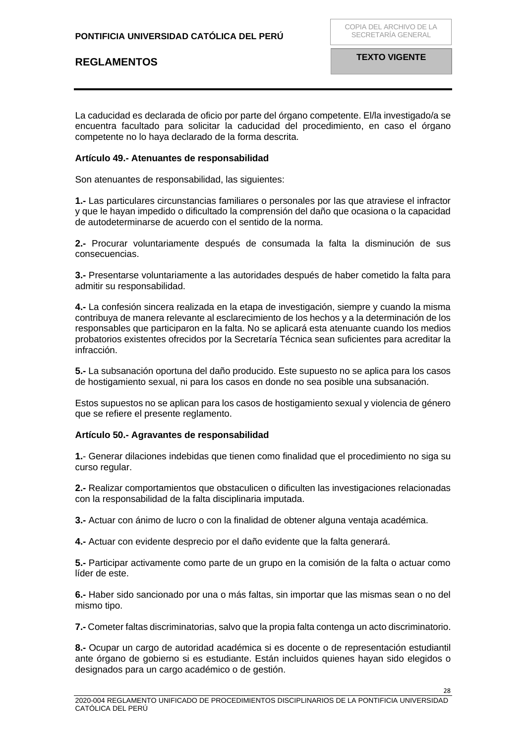La caducidad es declarada de oficio por parte del órgano competente. El/la investigado/a se encuentra facultado para solicitar la caducidad del procedimiento, en caso el órgano competente no lo haya declarado de la forma descrita.

**Artículo 49.- Atenuantes de responsabilidad**

Son atenuantes de responsabilidad, las siguientes:

**1.-** Las particulares circunstancias familiares o personales por las que atraviese el infractor y que le hayan impedido o dificultado la comprensión del daño que ocasiona o la capacidad de autodeterminarse de acuerdo con el sentido de la norma.

**2.-** Procurar voluntariamente después de consumada la falta la disminución de sus consecuencias.

**3.-** Presentarse voluntariamente a las autoridades después de haber cometido la falta para admitir su responsabilidad.

**4.-** La confesión sincera realizada en la etapa de investigación, siempre y cuando la misma contribuya de manera relevante al esclarecimiento de los hechos y a la determinación de los responsables que participaron en la falta. No se aplicará esta atenuante cuando los medios probatorios existentes ofrecidos por la Secretaría Técnica sean suficientes para acreditar la infracción.

**5.-** La subsanación oportuna del daño producido. Este supuesto no se aplica para los casos de hostigamiento sexual, ni para los casos en donde no sea posible una subsanación.

Estos supuestos no se aplican para los casos de hostigamiento sexual y violencia de género que se refiere el presente reglamento.

**Artículo 50.- Agravantes de responsabilidad**

**1.**- Generar dilaciones indebidas que tienen como finalidad que el procedimiento no siga su curso regular.

**2.-** Realizar comportamientos que obstaculicen o dificulten las investigaciones relacionadas con la responsabilidad de la falta disciplinaria imputada.

**3.-** Actuar con ánimo de lucro o con la finalidad de obtener alguna ventaja académica.

**4.-** Actuar con evidente desprecio por el daño evidente que la falta generará.

**5.-** Participar activamente como parte de un grupo en la comisión de la falta o actuar como líder de este.

**6.-** Haber sido sancionado por una o más faltas, sin importar que las mismas sean o no del mismo tipo.

**7.-** Cometer faltas discriminatorias, salvo que la propia falta contenga un acto discriminatorio.

**8.-** Ocupar un cargo de autoridad académica si es docente o de representación estudiantil ante órgano de gobierno si es estudiante. Están incluidos quienes hayan sido elegidos o designados para un cargo académico o de gestión.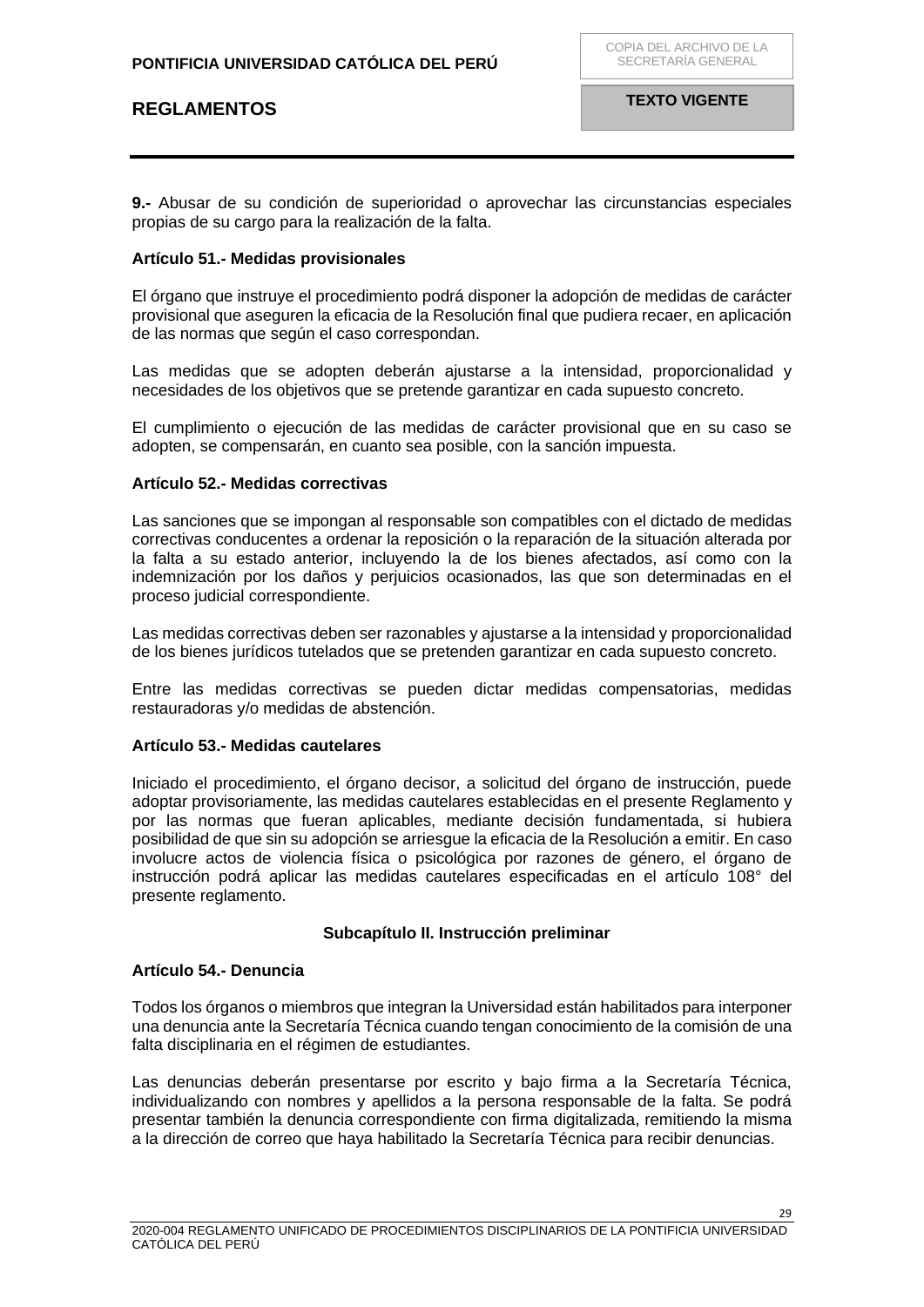**9.-** Abusar de su condición de superioridad o aprovechar las circunstancias especiales propias de su cargo para la realización de la falta.

**Artículo 51.- Medidas provisionales**

El órgano que instruye el procedimiento podrá disponer la adopción de medidas de carácter provisional que aseguren la eficacia de la Resolución final que pudiera recaer, en aplicación de las normas que según el caso correspondan.

Las medidas que se adopten deberán ajustarse a la intensidad, proporcionalidad y necesidades de los objetivos que se pretende garantizar en cada supuesto concreto.

El cumplimiento o ejecución de las medidas de carácter provisional que en su caso se adopten, se compensarán, en cuanto sea posible, con la sanción impuesta.

**Artículo 52.- Medidas correctivas**

Las sanciones que se impongan al responsable son compatibles con el dictado de medidas correctivas conducentes a ordenar la reposición o la reparación de la situación alterada por la falta a su estado anterior, incluyendo la de los bienes afectados, así como con la indemnización por los daños y perjuicios ocasionados, las que son determinadas en el proceso judicial correspondiente.

Las medidas correctivas deben ser razonables y ajustarse a la intensidad y proporcionalidad de los bienes jurídicos tutelados que se pretenden garantizar en cada supuesto concreto.

Entre las medidas correctivas se pueden dictar medidas compensatorias, medidas restauradoras y/o medidas de abstención.

**Artículo 53.- Medidas cautelares**

Iniciado el procedimiento, el órgano decisor, a solicitud del órgano de instrucción, puede adoptar provisoriamente, las medidas cautelares establecidas en el presente Reglamento y por las normas que fueran aplicables, mediante decisión fundamentada, si hubiera posibilidad de que sin su adopción se arriesgue la eficacia de la Resolución a emitir. En caso involucre actos de violencia física o psicológica por razones de género, el órgano de instrucción podrá aplicar las medidas cautelares especificadas en el artículo 108° del presente reglamento.

### Subcapítulo II. Instrucción preliminar

**Artículo 54.- Denuncia**

Todos los órganos o miembros que integran la Universidad están habilitados para interponer una denuncia ante la Secretaría Técnica cuando tengan conocimiento de la comisión de una falta disciplinaria en el régimen de estudiantes.

Las denuncias deberán presentarse por escrito y bajo firma a la Secretaría Técnica, individualizando con nombres y apellidos a la persona responsable de la falta. Se podrá presentar también la denuncia correspondiente con firma digitalizada, remitiendo la misma a la dirección de correo que haya habilitado la Secretaría Técnica para recibir denuncias.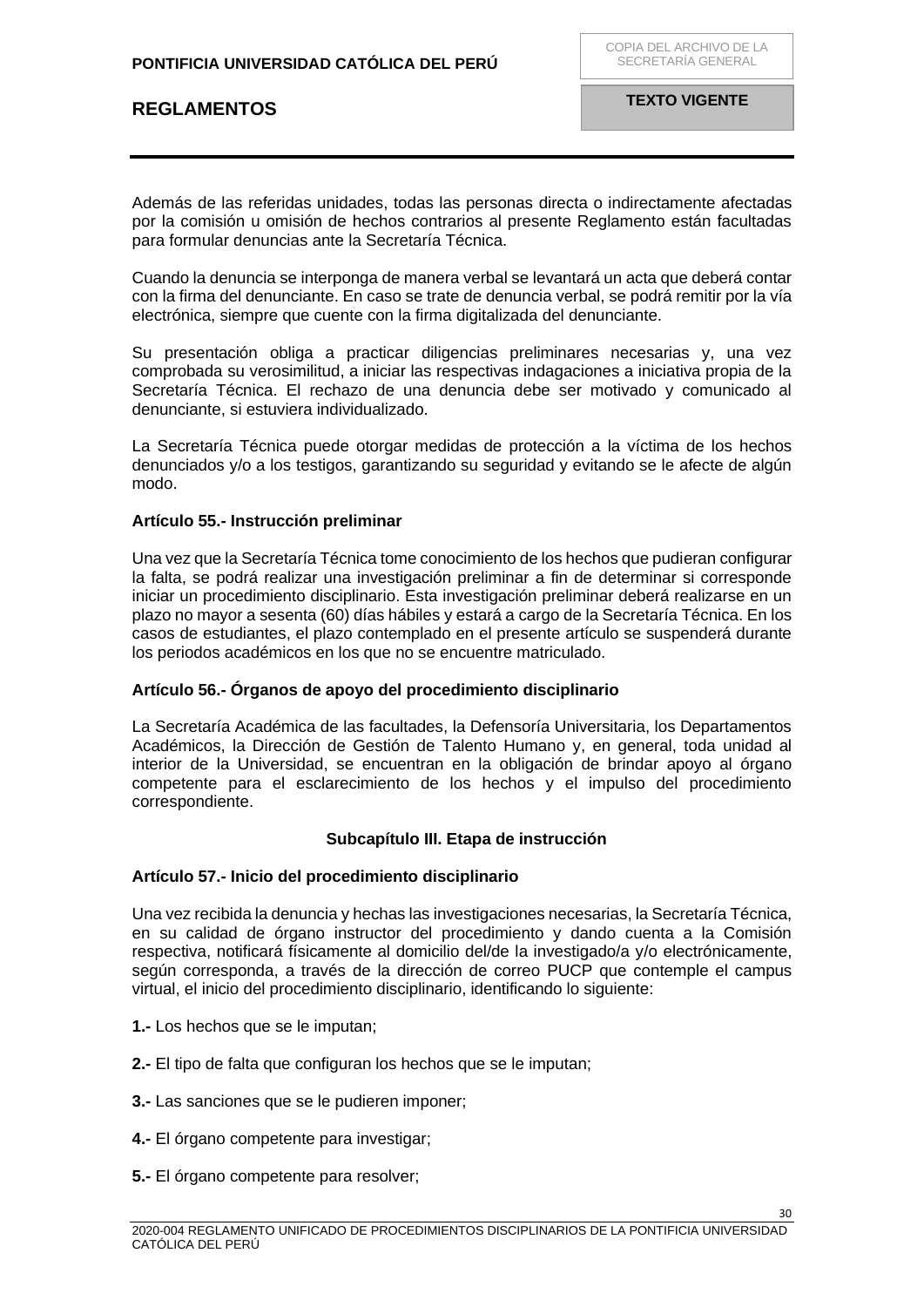Además de las referidas unidades, todas las personas directa o indirectamente afectadas por la comisión u omisión de hechos contrarios al presente Reglamento están facultadas para formular denuncias ante la Secretaría Técnica.

Cuando la denuncia se interponga de manera verbal se levantará un acta que deberá contar con la firma del denunciante. En caso se trate de denuncia verbal, se podrá remitir por la vía electrónica, siempre que cuente con la firma digitalizada del denunciante.

Su presentación obliga a practicar diligencias preliminares necesarias y, una vez comprobada su verosimilitud, a iniciar las respectivas indagaciones a iniciativa propia de la Secretaría Técnica. El rechazo de una denuncia debe ser motivado y comunicado al denunciante, si estuviera individualizado.

La Secretaría Técnica puede otorgar medidas de protección a la víctima de los hechos denunciados y/o a los testigos, garantizando su seguridad y evitando se le afecte de algún modo.

**Artículo 55.- Instrucción preliminar**

Una vez que la Secretaría Técnica tome conocimiento de los hechos que pudieran configurar la falta, se podrá realizar una investigación preliminar a fin de determinar si corresponde iniciar un procedimiento disciplinario. Esta investigación preliminar deberá realizarse en un plazo no mayor a sesenta (60) días hábiles y estará a cargo de la Secretaría Técnica. En los casos de estudiantes, el plazo contemplado en el presente artículo se suspenderá durante los periodos académicos en los que no se encuentre matriculado.

**Artículo 56.- Órganos de apoyo del procedimiento disciplinario**

La Secretaría Académica de las facultades, la Defensoría Universitaria, los Departamentos Académicos, la Dirección de Gestión de Talento Humano y, en general, toda unidad al interior de la Universidad, se encuentran en la obligación de brindar apoyo al órgano competente para el esclarecimiento de los hechos y el impulso del procedimiento correspondiente.

## Subcapítulo III. Etapa de instrucción

**Artículo 57.- Inicio del procedimiento disciplinario**

Una vez recibida la denuncia y hechas las investigaciones necesarias, la Secretaría Técnica, en su calidad de órgano instructor del procedimiento y dando cuenta a la Comisión respectiva, notificará físicamente al domicilio del/de la investigado/a y/o electrónicamente, según corresponda, a través de la dirección de correo PUCP que contemple el campus virtual, el inicio del procedimiento disciplinario, identificando lo siguiente:

**1.-** Los hechos que se le imputan;

**2.-** El tipo de falta que configuran los hechos que se le imputan;

**3.-** Las sanciones que se le pudieren imponer;

**4.-** El órgano competente para investigar;

**5.-** El órgano competente para resolver;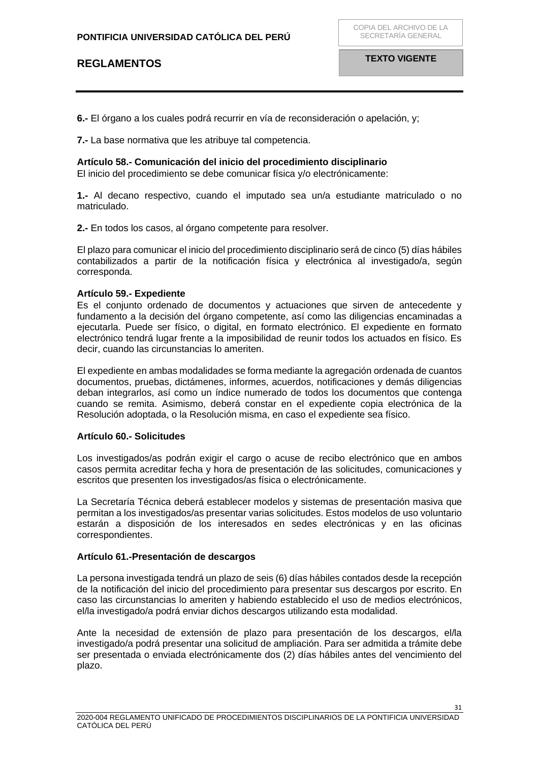**6.-** El órgano a los cuales podrá recurrir en vía de reconsideración o apelación, y;

**7.-** La base normativa que les atribuye tal competencia.

**Artículo 58.- Comunicación del inicio del procedimiento disciplinario**
El inicio del procedimiento se debe comunicar física y/o electrónicamente:

**1.-** Al decano respectivo, cuando el imputado sea un/a estudiante matriculado o no matriculado.

**2.-** En todos los casos, al órgano competente para resolver.

El plazo para comunicar el inicio del procedimiento disciplinario será de cinco (5) días hábiles contabilizados a partir de la notificación física y electrónica al investigado/a, según corresponda.

**Artículo 59.- Expediente**
Es el conjunto ordenado de documentos y actuaciones que sirven de antecedente y fundamento a la decisión del órgano competente, así como las diligencias encaminadas a ejecutarla. Puede ser físico, o digital, en formato electrónico. El expediente en formato electrónico tendrá lugar frente a la imposibilidad de reunir todos los actuados en físico. Es decir, cuando las circunstancias lo ameriten.

El expediente en ambas modalidades se forma mediante la agregación ordenada de cuantos documentos, pruebas, dictámenes, informes, acuerdos, notificaciones y demás diligencias deban integrarlos, así como un índice numerado de todos los documentos que contenga cuando se remita. Asimismo, deberá constar en el expediente copia electrónica de la Resolución adoptada, o la Resolución misma, en caso el expediente sea físico.

**Artículo 60.- Solicitudes**

Los investigados/as podrán exigir el cargo o acuse de recibo electrónico que en ambos casos permita acreditar fecha y hora de presentación de las solicitudes, comunicaciones y escritos que presenten los investigados/as física o electrónicamente.

La Secretaría Técnica deberá establecer modelos y sistemas de presentación masiva que permitan a los investigados/as presentar varias solicitudes. Estos modelos de uso voluntario estarán a disposición de los interesados en sedes electrónicas y en las oficinas correspondientes.

**Artículo 61.-Presentación de descargos**

La persona investigada tendrá un plazo de seis (6) días hábiles contados desde la recepción de la notificación del inicio del procedimiento para presentar sus descargos por escrito. En caso las circunstancias lo ameriten y habiendo establecido el uso de medios electrónicos, el/la investigado/a podrá enviar dichos descargos utilizando esta modalidad.

Ante la necesidad de extensión de plazo para presentación de los descargos, el/la investigado/a podrá presentar una solicitud de ampliación. Para ser admitida a trámite debe ser presentada o enviada electrónicamente dos (2) días hábiles antes del vencimiento del plazo.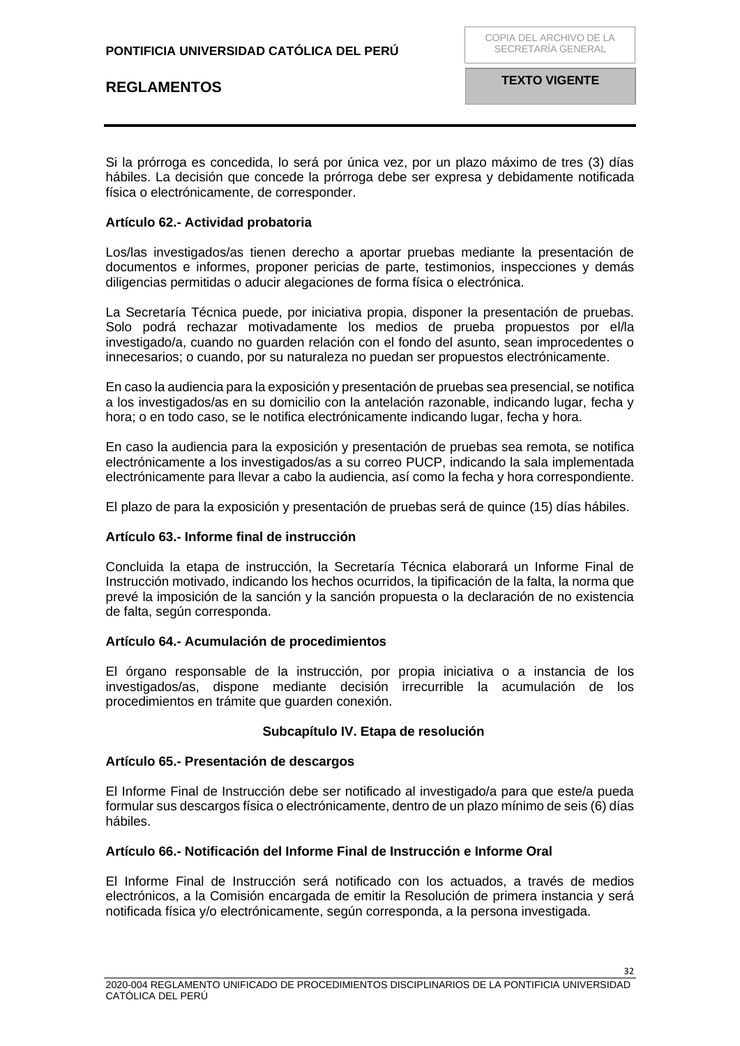Si la prórroga es concedida, lo será por única vez, por un plazo máximo de tres (3) días hábiles. La decisión que concede la prórroga debe ser expresa y debidamente notificada física o electrónicamente, de corresponder.

**Artículo 62.- Actividad probatoria**

Los/las investigados/as tienen derecho a aportar pruebas mediante la presentación de documentos e informes, proponer pericias de parte, testimonios, inspecciones y demás diligencias permitidas o aducir alegaciones de forma física o electrónica.

La Secretaría Técnica puede, por iniciativa propia, disponer la presentación de pruebas. Solo podrá rechazar motivadamente los medios de prueba propuestos por el/la investigado/a, cuando no guarden relación con el fondo del asunto, sean improcedentes o innecesarios; o cuando, por su naturaleza no puedan ser propuestos electrónicamente.

En caso la audiencia para la exposición y presentación de pruebas sea presencial, se notifica a los investigados/as en su domicilio con la antelación razonable, indicando lugar, fecha y hora; o en todo caso, se le notifica electrónicamente indicando lugar, fecha y hora.

En caso la audiencia para la exposición y presentación de pruebas sea remota, se notifica electrónicamente a los investigados/as a su correo PUCP, indicando la sala implementada electrónicamente para llevar a cabo la audiencia, así como la fecha y hora correspondiente.

El plazo de para la exposición y presentación de pruebas será de quince (15) días hábiles.

**Artículo 63.- Informe final de instrucción**

Concluida la etapa de instrucción, la Secretaría Técnica elaborará un Informe Final de Instrucción motivado, indicando los hechos ocurridos, la tipificación de la falta, la norma que prevé la imposición de la sanción y la sanción propuesta o la declaración de no existencia de falta, según corresponda.

**Artículo 64.- Acumulación de procedimientos**

El órgano responsable de la instrucción, por propia iniciativa o a instancia de los investigados/as, dispone mediante decisión irrecurrible la acumulación de los procedimientos en trámite que guarden conexión.

## Subcapítulo IV. Etapa de resolución

**Artículo 65.- Presentación de descargos**

El Informe Final de Instrucción debe ser notificado al investigado/a para que este/a pueda formular sus descargos física o electrónicamente, dentro de un plazo mínimo de seis (6) días hábiles.

**Artículo 66.- Notificación del Informe Final de Instrucción e Informe Oral**

El Informe Final de Instrucción será notificado con los actuados, a través de medios electrónicos, a la Comisión encargada de emitir la Resolución de primera instancia y será notificada física y/o electrónicamente, según corresponda, a la persona investigada.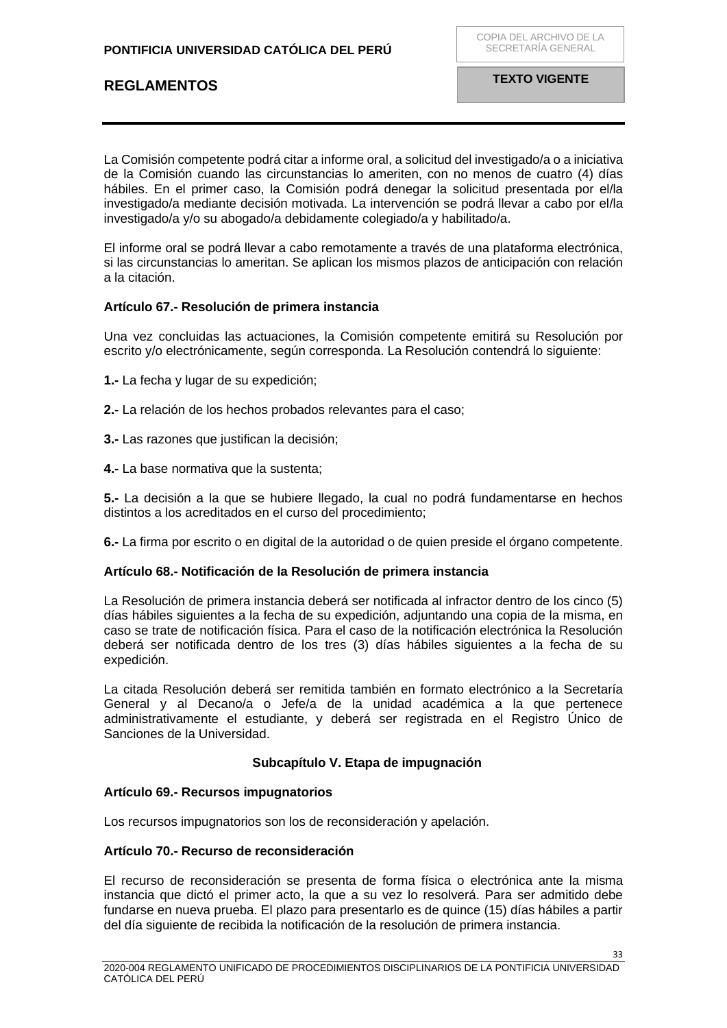La Comisión competente podrá citar a informe oral, a solicitud del investigado/a o a iniciativa de la Comisión cuando las circunstancias lo ameriten, con no menos de cuatro (4) días hábiles. En el primer caso, la Comisión podrá denegar la solicitud presentada por el/la investigado/a mediante decisión motivada. La intervención se podrá llevar a cabo por el/la investigado/a y/o su abogado/a debidamente colegiado/a y habilitado/a.

El informe oral se podrá llevar a cabo remotamente a través de una plataforma electrónica, si las circunstancias lo ameritan. Se aplican los mismos plazos de anticipación con relación a la citación.

### Artículo 67.- Resolución de primera instancia

Una vez concluidas las actuaciones, la Comisión competente emitirá su Resolución por escrito y/o electrónicamente, según corresponda. La Resolución contendrá lo siguiente:

**1.-** La fecha y lugar de su expedición;

**2.-** La relación de los hechos probados relevantes para el caso;

**3.-** Las razones que justifican la decisión;

**4.-** La base normativa que la sustenta;

**5.-** La decisión a la que se hubiere llegado, la cual no podrá fundamentarse en hechos distintos a los acreditados en el curso del procedimiento;

**6.-** La firma por escrito o en digital de la autoridad o de quien preside el órgano competente.

### Artículo 68.- Notificación de la Resolución de primera instancia

La Resolución de primera instancia deberá ser notificada al infractor dentro de los cinco (5) días hábiles siguientes a la fecha de su expedición, adjuntando una copia de la misma, en caso se trate de notificación física. Para el caso de la notificación electrónica la Resolución deberá ser notificada dentro de los tres (3) días hábiles siguientes a la fecha de su expedición.

La citada Resolución deberá ser remitida también en formato electrónico a la Secretaría General y al Decano/a o Jefe/a de la unidad académica a la que pertenece administrativamente el estudiante, y deberá ser registrada en el Registro Único de Sanciones de la Universidad.

## Subcapítulo V. Etapa de impugnación

### Artículo 69.- Recursos impugnatorios

Los recursos impugnatorios son los de reconsideración y apelación.

### Artículo 70.- Recurso de reconsideración

El recurso de reconsideración se presenta de forma física o electrónica ante la misma instancia que dictó el primer acto, la que a su vez lo resolverá. Para ser admitido debe fundarse en nueva prueba. El plazo para presentarlo es de quince (15) días hábiles a partir del día siguiente de recibida la notificación de la resolución de primera instancia.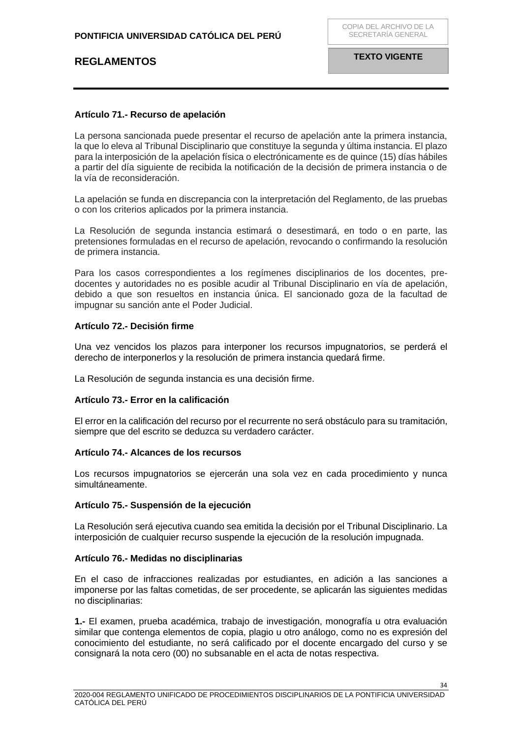**Artículo 71.- Recurso de apelación**

La persona sancionada puede presentar el recurso de apelación ante la primera instancia, la que lo eleva al Tribunal Disciplinario que constituye la segunda y última instancia. El plazo para la interposición de la apelación física o electrónicamente es de quince (15) días hábiles a partir del día siguiente de recibida la notificación de la decisión de primera instancia o de la vía de reconsideración.

La apelación se funda en discrepancia con la interpretación del Reglamento, de las pruebas o con los criterios aplicados por la primera instancia.

La Resolución de segunda instancia estimará o desestimará, en todo o en parte, las pretensiones formuladas en el recurso de apelación, revocando o confirmando la resolución de primera instancia.

Para los casos correspondientes a los regímenes disciplinarios de los docentes, pre-docentes y autoridades no es posible acudir al Tribunal Disciplinario en vía de apelación, debido a que son resueltos en instancia única. El sancionado goza de la facultad de impugnar su sanción ante el Poder Judicial.

**Artículo 72.- Decisión firme**

Una vez vencidos los plazos para interponer los recursos impugnatorios, se perderá el derecho de interponerlos y la resolución de primera instancia quedará firme.

La Resolución de segunda instancia es una decisión firme.

**Artículo 73.- Error en la calificación**

El error en la calificación del recurso por el recurrente no será obstáculo para su tramitación, siempre que del escrito se deduzca su verdadero carácter.

**Artículo 74.- Alcances de los recursos**

Los recursos impugnatorios se ejercerán una sola vez en cada procedimiento y nunca simultáneamente.

**Artículo 75.- Suspensión de la ejecución**

La Resolución será ejecutiva cuando sea emitida la decisión por el Tribunal Disciplinario. La interposición de cualquier recurso suspende la ejecución de la resolución impugnada.

**Artículo 76.- Medidas no disciplinarias**

En el caso de infracciones realizadas por estudiantes, en adición a las sanciones a imponerse por las faltas cometidas, de ser procedente, se aplicarán las siguientes medidas no disciplinarias:

**1.-** El examen, prueba académica, trabajo de investigación, monografía u otra evaluación similar que contenga elementos de copia, plagio u otro análogo, como no es expresión del conocimiento del estudiante, no será calificado por el docente encargado del curso y se consignará la nota cero (00) no subsanable en el acta de notas respectiva.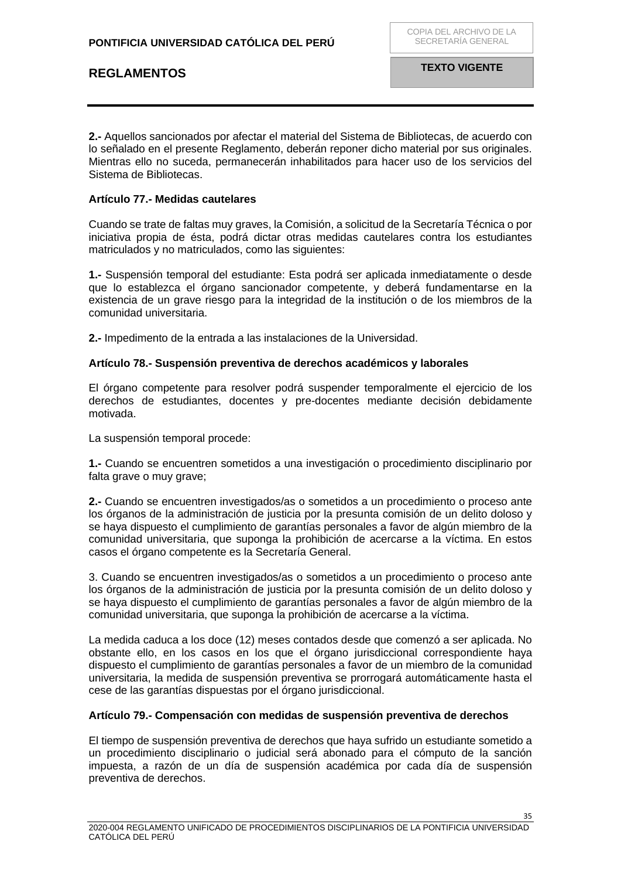**2.-** Aquellos sancionados por afectar el material del Sistema de Bibliotecas, de acuerdo con lo señalado en el presente Reglamento, deberán reponer dicho material por sus originales. Mientras ello no suceda, permanecerán inhabilitados para hacer uso de los servicios del Sistema de Bibliotecas.

### Artículo 77.- Medidas cautelares

Cuando se trate de faltas muy graves, la Comisión, a solicitud de la Secretaría Técnica o por iniciativa propia de ésta, podrá dictar otras medidas cautelares contra los estudiantes matriculados y no matriculados, como las siguientes:

**1.-** Suspensión temporal del estudiante: Esta podrá ser aplicada inmediatamente o desde que lo establezca el órgano sancionador competente, y deberá fundamentarse en la existencia de un grave riesgo para la integridad de la institución o de los miembros de la comunidad universitaria.

**2.-** Impedimento de la entrada a las instalaciones de la Universidad.

### Artículo 78.- Suspensión preventiva de derechos académicos y laborales

El órgano competente para resolver podrá suspender temporalmente el ejercicio de los derechos de estudiantes, docentes y pre-docentes mediante decisión debidamente motivada.

La suspensión temporal procede:

**1.-** Cuando se encuentren sometidos a una investigación o procedimiento disciplinario por falta grave o muy grave;

**2.-** Cuando se encuentren investigados/as o sometidos a un procedimiento o proceso ante los órganos de la administración de justicia por la presunta comisión de un delito doloso y se haya dispuesto el cumplimiento de garantías personales a favor de algún miembro de la comunidad universitaria, que suponga la prohibición de acercarse a la víctima. En estos casos el órgano competente es la Secretaría General.

3. Cuando se encuentren investigados/as o sometidos a un procedimiento o proceso ante los órganos de la administración de justicia por la presunta comisión de un delito doloso y se haya dispuesto el cumplimiento de garantías personales a favor de algún miembro de la comunidad universitaria, que suponga la prohibición de acercarse a la víctima.

La medida caduca a los doce (12) meses contados desde que comenzó a ser aplicada. No obstante ello, en los casos en los que el órgano jurisdiccional correspondiente haya dispuesto el cumplimiento de garantías personales a favor de un miembro de la comunidad universitaria, la medida de suspensión preventiva se prorrogará automáticamente hasta el cese de las garantías dispuestas por el órgano jurisdiccional.

### Artículo 79.- Compensación con medidas de suspensión preventiva de derechos

El tiempo de suspensión preventiva de derechos que haya sufrido un estudiante sometido a un procedimiento disciplinario o judicial será abonado para el cómputo de la sanción impuesta, a razón de un día de suspensión académica por cada día de suspensión preventiva de derechos.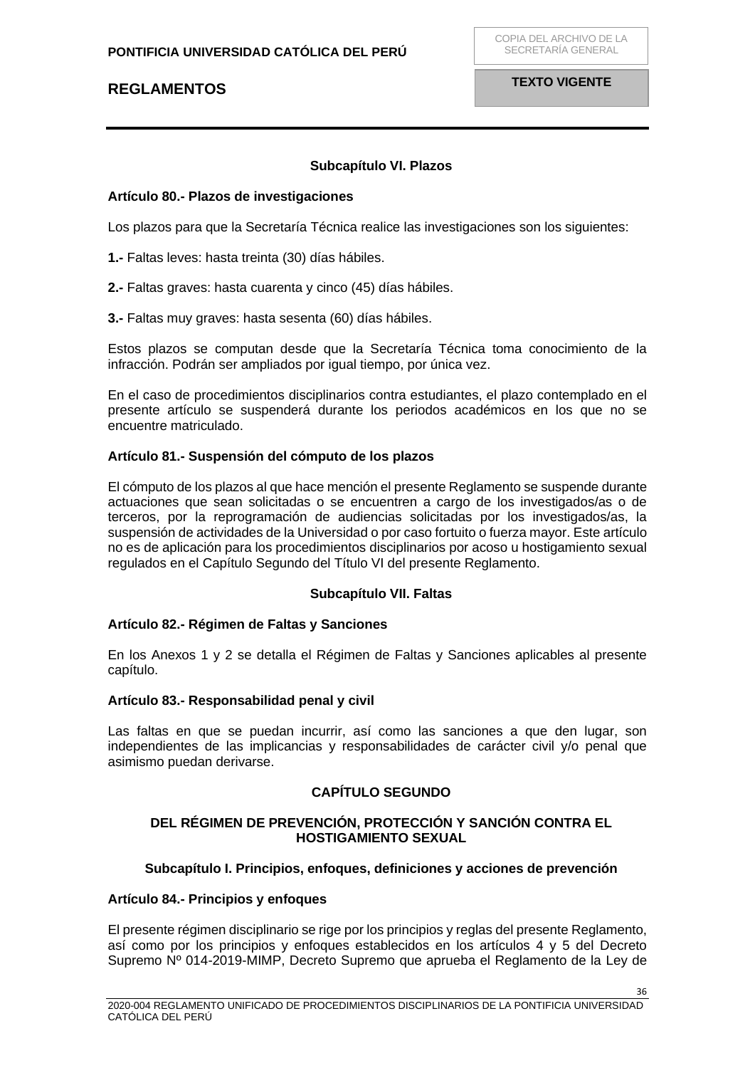### Subcapítulo VI. Plazos

**Artículo 80.- Plazos de investigaciones**

Los plazos para que la Secretaría Técnica realice las investigaciones son los siguientes:

**1.-** Faltas leves: hasta treinta (30) días hábiles.

**2.-** Faltas graves: hasta cuarenta y cinco (45) días hábiles.

**3.-** Faltas muy graves: hasta sesenta (60) días hábiles.

Estos plazos se computan desde que la Secretaría Técnica toma conocimiento de la infracción. Podrán ser ampliados por igual tiempo, por única vez.

En el caso de procedimientos disciplinarios contra estudiantes, el plazo contemplado en el presente artículo se suspenderá durante los periodos académicos en los que no se encuentre matriculado.

**Artículo 81.- Suspensión del cómputo de los plazos**

El cómputo de los plazos al que hace mención el presente Reglamento se suspende durante actuaciones que sean solicitadas o se encuentren a cargo de los investigados/as o de terceros, por la reprogramación de audiencias solicitadas por los investigados/as, la suspensión de actividades de la Universidad o por caso fortuito o fuerza mayor. Este artículo no es de aplicación para los procedimientos disciplinarios por acoso u hostigamiento sexual regulados en el Capítulo Segundo del Título VI del presente Reglamento.

### Subcapítulo VII. Faltas

**Artículo 82.- Régimen de Faltas y Sanciones**

En los Anexos 1 y 2 se detalla el Régimen de Faltas y Sanciones aplicables al presente capítulo.

**Artículo 83.- Responsabilidad penal y civil**

Las faltas en que se puedan incurrir, así como las sanciones a que den lugar, son independientes de las implicancias y responsabilidades de carácter civil y/o penal que asimismo puedan derivarse.

## CAPÍTULO SEGUNDO

## DEL RÉGIMEN DE PREVENCIÓN, PROTECCIÓN Y SANCIÓN CONTRA EL HOSTIGAMIENTO SEXUAL

### Subcapítulo I. Principios, enfoques, definiciones y acciones de prevención

**Artículo 84.- Principios y enfoques**

El presente régimen disciplinario se rige por los principios y reglas del presente Reglamento, así como por los principios y enfoques establecidos en los artículos 4 y 5 del Decreto Supremo Nº 014-2019-MIMP, Decreto Supremo que aprueba el Reglamento de la Ley de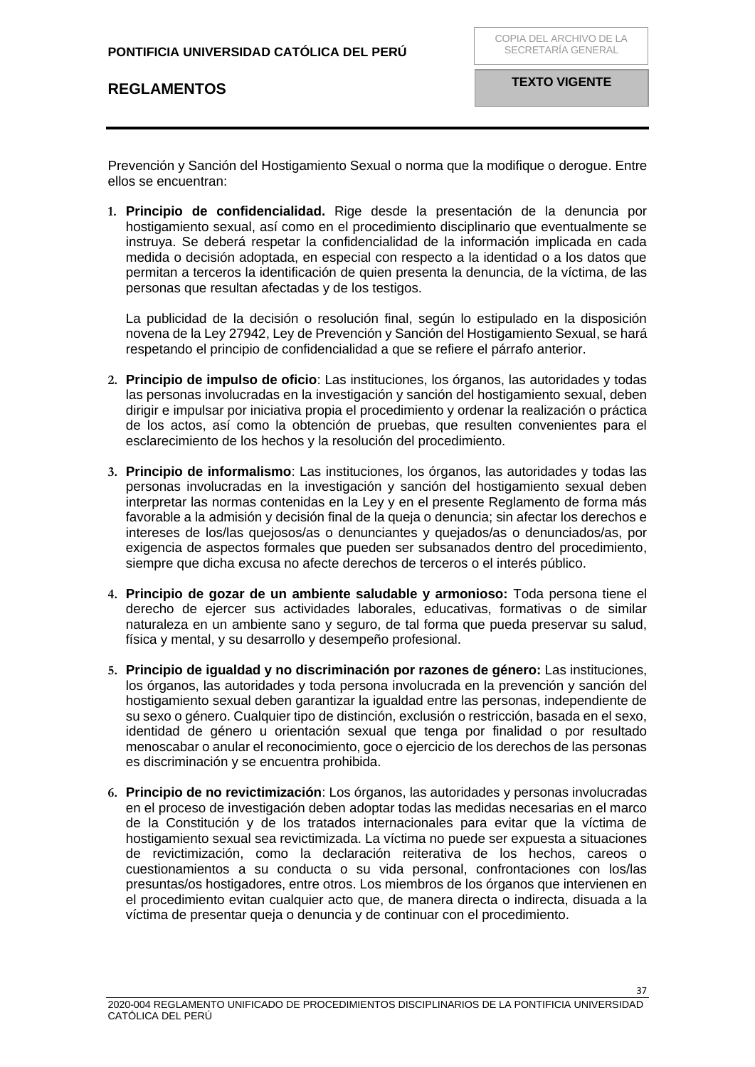Prevención y Sanción del Hostigamiento Sexual o norma que la modifique o derogue. Entre ellos se encuentran:

1. **Principio de confidencialidad.** Rige desde la presentación de la denuncia por hostigamiento sexual, así como en el procedimiento disciplinario que eventualmente se instruya. Se deberá respetar la confidencialidad de la información implicada en cada medida o decisión adoptada, en especial con respecto a la identidad o a los datos que permitan a terceros la identificación de quien presenta la denuncia, de la víctima, de las personas que resultan afectadas y de los testigos.

   La publicidad de la decisión o resolución final, según lo estipulado en la disposición novena de la Ley 27942, Ley de Prevención y Sanción del Hostigamiento Sexual, se hará respetando el principio de confidencialidad a que se refiere el párrafo anterior.

2. **Principio de impulso de oficio**: Las instituciones, los órganos, las autoridades y todas las personas involucradas en la investigación y sanción del hostigamiento sexual, deben dirigir e impulsar por iniciativa propia el procedimiento y ordenar la realización o práctica de los actos, así como la obtención de pruebas, que resulten convenientes para el esclarecimiento de los hechos y la resolución del procedimiento.

3. **Principio de informalismo**: Las instituciones, los órganos, las autoridades y todas las personas involucradas en la investigación y sanción del hostigamiento sexual deben interpretar las normas contenidas en la Ley y en el presente Reglamento de forma más favorable a la admisión y decisión final de la queja o denuncia; sin afectar los derechos e intereses de los/las quejosos/as o denunciantes y quejados/as o denunciados/as, por exigencia de aspectos formales que pueden ser subsanados dentro del procedimiento, siempre que dicha excusa no afecte derechos de terceros o el interés público.

4. **Principio de gozar de un ambiente saludable y armonioso:** Toda persona tiene el derecho de ejercer sus actividades laborales, educativas, formativas o de similar naturaleza en un ambiente sano y seguro, de tal forma que pueda preservar su salud, física y mental, y su desarrollo y desempeño profesional.

5. **Principio de igualdad y no discriminación por razones de género:** Las instituciones, los órganos, las autoridades y toda persona involucrada en la prevención y sanción del hostigamiento sexual deben garantizar la igualdad entre las personas, independiente de su sexo o género. Cualquier tipo de distinción, exclusión o restricción, basada en el sexo, identidad de género u orientación sexual que tenga por finalidad o por resultado menoscabar o anular el reconocimiento, goce o ejercicio de los derechos de las personas es discriminación y se encuentra prohibida.

6. **Principio de no revictimización**: Los órganos, las autoridades y personas involucradas en el proceso de investigación deben adoptar todas las medidas necesarias en el marco de la Constitución y de los tratados internacionales para evitar que la víctima de hostigamiento sexual sea revictimizada. La víctima no puede ser expuesta a situaciones de revictimización, como la declaración reiterativa de los hechos, careos o cuestionamientos a su conducta o su vida personal, confrontaciones con los/las presuntas/os hostigadores, entre otros. Los miembros de los órganos que intervienen en el procedimiento evitan cualquier acto que, de manera directa o indirecta, disuada a la víctima de presentar queja o denuncia y de continuar con el procedimiento.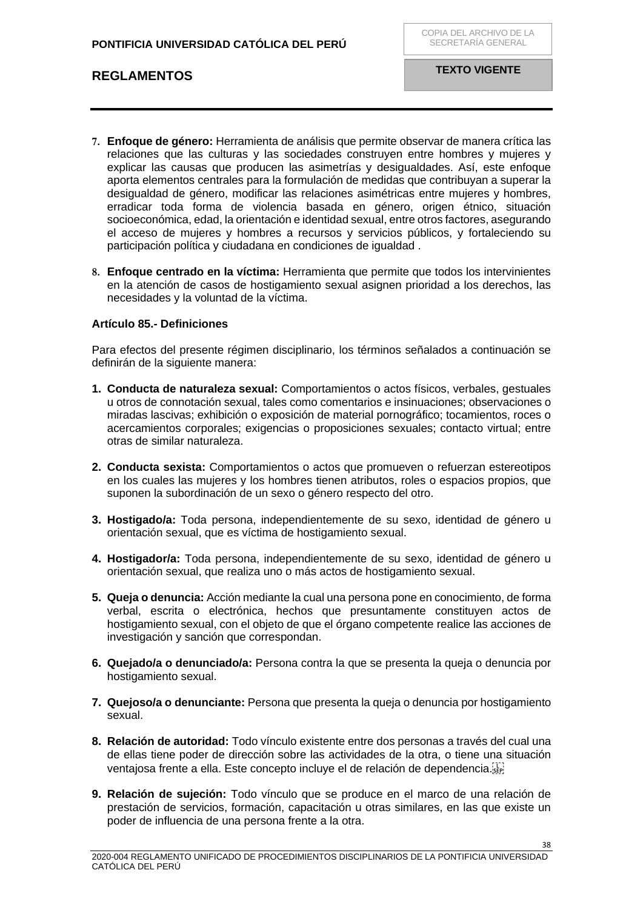7. **Enfoque de género:** Herramienta de análisis que permite observar de manera crítica las relaciones que las culturas y las sociedades construyen entre hombres y mujeres y explicar las causas que producen las asimetrías y desigualdades. Así, este enfoque aporta elementos centrales para la formulación de medidas que contribuyan a superar la desigualdad de género, modificar las relaciones asimétricas entre mujeres y hombres, erradicar toda forma de violencia basada en género, origen étnico, situación socioeconómica, edad, la orientación e identidad sexual, entre otros factores, asegurando el acceso de mujeres y hombres a recursos y servicios públicos, y fortaleciendo su participación política y ciudadana en condiciones de igualdad .

8. **Enfoque centrado en la víctima:** Herramienta que permite que todos los intervinientes en la atención de casos de hostigamiento sexual asignen prioridad a los derechos, las necesidades y la voluntad de la víctima.

**Artículo 85.- Definiciones**

Para efectos del presente régimen disciplinario, los términos señalados a continuación se definirán de la siguiente manera:

1. **Conducta de naturaleza sexual:** Comportamientos o actos físicos, verbales, gestuales u otros de connotación sexual, tales como comentarios e insinuaciones; observaciones o miradas lascivas; exhibición o exposición de material pornográfico; tocamientos, roces o acercamientos corporales; exigencias o proposiciones sexuales; contacto virtual; entre otras de similar naturaleza.

2. **Conducta sexista:** Comportamientos o actos que promueven o refuerzan estereotipos en los cuales las mujeres y los hombres tienen atributos, roles o espacios propios, que suponen la subordinación de un sexo o género respecto del otro.

3. **Hostigado/a:** Toda persona, independientemente de su sexo, identidad de género u orientación sexual, que es víctima de hostigamiento sexual.

4. **Hostigador/a:** Toda persona, independientemente de su sexo, identidad de género u orientación sexual, que realiza uno o más actos de hostigamiento sexual.

5. **Queja o denuncia:** Acción mediante la cual una persona pone en conocimiento, de forma verbal, escrita o electrónica, hechos que presuntamente constituyen actos de hostigamiento sexual, con el objeto de que el órgano competente realice las acciones de investigación y sanción que correspondan.

6. **Quejado/a o denunciado/a:** Persona contra la que se presenta la queja o denuncia por hostigamiento sexual.

7. **Quejoso/a o denunciante:** Persona que presenta la queja o denuncia por hostigamiento sexual.

8. **Relación de autoridad:** Todo vínculo existente entre dos personas a través del cual una de ellas tiene poder de dirección sobre las actividades de la otra, o tiene una situación ventajosa frente a ella. Este concepto incluye el de relación de dependencia.

9. **Relación de sujeción:** Todo vínculo que se produce en el marco de una relación de prestación de servicios, formación, capacitación u otras similares, en las que existe un poder de influencia de una persona frente a la otra.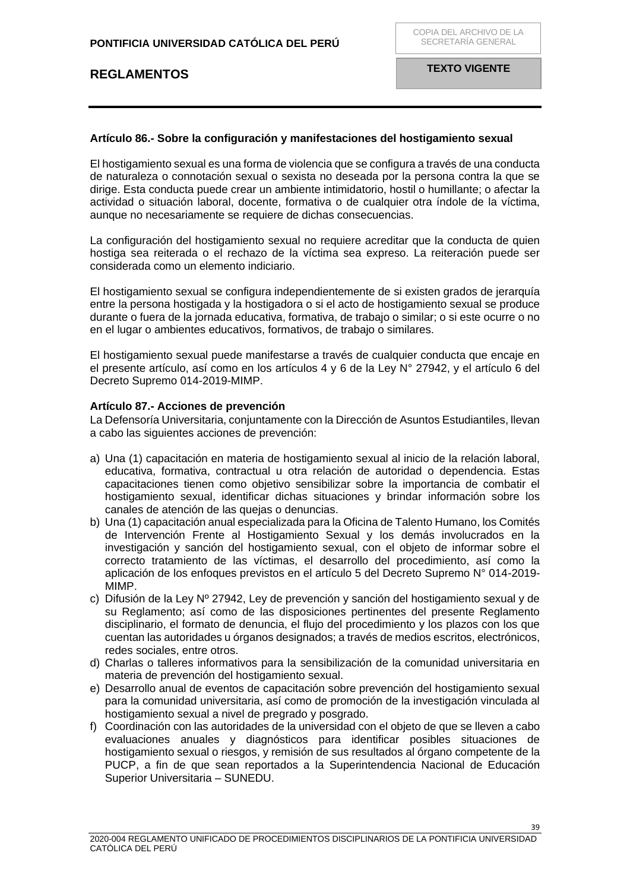**Artículo 86.- Sobre la configuración y manifestaciones del hostigamiento sexual**

El hostigamiento sexual es una forma de violencia que se configura a través de una conducta de naturaleza o connotación sexual o sexista no deseada por la persona contra la que se dirige. Esta conducta puede crear un ambiente intimidatorio, hostil o humillante; o afectar la actividad o situación laboral, docente, formativa o de cualquier otra índole de la víctima, aunque no necesariamente se requiere de dichas consecuencias.

La configuración del hostigamiento sexual no requiere acreditar que la conducta de quien hostiga sea reiterada o el rechazo de la víctima sea expreso. La reiteración puede ser considerada como un elemento indiciario.

El hostigamiento sexual se configura independientemente de si existen grados de jerarquía entre la persona hostigada y la hostigadora o si el acto de hostigamiento sexual se produce durante o fuera de la jornada educativa, formativa, de trabajo o similar; o si este ocurre o no en el lugar o ambientes educativos, formativos, de trabajo o similares.

El hostigamiento sexual puede manifestarse a través de cualquier conducta que encaje en el presente artículo, así como en los artículos 4 y 6 de la Ley N° 27942, y el artículo 6 del Decreto Supremo 014-2019-MIMP.

**Artículo 87.- Acciones de prevención**

La Defensoría Universitaria, conjuntamente con la Dirección de Asuntos Estudiantiles, llevan a cabo las siguientes acciones de prevención:

a) Una (1) capacitación en materia de hostigamiento sexual al inicio de la relación laboral, educativa, formativa, contractual u otra relación de autoridad o dependencia. Estas capacitaciones tienen como objetivo sensibilizar sobre la importancia de combatir el hostigamiento sexual, identificar dichas situaciones y brindar información sobre los canales de atención de las quejas o denuncias.
b) Una (1) capacitación anual especializada para la Oficina de Talento Humano, los Comités de Intervención Frente al Hostigamiento Sexual y los demás involucrados en la investigación y sanción del hostigamiento sexual, con el objeto de informar sobre el correcto tratamiento de las víctimas, el desarrollo del procedimiento, así como la aplicación de los enfoques previstos en el artículo 5 del Decreto Supremo N° 014-2019-MIMP.
c) Difusión de la Ley Nº 27942, Ley de prevención y sanción del hostigamiento sexual y de su Reglamento; así como de las disposiciones pertinentes del presente Reglamento disciplinario, el formato de denuncia, el flujo del procedimiento y los plazos con los que cuentan las autoridades u órganos designados; a través de medios escritos, electrónicos, redes sociales, entre otros.
d) Charlas o talleres informativos para la sensibilización de la comunidad universitaria en materia de prevención del hostigamiento sexual.
e) Desarrollo anual de eventos de capacitación sobre prevención del hostigamiento sexual para la comunidad universitaria, así como de promoción de la investigación vinculada al hostigamiento sexual a nivel de pregrado y posgrado.
f) Coordinación con las autoridades de la universidad con el objeto de que se lleven a cabo evaluaciones anuales y diagnósticos para identificar posibles situaciones de hostigamiento sexual o riesgos, y remisión de sus resultados al órgano competente de la PUCP, a fin de que sean reportados a la Superintendencia Nacional de Educación Superior Universitaria – SUNEDU.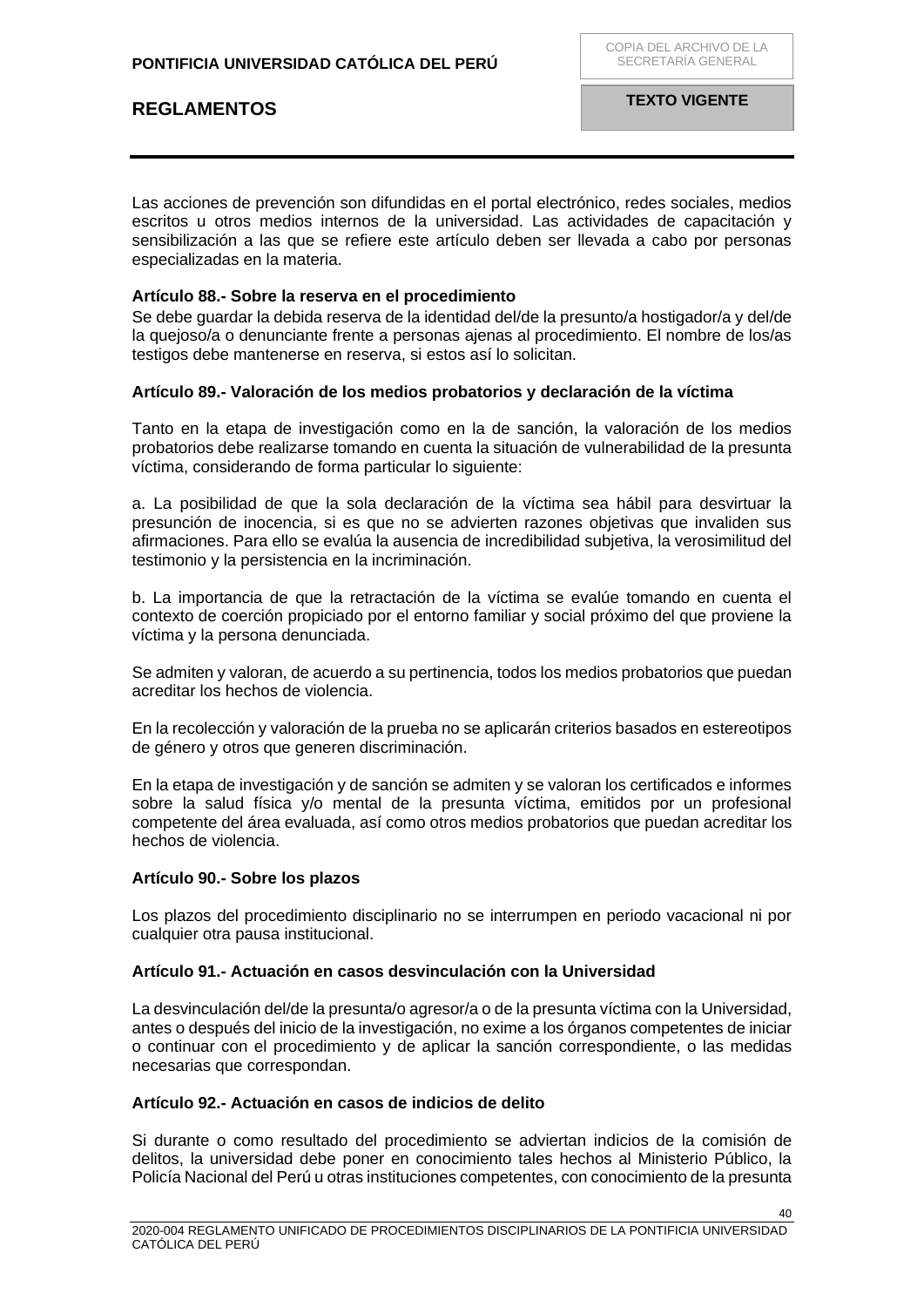Las acciones de prevención son difundidas en el portal electrónico, redes sociales, medios escritos u otros medios internos de la universidad. Las actividades de capacitación y sensibilización a las que se refiere este artículo deben ser llevada a cabo por personas especializadas en la materia.

**Artículo 88.- Sobre la reserva en el procedimiento**

Se debe guardar la debida reserva de la identidad del/de la presunto/a hostigador/a y del/de la quejoso/a o denunciante frente a personas ajenas al procedimiento. El nombre de los/as testigos debe mantenerse en reserva, si estos así lo solicitan.

**Artículo 89.- Valoración de los medios probatorios y declaración de la víctima**

Tanto en la etapa de investigación como en la de sanción, la valoración de los medios probatorios debe realizarse tomando en cuenta la situación de vulnerabilidad de la presunta víctima, considerando de forma particular lo siguiente:

a. La posibilidad de que la sola declaración de la víctima sea hábil para desvirtuar la presunción de inocencia, si es que no se advierten razones objetivas que invaliden sus afirmaciones. Para ello se evalúa la ausencia de incredibilidad subjetiva, la verosimilitud del testimonio y la persistencia en la incriminación.

b. La importancia de que la retractación de la víctima se evalúe tomando en cuenta el contexto de coerción propiciado por el entorno familiar y social próximo del que proviene la víctima y la persona denunciada.

Se admiten y valoran, de acuerdo a su pertinencia, todos los medios probatorios que puedan acreditar los hechos de violencia.

En la recolección y valoración de la prueba no se aplicarán criterios basados en estereotipos de género y otros que generen discriminación.

En la etapa de investigación y de sanción se admiten y se valoran los certificados e informes sobre la salud física y/o mental de la presunta víctima, emitidos por un profesional competente del área evaluada, así como otros medios probatorios que puedan acreditar los hechos de violencia.

**Artículo 90.- Sobre los plazos**

Los plazos del procedimiento disciplinario no se interrumpen en periodo vacacional ni por cualquier otra pausa institucional.

**Artículo 91.- Actuación en casos desvinculación con la Universidad**

La desvinculación del/de la presunta/o agresor/a o de la presunta víctima con la Universidad, antes o después del inicio de la investigación, no exime a los órganos competentes de iniciar o continuar con el procedimiento y de aplicar la sanción correspondiente, o las medidas necesarias que correspondan.

**Artículo 92.- Actuación en casos de indicios de delito**

Si durante o como resultado del procedimiento se adviertan indicios de la comisión de delitos, la universidad debe poner en conocimiento tales hechos al Ministerio Público, la Policía Nacional del Perú u otras instituciones competentes, con conocimiento de la presunta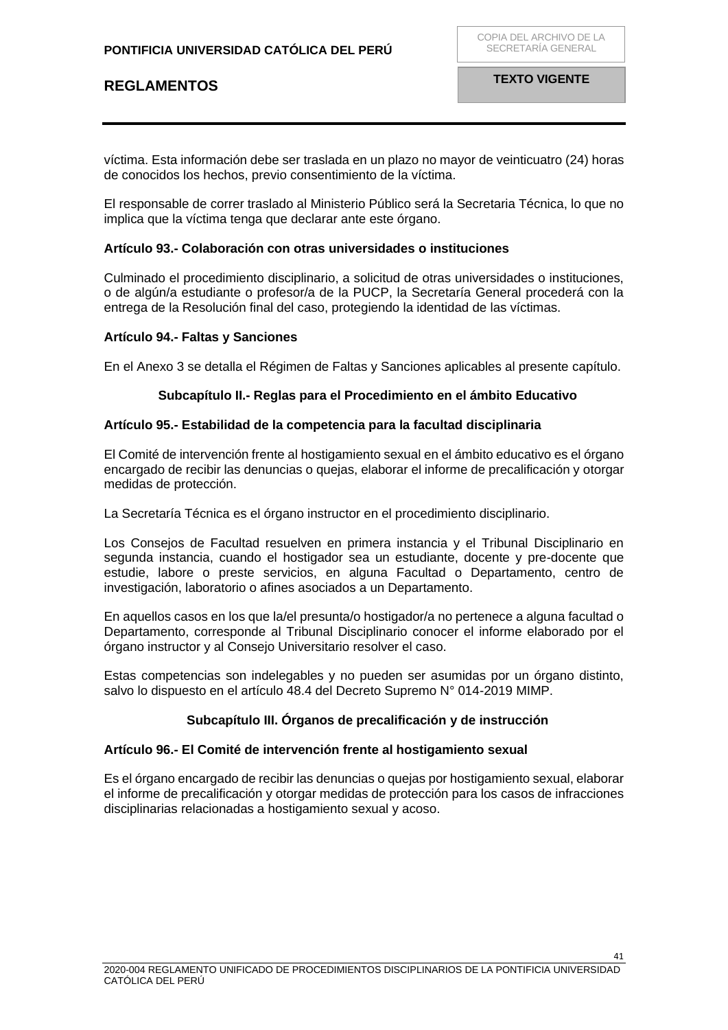víctima. Esta información debe ser traslada en un plazo no mayor de veinticuatro (24) horas de conocidos los hechos, previo consentimiento de la víctima.

El responsable de correr traslado al Ministerio Público será la Secretaria Técnica, lo que no implica que la víctima tenga que declarar ante este órgano.

**Artículo 93.- Colaboración con otras universidades o instituciones**

Culminado el procedimiento disciplinario, a solicitud de otras universidades o instituciones, o de algún/a estudiante o profesor/a de la PUCP, la Secretaría General procederá con la entrega de la Resolución final del caso, protegiendo la identidad de las víctimas.

**Artículo 94.- Faltas y Sanciones**

En el Anexo 3 se detalla el Régimen de Faltas y Sanciones aplicables al presente capítulo.

### Subcapítulo II.- Reglas para el Procedimiento en el ámbito Educativo

**Artículo 95.- Estabilidad de la competencia para la facultad disciplinaria**

El Comité de intervención frente al hostigamiento sexual en el ámbito educativo es el órgano encargado de recibir las denuncias o quejas, elaborar el informe de precalificación y otorgar medidas de protección.

La Secretaría Técnica es el órgano instructor en el procedimiento disciplinario.

Los Consejos de Facultad resuelven en primera instancia y el Tribunal Disciplinario en segunda instancia, cuando el hostigador sea un estudiante, docente y pre-docente que estudie, labore o preste servicios, en alguna Facultad o Departamento, centro de investigación, laboratorio o afines asociados a un Departamento.

En aquellos casos en los que la/el presunta/o hostigador/a no pertenece a alguna facultad o Departamento, corresponde al Tribunal Disciplinario conocer el informe elaborado por el órgano instructor y al Consejo Universitario resolver el caso.

Estas competencias son indelegables y no pueden ser asumidas por un órgano distinto, salvo lo dispuesto en el artículo 48.4 del Decreto Supremo N° 014-2019 MIMP.

### Subcapítulo III. Órganos de precalificación y de instrucción

**Artículo 96.- El Comité de intervención frente al hostigamiento sexual**

Es el órgano encargado de recibir las denuncias o quejas por hostigamiento sexual, elaborar el informe de precalificación y otorgar medidas de protección para los casos de infracciones disciplinarias relacionadas a hostigamiento sexual y acoso.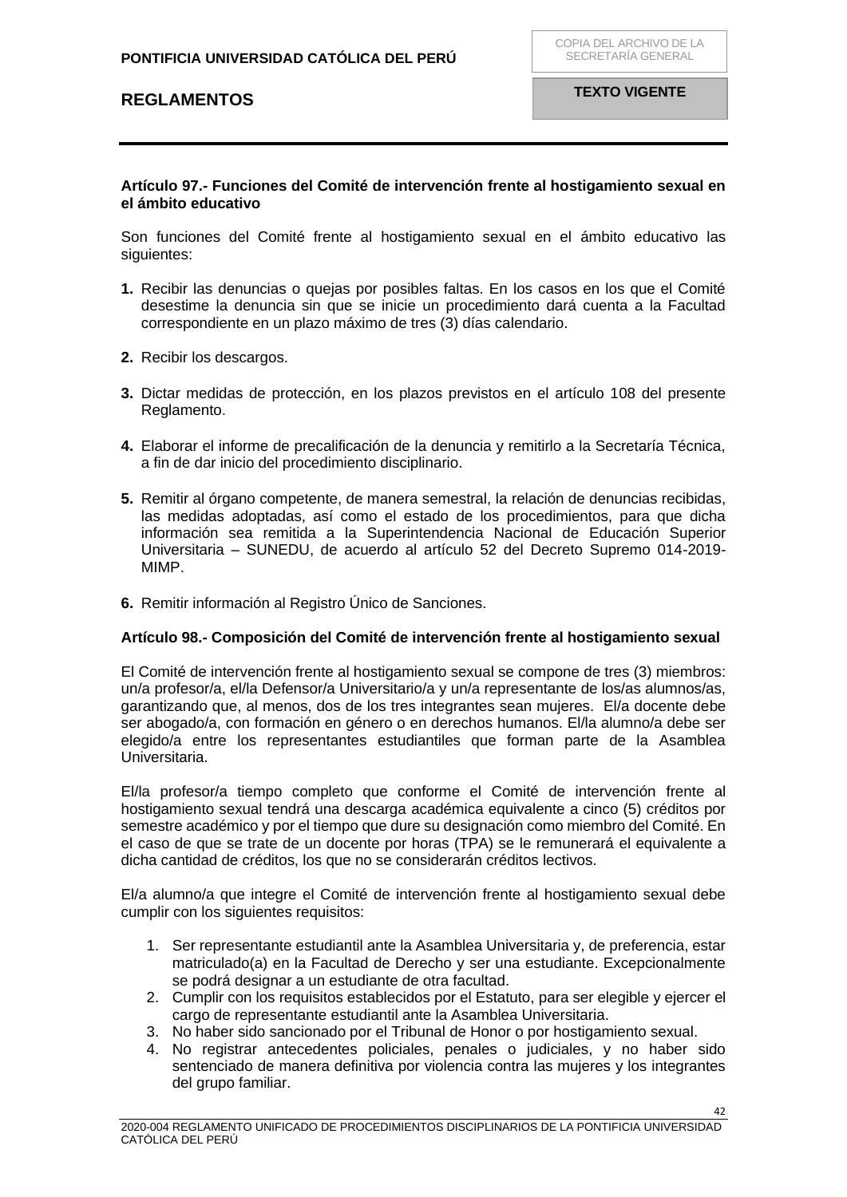**Artículo 97.- Funciones del Comité de intervención frente al hostigamiento sexual en el ámbito educativo**

Son funciones del Comité frente al hostigamiento sexual en el ámbito educativo las siguientes:

1. Recibir las denuncias o quejas por posibles faltas. En los casos en los que el Comité desestime la denuncia sin que se inicie un procedimiento dará cuenta a la Facultad correspondiente en un plazo máximo de tres (3) días calendario.

2. Recibir los descargos.

3. Dictar medidas de protección, en los plazos previstos en el artículo 108 del presente Reglamento.

4. Elaborar el informe de precalificación de la denuncia y remitirlo a la Secretaría Técnica, a fin de dar inicio del procedimiento disciplinario.

5. Remitir al órgano competente, de manera semestral, la relación de denuncias recibidas, las medidas adoptadas, así como el estado de los procedimientos, para que dicha información sea remitida a la Superintendencia Nacional de Educación Superior Universitaria – SUNEDU, de acuerdo al artículo 52 del Decreto Supremo 014-2019-MIMP.

6. Remitir información al Registro Único de Sanciones.

**Artículo 98.- Composición del Comité de intervención frente al hostigamiento sexual**

El Comité de intervención frente al hostigamiento sexual se compone de tres (3) miembros: un/a profesor/a, el/la Defensor/a Universitario/a y un/a representante de los/as alumnos/as, garantizando que, al menos, dos de los tres integrantes sean mujeres. El/a docente debe ser abogado/a, con formación en género o en derechos humanos. El/la alumno/a debe ser elegido/a entre los representantes estudiantiles que forman parte de la Asamblea Universitaria.

El/la profesor/a tiempo completo que conforme el Comité de intervención frente al hostigamiento sexual tendrá una descarga académica equivalente a cinco (5) créditos por semestre académico y por el tiempo que dure su designación como miembro del Comité. En el caso de que se trate de un docente por horas (TPA) se le remunerará el equivalente a dicha cantidad de créditos, los que no se considerarán créditos lectivos.

El/a alumno/a que integre el Comité de intervención frente al hostigamiento sexual debe cumplir con los siguientes requisitos:

1. Ser representante estudiantil ante la Asamblea Universitaria y, de preferencia, estar matriculado(a) en la Facultad de Derecho y ser una estudiante. Excepcionalmente se podrá designar a un estudiante de otra facultad.
2. Cumplir con los requisitos establecidos por el Estatuto, para ser elegible y ejercer el cargo de representante estudiantil ante la Asamblea Universitaria.
3. No haber sido sancionado por el Tribunal de Honor o por hostigamiento sexual.
4. No registrar antecedentes policiales, penales o judiciales, y no haber sido sentenciado de manera definitiva por violencia contra las mujeres y los integrantes del grupo familiar.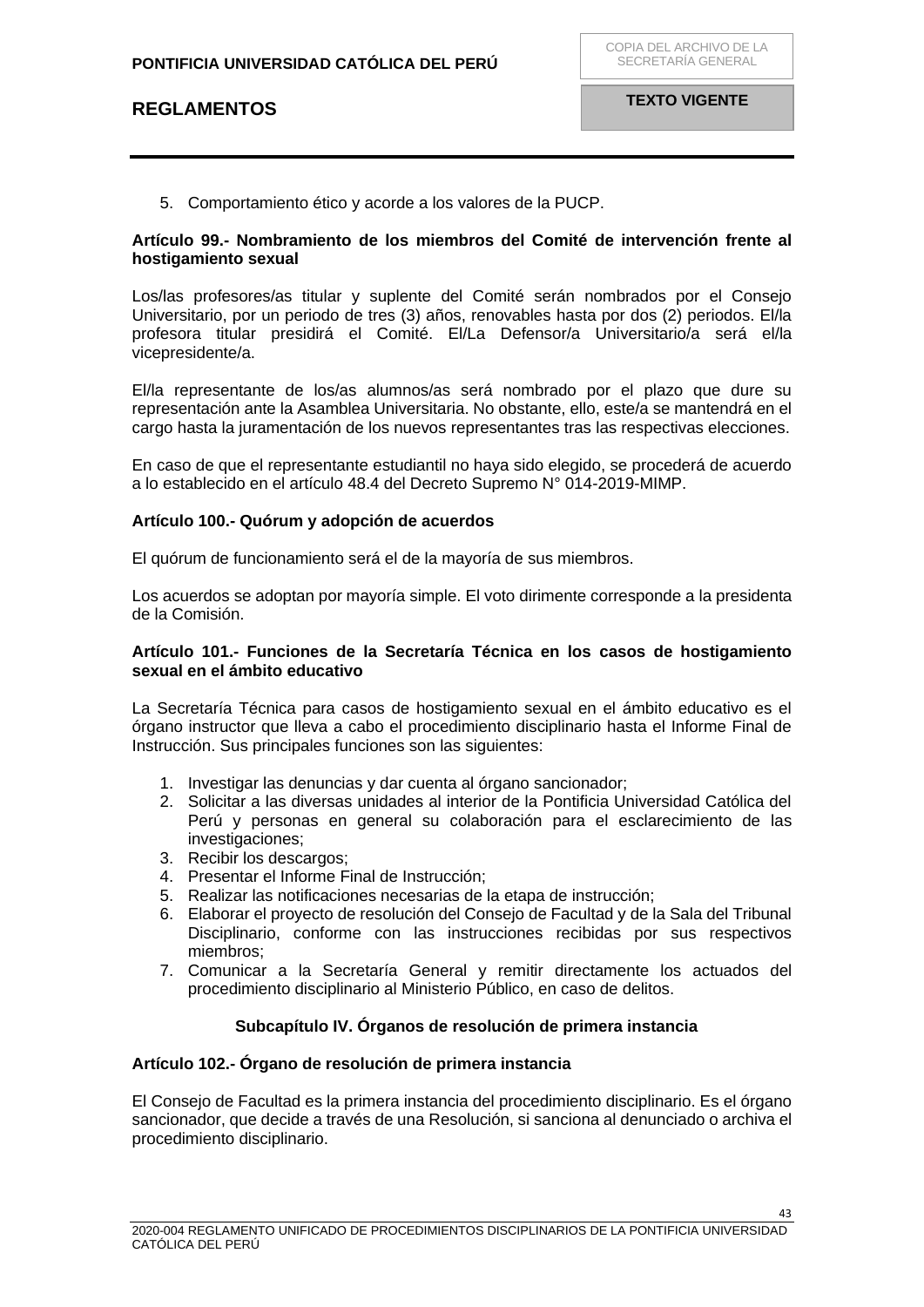5. Comportamiento ético y acorde a los valores de la PUCP.

**Artículo 99.- Nombramiento de los miembros del Comité de intervención frente al hostigamiento sexual**

Los/las profesores/as titular y suplente del Comité serán nombrados por el Consejo Universitario, por un periodo de tres (3) años, renovables hasta por dos (2) periodos. El/la profesora titular presidirá el Comité. El/La Defensor/a Universitario/a será el/la vicepresidente/a.

El/la representante de los/as alumnos/as será nombrado por el plazo que dure su representación ante la Asamblea Universitaria. No obstante, ello, este/a se mantendrá en el cargo hasta la juramentación de los nuevos representantes tras las respectivas elecciones.

En caso de que el representante estudiantil no haya sido elegido, se procederá de acuerdo a lo establecido en el artículo 48.4 del Decreto Supremo N° 014-2019-MIMP.

**Artículo 100.- Quórum y adopción de acuerdos**

El quórum de funcionamiento será el de la mayoría de sus miembros.

Los acuerdos se adoptan por mayoría simple. El voto dirimente corresponde a la presidenta de la Comisión.

**Artículo 101.- Funciones de la Secretaría Técnica en los casos de hostigamiento sexual en el ámbito educativo**

La Secretaría Técnica para casos de hostigamiento sexual en el ámbito educativo es el órgano instructor que lleva a cabo el procedimiento disciplinario hasta el Informe Final de Instrucción. Sus principales funciones son las siguientes:

1. Investigar las denuncias y dar cuenta al órgano sancionador;
2. Solicitar a las diversas unidades al interior de la Pontificia Universidad Católica del Perú y personas en general su colaboración para el esclarecimiento de las investigaciones;
3. Recibir los descargos;
4. Presentar el Informe Final de Instrucción;
5. Realizar las notificaciones necesarias de la etapa de instrucción;
6. Elaborar el proyecto de resolución del Consejo de Facultad y de la Sala del Tribunal Disciplinario, conforme con las instrucciones recibidas por sus respectivos miembros;
7. Comunicar a la Secretaría General y remitir directamente los actuados del procedimiento disciplinario al Ministerio Público, en caso de delitos.

### Subcapítulo IV. Órganos de resolución de primera instancia

**Artículo 102.- Órgano de resolución de primera instancia**

El Consejo de Facultad es la primera instancia del procedimiento disciplinario. Es el órgano sancionador, que decide a través de una Resolución, si sanciona al denunciado o archiva el procedimiento disciplinario.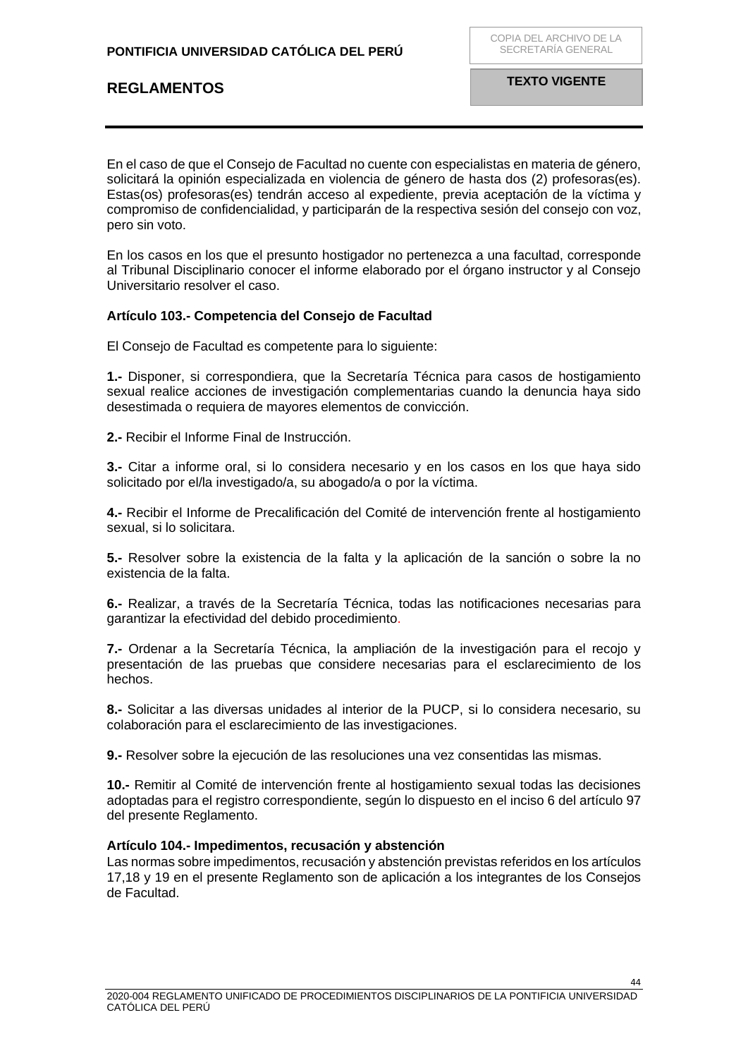En el caso de que el Consejo de Facultad no cuente con especialistas en materia de género, solicitará la opinión especializada en violencia de género de hasta dos (2) profesoras(es). Estas(os) profesoras(es) tendrán acceso al expediente, previa aceptación de la víctima y compromiso de confidencialidad, y participarán de la respectiva sesión del consejo con voz, pero sin voto.

En los casos en los que el presunto hostigador no pertenezca a una facultad, corresponde al Tribunal Disciplinario conocer el informe elaborado por el órgano instructor y al Consejo Universitario resolver el caso.

**Artículo 103.- Competencia del Consejo de Facultad**

El Consejo de Facultad es competente para lo siguiente:

**1.-** Disponer, si correspondiera, que la Secretaría Técnica para casos de hostigamiento sexual realice acciones de investigación complementarias cuando la denuncia haya sido desestimada o requiera de mayores elementos de convicción.

**2.-** Recibir el Informe Final de Instrucción.

**3.-** Citar a informe oral, si lo considera necesario y en los casos en los que haya sido solicitado por el/la investigado/a, su abogado/a o por la víctima.

**4.-** Recibir el Informe de Precalificación del Comité de intervención frente al hostigamiento sexual, si lo solicitara.

**5.-** Resolver sobre la existencia de la falta y la aplicación de la sanción o sobre la no existencia de la falta.

**6.-** Realizar, a través de la Secretaría Técnica, todas las notificaciones necesarias para garantizar la efectividad del debido procedimiento.

**7.-** Ordenar a la Secretaría Técnica, la ampliación de la investigación para el recojo y presentación de las pruebas que considere necesarias para el esclarecimiento de los hechos.

**8.-** Solicitar a las diversas unidades al interior de la PUCP, si lo considera necesario, su colaboración para el esclarecimiento de las investigaciones.

**9.-** Resolver sobre la ejecución de las resoluciones una vez consentidas las mismas.

**10.-** Remitir al Comité de intervención frente al hostigamiento sexual todas las decisiones adoptadas para el registro correspondiente, según lo dispuesto en el inciso 6 del artículo 97 del presente Reglamento.

**Artículo 104.- Impedimentos, recusación y abstención**

Las normas sobre impedimentos, recusación y abstención previstas referidos en los artículos 17,18 y 19 en el presente Reglamento son de aplicación a los integrantes de los Consejos de Facultad.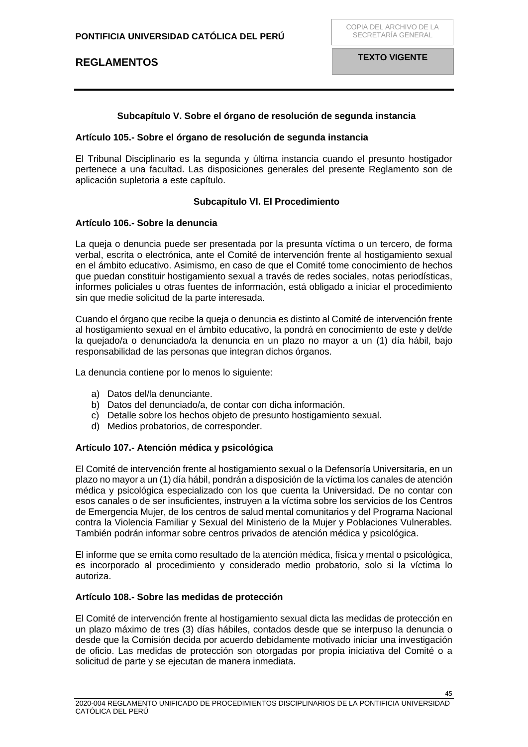### Subcapítulo V. Sobre el órgano de resolución de segunda instancia

**Artículo 105.- Sobre el órgano de resolución de segunda instancia**

El Tribunal Disciplinario es la segunda y última instancia cuando el presunto hostigador pertenece a una facultad. Las disposiciones generales del presente Reglamento son de aplicación supletoria a este capítulo.

### Subcapítulo VI. El Procedimiento

**Artículo 106.- Sobre la denuncia**

La queja o denuncia puede ser presentada por la presunta víctima o un tercero, de forma verbal, escrita o electrónica, ante el Comité de intervención frente al hostigamiento sexual en el ámbito educativo. Asimismo, en caso de que el Comité tome conocimiento de hechos que puedan constituir hostigamiento sexual a través de redes sociales, notas periodísticas, informes policiales u otras fuentes de información, está obligado a iniciar el procedimiento sin que medie solicitud de la parte interesada.

Cuando el órgano que recibe la queja o denuncia es distinto al Comité de intervención frente al hostigamiento sexual en el ámbito educativo, la pondrá en conocimiento de este y del/de la quejado/a o denunciado/a la denuncia en un plazo no mayor a un (1) día hábil, bajo responsabilidad de las personas que integran dichos órganos.

La denuncia contiene por lo menos lo siguiente:

a) Datos del/la denunciante.
b) Datos del denunciado/a, de contar con dicha información.
c) Detalle sobre los hechos objeto de presunto hostigamiento sexual.
d) Medios probatorios, de corresponder.

**Artículo 107.- Atención médica y psicológica**

El Comité de intervención frente al hostigamiento sexual o la Defensoría Universitaria, en un plazo no mayor a un (1) día hábil, pondrán a disposición de la víctima los canales de atención médica y psicológica especializado con los que cuenta la Universidad. De no contar con esos canales o de ser insuficientes, instruyen a la víctima sobre los servicios de los Centros de Emergencia Mujer, de los centros de salud mental comunitarios y del Programa Nacional contra la Violencia Familiar y Sexual del Ministerio de la Mujer y Poblaciones Vulnerables. También podrán informar sobre centros privados de atención médica y psicológica.

El informe que se emita como resultado de la atención médica, física y mental o psicológica, es incorporado al procedimiento y considerado medio probatorio, solo si la víctima lo autoriza.

**Artículo 108.- Sobre las medidas de protección**

El Comité de intervención frente al hostigamiento sexual dicta las medidas de protección en un plazo máximo de tres (3) días hábiles, contados desde que se interpuso la denuncia o desde que la Comisión decida por acuerdo debidamente motivado iniciar una investigación de oficio. Las medidas de protección son otorgadas por propia iniciativa del Comité o a solicitud de parte y se ejecutan de manera inmediata.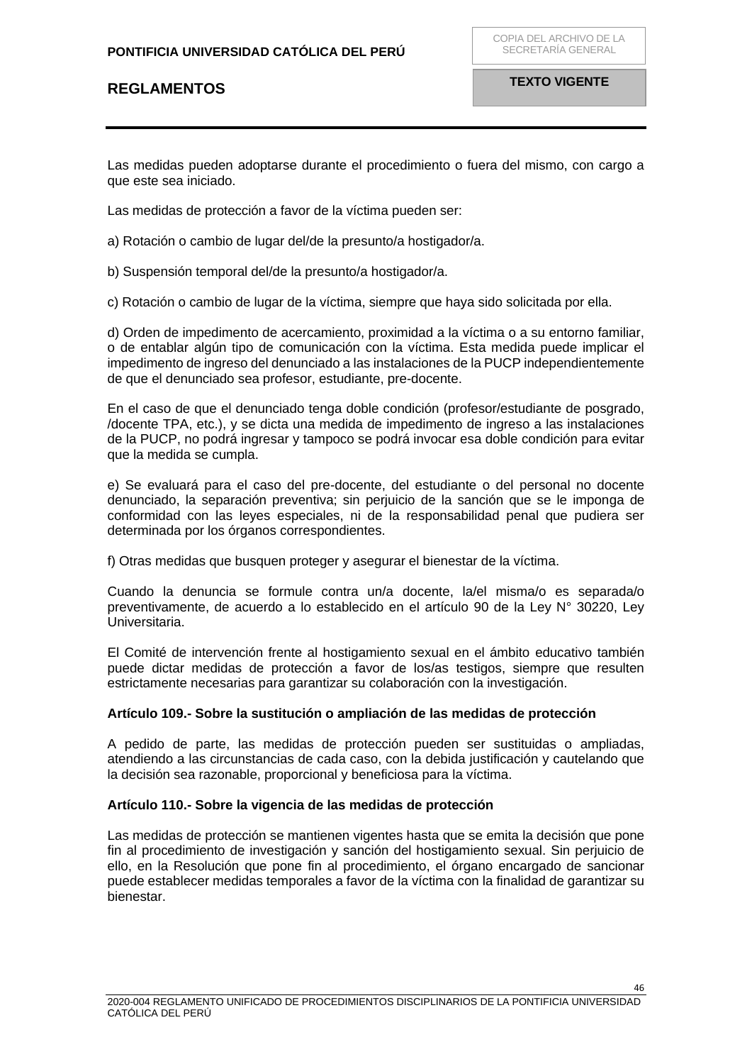Las medidas pueden adoptarse durante el procedimiento o fuera del mismo, con cargo a que este sea iniciado.

Las medidas de protección a favor de la víctima pueden ser:

a) Rotación o cambio de lugar del/de la presunto/a hostigador/a.

b) Suspensión temporal del/de la presunto/a hostigador/a.

c) Rotación o cambio de lugar de la víctima, siempre que haya sido solicitada por ella.

d) Orden de impedimento de acercamiento, proximidad a la víctima o a su entorno familiar, o de entablar algún tipo de comunicación con la víctima. Esta medida puede implicar el impedimento de ingreso del denunciado a las instalaciones de la PUCP independientemente de que el denunciado sea profesor, estudiante, pre-docente.

En el caso de que el denunciado tenga doble condición (profesor/estudiante de posgrado, /docente TPA, etc.), y se dicta una medida de impedimento de ingreso a las instalaciones de la PUCP, no podrá ingresar y tampoco se podrá invocar esa doble condición para evitar que la medida se cumpla.

e) Se evaluará para el caso del pre-docente, del estudiante o del personal no docente denunciado, la separación preventiva; sin perjuicio de la sanción que se le imponga de conformidad con las leyes especiales, ni de la responsabilidad penal que pudiera ser determinada por los órganos correspondientes.

f) Otras medidas que busquen proteger y asegurar el bienestar de la víctima.

Cuando la denuncia se formule contra un/a docente, la/el misma/o es separada/o preventivamente, de acuerdo a lo establecido en el artículo 90 de la Ley N° 30220, Ley Universitaria.

El Comité de intervención frente al hostigamiento sexual en el ámbito educativo también puede dictar medidas de protección a favor de los/as testigos, siempre que resulten estrictamente necesarias para garantizar su colaboración con la investigación.

**Artículo 109.- Sobre la sustitución o ampliación de las medidas de protección**

A pedido de parte, las medidas de protección pueden ser sustituidas o ampliadas, atendiendo a las circunstancias de cada caso, con la debida justificación y cautelando que la decisión sea razonable, proporcional y beneficiosa para la víctima.

**Artículo 110.- Sobre la vigencia de las medidas de protección**

Las medidas de protección se mantienen vigentes hasta que se emita la decisión que pone fin al procedimiento de investigación y sanción del hostigamiento sexual. Sin perjuicio de ello, en la Resolución que pone fin al procedimiento, el órgano encargado de sancionar puede establecer medidas temporales a favor de la víctima con la finalidad de garantizar su bienestar.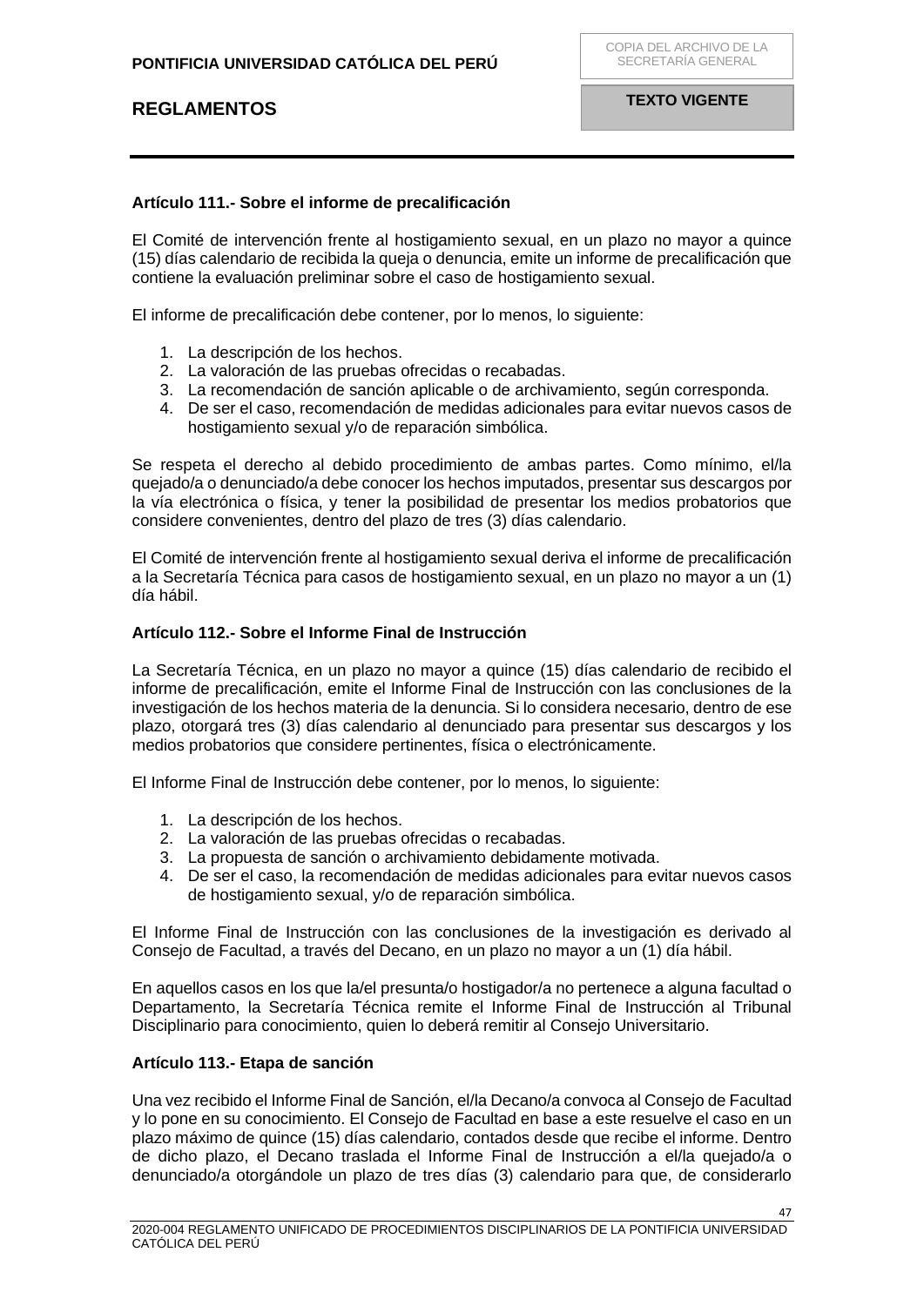**Artículo 111.- Sobre el informe de precalificación**

El Comité de intervención frente al hostigamiento sexual, en un plazo no mayor a quince (15) días calendario de recibida la queja o denuncia, emite un informe de precalificación que contiene la evaluación preliminar sobre el caso de hostigamiento sexual.

El informe de precalificación debe contener, por lo menos, lo siguiente:

1. La descripción de los hechos.
2. La valoración de las pruebas ofrecidas o recabadas.
3. La recomendación de sanción aplicable o de archivamiento, según corresponda.
4. De ser el caso, recomendación de medidas adicionales para evitar nuevos casos de hostigamiento sexual y/o de reparación simbólica.

Se respeta el derecho al debido procedimiento de ambas partes. Como mínimo, el/la quejado/a o denunciado/a debe conocer los hechos imputados, presentar sus descargos por la vía electrónica o física, y tener la posibilidad de presentar los medios probatorios que considere convenientes, dentro del plazo de tres (3) días calendario.

El Comité de intervención frente al hostigamiento sexual deriva el informe de precalificación a la Secretaría Técnica para casos de hostigamiento sexual, en un plazo no mayor a un (1) día hábil.

**Artículo 112.- Sobre el Informe Final de Instrucción**

La Secretaría Técnica, en un plazo no mayor a quince (15) días calendario de recibido el informe de precalificación, emite el Informe Final de Instrucción con las conclusiones de la investigación de los hechos materia de la denuncia. Si lo considera necesario, dentro de ese plazo, otorgará tres (3) días calendario al denunciado para presentar sus descargos y los medios probatorios que considere pertinentes, física o electrónicamente.

El Informe Final de Instrucción debe contener, por lo menos, lo siguiente:

1. La descripción de los hechos.
2. La valoración de las pruebas ofrecidas o recabadas.
3. La propuesta de sanción o archivamiento debidamente motivada.
4. De ser el caso, la recomendación de medidas adicionales para evitar nuevos casos de hostigamiento sexual, y/o de reparación simbólica.

El Informe Final de Instrucción con las conclusiones de la investigación es derivado al Consejo de Facultad, a través del Decano, en un plazo no mayor a un (1) día hábil.

En aquellos casos en los que la/el presunta/o hostigador/a no pertenece a alguna facultad o Departamento, la Secretaría Técnica remite el Informe Final de Instrucción al Tribunal Disciplinario para conocimiento, quien lo deberá remitir al Consejo Universitario.

**Artículo 113.- Etapa de sanción**

Una vez recibido el Informe Final de Sanción, el/la Decano/a convoca al Consejo de Facultad y lo pone en su conocimiento. El Consejo de Facultad en base a este resuelve el caso en un plazo máximo de quince (15) días calendario, contados desde que recibe el informe. Dentro de dicho plazo, el Decano traslada el Informe Final de Instrucción a el/la quejado/a o denunciado/a otorgándole un plazo de tres días (3) calendario para que, de considerarlo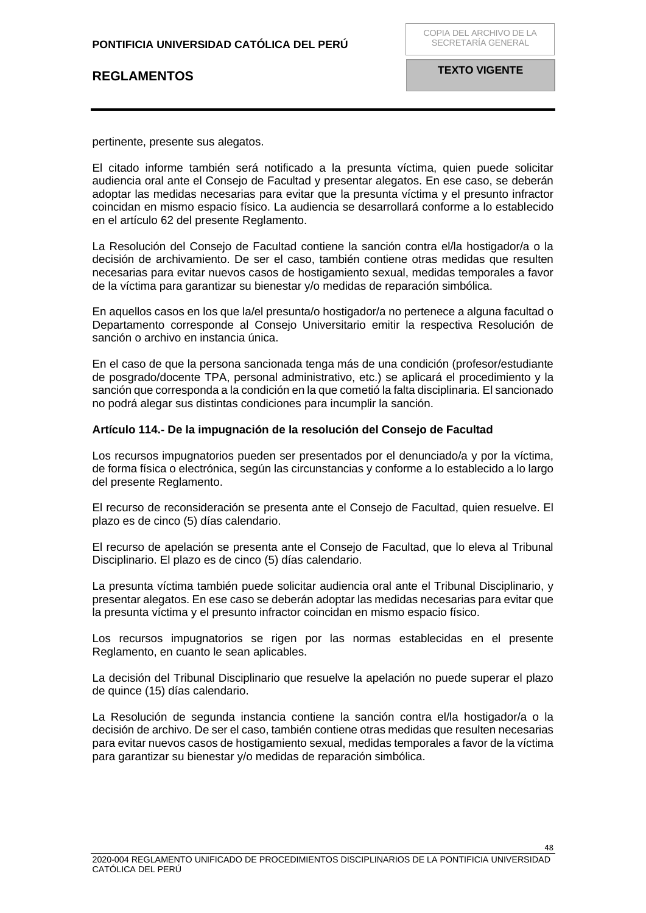pertinente, presente sus alegatos.

El citado informe también será notificado a la presunta víctima, quien puede solicitar audiencia oral ante el Consejo de Facultad y presentar alegatos. En ese caso, se deberán adoptar las medidas necesarias para evitar que la presunta víctima y el presunto infractor coincidan en mismo espacio físico. La audiencia se desarrollará conforme a lo establecido en el artículo 62 del presente Reglamento.

La Resolución del Consejo de Facultad contiene la sanción contra el/la hostigador/a o la decisión de archivamiento. De ser el caso, también contiene otras medidas que resulten necesarias para evitar nuevos casos de hostigamiento sexual, medidas temporales a favor de la víctima para garantizar su bienestar y/o medidas de reparación simbólica.

En aquellos casos en los que la/el presunta/o hostigador/a no pertenece a alguna facultad o Departamento corresponde al Consejo Universitario emitir la respectiva Resolución de sanción o archivo en instancia única.

En el caso de que la persona sancionada tenga más de una condición (profesor/estudiante de posgrado/docente TPA, personal administrativo, etc.) se aplicará el procedimiento y la sanción que corresponda a la condición en la que cometió la falta disciplinaria. El sancionado no podrá alegar sus distintas condiciones para incumplir la sanción.

**Artículo 114.- De la impugnación de la resolución del Consejo de Facultad**

Los recursos impugnatorios pueden ser presentados por el denunciado/a y por la víctima, de forma física o electrónica, según las circunstancias y conforme a lo establecido a lo largo del presente Reglamento.

El recurso de reconsideración se presenta ante el Consejo de Facultad, quien resuelve. El plazo es de cinco (5) días calendario.

El recurso de apelación se presenta ante el Consejo de Facultad, que lo eleva al Tribunal Disciplinario. El plazo es de cinco (5) días calendario.

La presunta víctima también puede solicitar audiencia oral ante el Tribunal Disciplinario, y presentar alegatos. En ese caso se deberán adoptar las medidas necesarias para evitar que la presunta víctima y el presunto infractor coincidan en mismo espacio físico.

Los recursos impugnatorios se rigen por las normas establecidas en el presente Reglamento, en cuanto le sean aplicables.

La decisión del Tribunal Disciplinario que resuelve la apelación no puede superar el plazo de quince (15) días calendario.

La Resolución de segunda instancia contiene la sanción contra el/la hostigador/a o la decisión de archivo. De ser el caso, también contiene otras medidas que resulten necesarias para evitar nuevos casos de hostigamiento sexual, medidas temporales a favor de la víctima para garantizar su bienestar y/o medidas de reparación simbólica.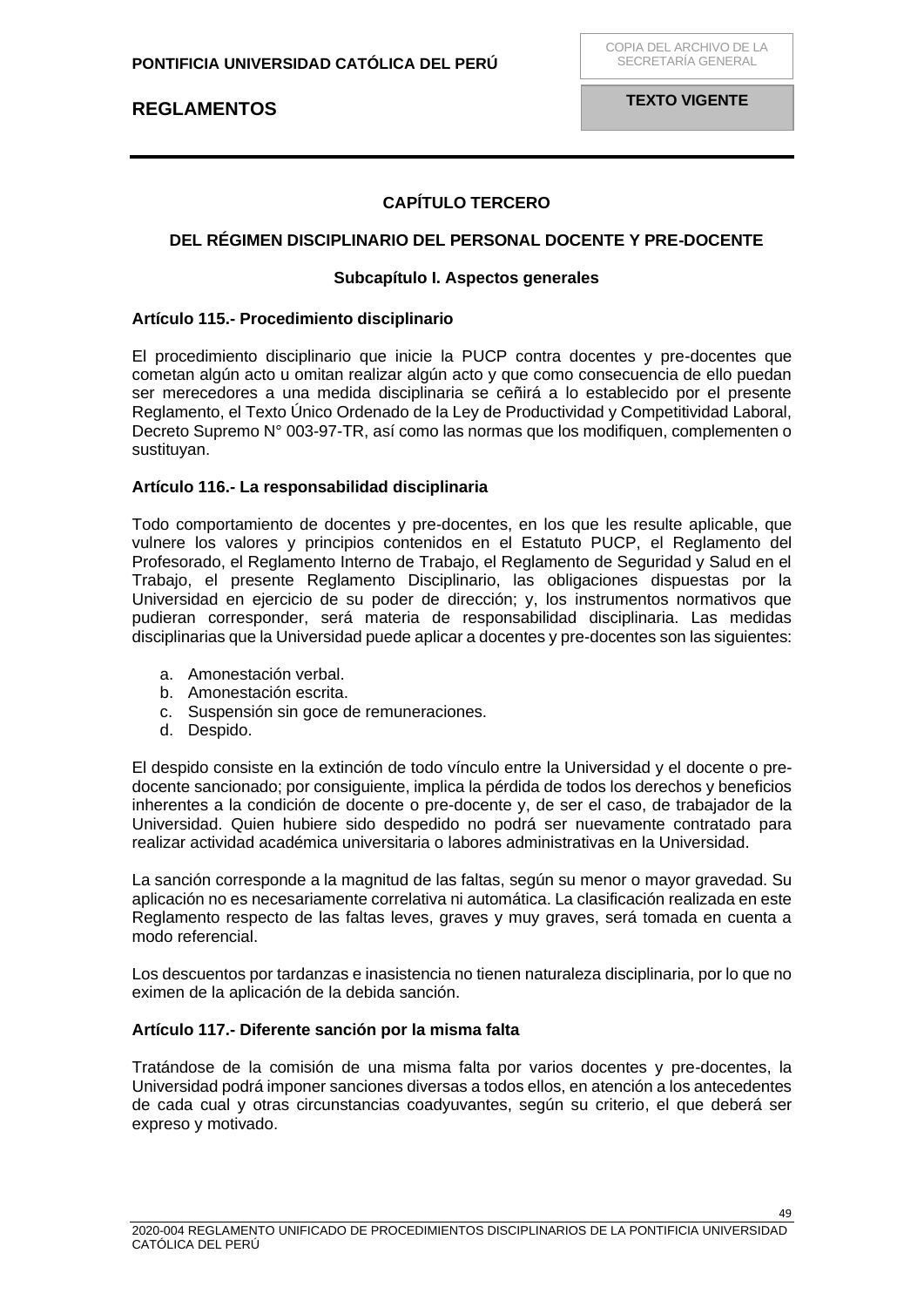## CAPÍTULO TERCERO

## DEL RÉGIMEN DISCIPLINARIO DEL PERSONAL DOCENTE Y PRE-DOCENTE

### Subcapítulo I. Aspectos generales

**Artículo 115.- Procedimiento disciplinario**

El procedimiento disciplinario que inicie la PUCP contra docentes y pre-docentes que cometan algún acto u omitan realizar algún acto y que como consecuencia de ello puedan ser merecedores a una medida disciplinaria se ceñirá a lo establecido por el presente Reglamento, el Texto Único Ordenado de la Ley de Productividad y Competitividad Laboral, Decreto Supremo N° 003-97-TR, así como las normas que los modifiquen, complementen o sustituyan.

**Artículo 116.- La responsabilidad disciplinaria**

Todo comportamiento de docentes y pre-docentes, en los que les resulte aplicable, que vulnere los valores y principios contenidos en el Estatuto PUCP, el Reglamento del Profesorado, el Reglamento Interno de Trabajo, el Reglamento de Seguridad y Salud en el Trabajo, el presente Reglamento Disciplinario, las obligaciones dispuestas por la Universidad en ejercicio de su poder de dirección; y, los instrumentos normativos que pudieran corresponder, será materia de responsabilidad disciplinaria. Las medidas disciplinarias que la Universidad puede aplicar a docentes y pre-docentes son las siguientes:

a. Amonestación verbal.
b. Amonestación escrita.
c. Suspensión sin goce de remuneraciones.
d. Despido.

El despido consiste en la extinción de todo vínculo entre la Universidad y el docente o pre-docente sancionado; por consiguiente, implica la pérdida de todos los derechos y beneficios inherentes a la condición de docente o pre-docente y, de ser el caso, de trabajador de la Universidad. Quien hubiere sido despedido no podrá ser nuevamente contratado para realizar actividad académica universitaria o labores administrativas en la Universidad.

La sanción corresponde a la magnitud de las faltas, según su menor o mayor gravedad. Su aplicación no es necesariamente correlativa ni automática. La clasificación realizada en este Reglamento respecto de las faltas leves, graves y muy graves, será tomada en cuenta a modo referencial.

Los descuentos por tardanzas e inasistencia no tienen naturaleza disciplinaria, por lo que no eximen de la aplicación de la debida sanción.

**Artículo 117.- Diferente sanción por la misma falta**

Tratándose de la comisión de una misma falta por varios docentes y pre-docentes, la Universidad podrá imponer sanciones diversas a todos ellos, en atención a los antecedentes de cada cual y otras circunstancias coadyuvantes, según su criterio, el que deberá ser expreso y motivado.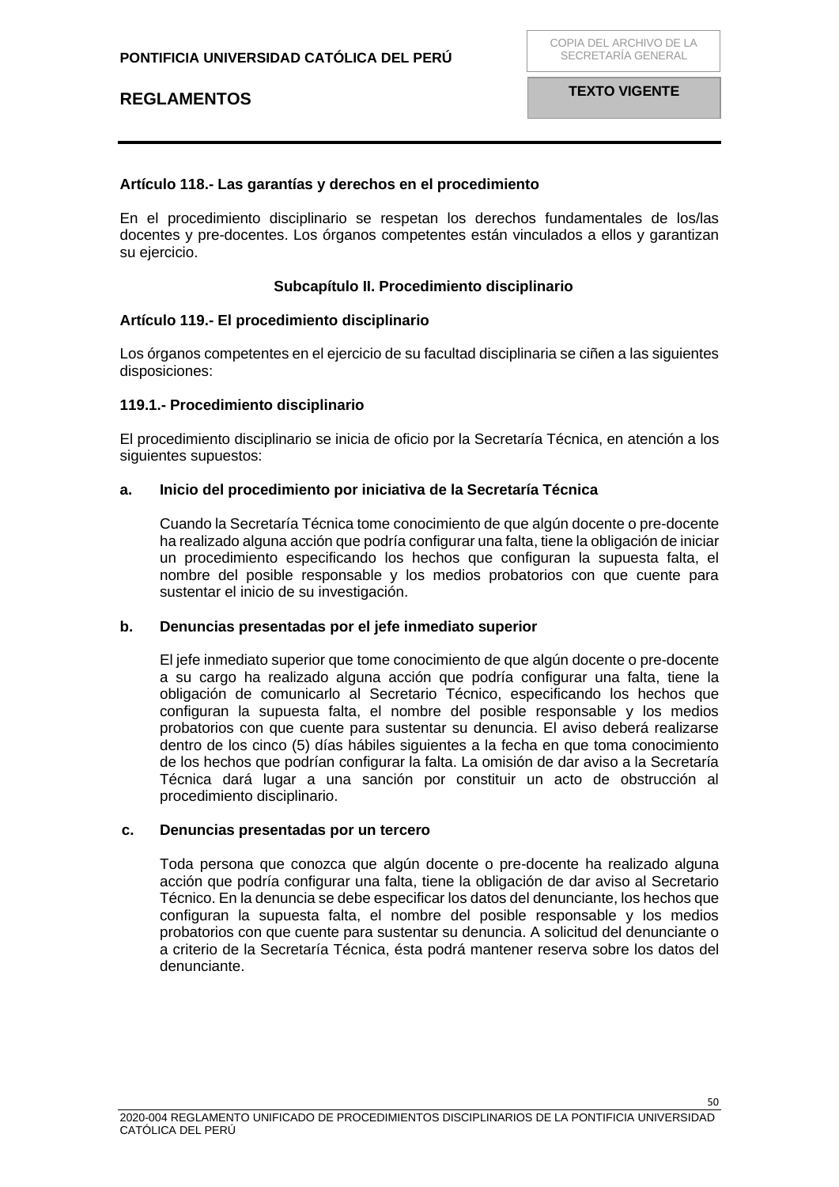**Artículo 118.- Las garantías y derechos en el procedimiento**

En el procedimiento disciplinario se respetan los derechos fundamentales de los/las docentes y pre-docentes. Los órganos competentes están vinculados a ellos y garantizan su ejercicio.

**Subcapítulo II. Procedimiento disciplinario**

**Artículo 119.- El procedimiento disciplinario**

Los órganos competentes en el ejercicio de su facultad disciplinaria se ciñen a las siguientes disposiciones:

**119.1.- Procedimiento disciplinario**

El procedimiento disciplinario se inicia de oficio por la Secretaría Técnica, en atención a los siguientes supuestos:

**a. Inicio del procedimiento por iniciativa de la Secretaría Técnica**

Cuando la Secretaría Técnica tome conocimiento de que algún docente o pre-docente ha realizado alguna acción que podría configurar una falta, tiene la obligación de iniciar un procedimiento especificando los hechos que configuran la supuesta falta, el nombre del posible responsable y los medios probatorios con que cuente para sustentar el inicio de su investigación.

**b. Denuncias presentadas por el jefe inmediato superior**

El jefe inmediato superior que tome conocimiento de que algún docente o pre-docente a su cargo ha realizado alguna acción que podría configurar una falta, tiene la obligación de comunicarlo al Secretario Técnico, especificando los hechos que configuran la supuesta falta, el nombre del posible responsable y los medios probatorios con que cuente para sustentar su denuncia. El aviso deberá realizarse dentro de los cinco (5) días hábiles siguientes a la fecha en que toma conocimiento de los hechos que podrían configurar la falta. La omisión de dar aviso a la Secretaría Técnica dará lugar a una sanción por constituir un acto de obstrucción al procedimiento disciplinario.

**c. Denuncias presentadas por un tercero**

Toda persona que conozca que algún docente o pre-docente ha realizado alguna acción que podría configurar una falta, tiene la obligación de dar aviso al Secretario Técnico. En la denuncia se debe especificar los datos del denunciante, los hechos que configuran la supuesta falta, el nombre del posible responsable y los medios probatorios con que cuente para sustentar su denuncia. A solicitud del denunciante o a criterio de la Secretaría Técnica, ésta podrá mantener reserva sobre los datos del denunciante.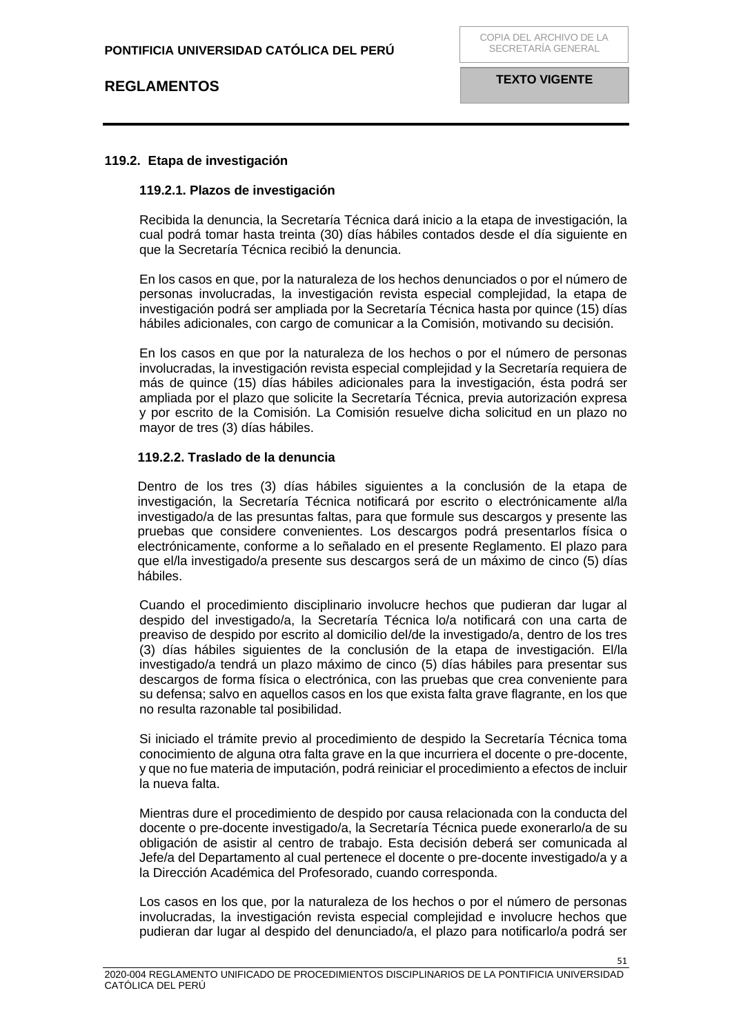### 119.2. Etapa de investigación

#### 119.2.1. Plazos de investigación

Recibida la denuncia, la Secretaría Técnica dará inicio a la etapa de investigación, la cual podrá tomar hasta treinta (30) días hábiles contados desde el día siguiente en que la Secretaría Técnica recibió la denuncia.

En los casos en que, por la naturaleza de los hechos denunciados o por el número de personas involucradas, la investigación revista especial complejidad, la etapa de investigación podrá ser ampliada por la Secretaría Técnica hasta por quince (15) días hábiles adicionales, con cargo de comunicar a la Comisión, motivando su decisión.

En los casos en que por la naturaleza de los hechos o por el número de personas involucradas, la investigación revista especial complejidad y la Secretaría requiera de más de quince (15) días hábiles adicionales para la investigación, ésta podrá ser ampliada por el plazo que solicite la Secretaría Técnica, previa autorización expresa y por escrito de la Comisión. La Comisión resuelve dicha solicitud en un plazo no mayor de tres (3) días hábiles.

#### 119.2.2. Traslado de la denuncia

Dentro de los tres (3) días hábiles siguientes a la conclusión de la etapa de investigación, la Secretaría Técnica notificará por escrito o electrónicamente al/la investigado/a de las presuntas faltas, para que formule sus descargos y presente las pruebas que considere convenientes. Los descargos podrá presentarlos física o electrónicamente, conforme a lo señalado en el presente Reglamento. El plazo para que el/la investigado/a presente sus descargos será de un máximo de cinco (5) días hábiles.

Cuando el procedimiento disciplinario involucre hechos que pudieran dar lugar al despido del investigado/a, la Secretaría Técnica lo/a notificará con una carta de preaviso de despido por escrito al domicilio del/de la investigado/a, dentro de los tres (3) días hábiles siguientes de la conclusión de la etapa de investigación. El/la investigado/a tendrá un plazo máximo de cinco (5) días hábiles para presentar sus descargos de forma física o electrónica, con las pruebas que crea conveniente para su defensa; salvo en aquellos casos en los que exista falta grave flagrante, en los que no resulta razonable tal posibilidad.

Si iniciado el trámite previo al procedimiento de despido la Secretaría Técnica toma conocimiento de alguna otra falta grave en la que incurriera el docente o pre-docente, y que no fue materia de imputación, podrá reiniciar el procedimiento a efectos de incluir la nueva falta.

Mientras dure el procedimiento de despido por causa relacionada con la conducta del docente o pre-docente investigado/a, la Secretaría Técnica puede exonerarlo/a de su obligación de asistir al centro de trabajo. Esta decisión deberá ser comunicada al Jefe/a del Departamento al cual pertenece el docente o pre-docente investigado/a y a la Dirección Académica del Profesorado, cuando corresponda.

Los casos en los que, por la naturaleza de los hechos o por el número de personas involucradas, la investigación revista especial complejidad e involucre hechos que pudieran dar lugar al despido del denunciado/a, el plazo para notificarlo/a podrá ser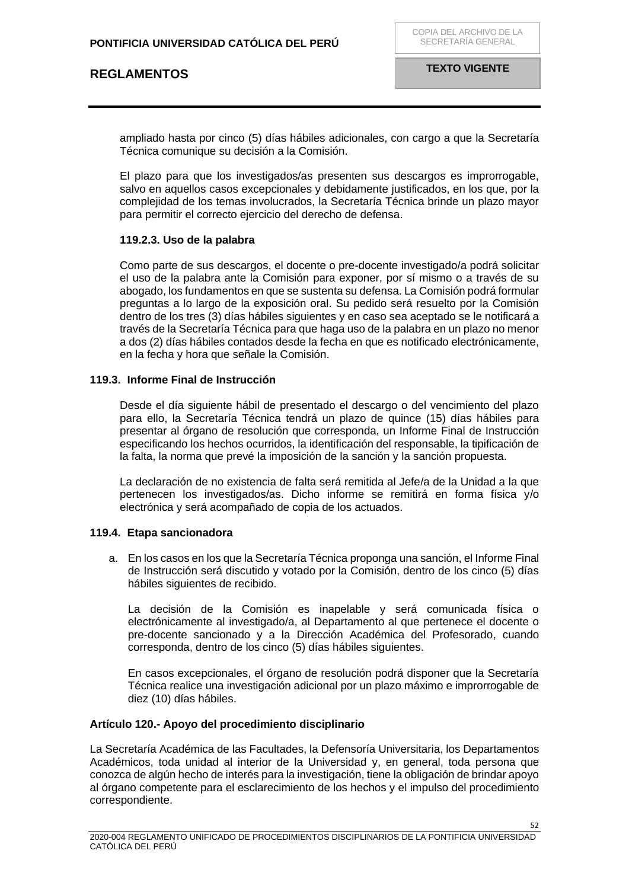ampliado hasta por cinco (5) días hábiles adicionales, con cargo a que la Secretaría Técnica comunique su decisión a la Comisión.

El plazo para que los investigados/as presenten sus descargos es improrrogable, salvo en aquellos casos excepcionales y debidamente justificados, en los que, por la complejidad de los temas involucrados, la Secretaría Técnica brinde un plazo mayor para permitir el correcto ejercicio del derecho de defensa.

**119.2.3. Uso de la palabra**

Como parte de sus descargos, el docente o pre-docente investigado/a podrá solicitar el uso de la palabra ante la Comisión para exponer, por sí mismo o a través de su abogado, los fundamentos en que se sustenta su defensa. La Comisión podrá formular preguntas a lo largo de la exposición oral. Su pedido será resuelto por la Comisión dentro de los tres (3) días hábiles siguientes y en caso sea aceptado se le notificará a través de la Secretaría Técnica para que haga uso de la palabra en un plazo no menor a dos (2) días hábiles contados desde la fecha en que es notificado electrónicamente, en la fecha y hora que señale la Comisión.

**119.3. Informe Final de Instrucción**

Desde el día siguiente hábil de presentado el descargo o del vencimiento del plazo para ello, la Secretaría Técnica tendrá un plazo de quince (15) días hábiles para presentar al órgano de resolución que corresponda, un Informe Final de Instrucción especificando los hechos ocurridos, la identificación del responsable, la tipificación de la falta, la norma que prevé la imposición de la sanción y la sanción propuesta.

La declaración de no existencia de falta será remitida al Jefe/a de la Unidad a la que pertenecen los investigados/as. Dicho informe se remitirá en forma física y/o electrónica y será acompañado de copia de los actuados.

**119.4. Etapa sancionadora**

a. En los casos en los que la Secretaría Técnica proponga una sanción, el Informe Final de Instrucción será discutido y votado por la Comisión, dentro de los cinco (5) días hábiles siguientes de recibido.

   La decisión de la Comisión es inapelable y será comunicada física o electrónicamente al investigado/a, al Departamento al que pertenece el docente o pre-docente sancionado y a la Dirección Académica del Profesorado, cuando corresponda, dentro de los cinco (5) días hábiles siguientes.

   En casos excepcionales, el órgano de resolución podrá disponer que la Secretaría Técnica realice una investigación adicional por un plazo máximo e improrrogable de diez (10) días hábiles.

**Artículo 120.- Apoyo del procedimiento disciplinario**

La Secretaría Académica de las Facultades, la Defensoría Universitaria, los Departamentos Académicos, toda unidad al interior de la Universidad y, en general, toda persona que conozca de algún hecho de interés para la investigación, tiene la obligación de brindar apoyo al órgano competente para el esclarecimiento de los hechos y el impulso del procedimiento correspondiente.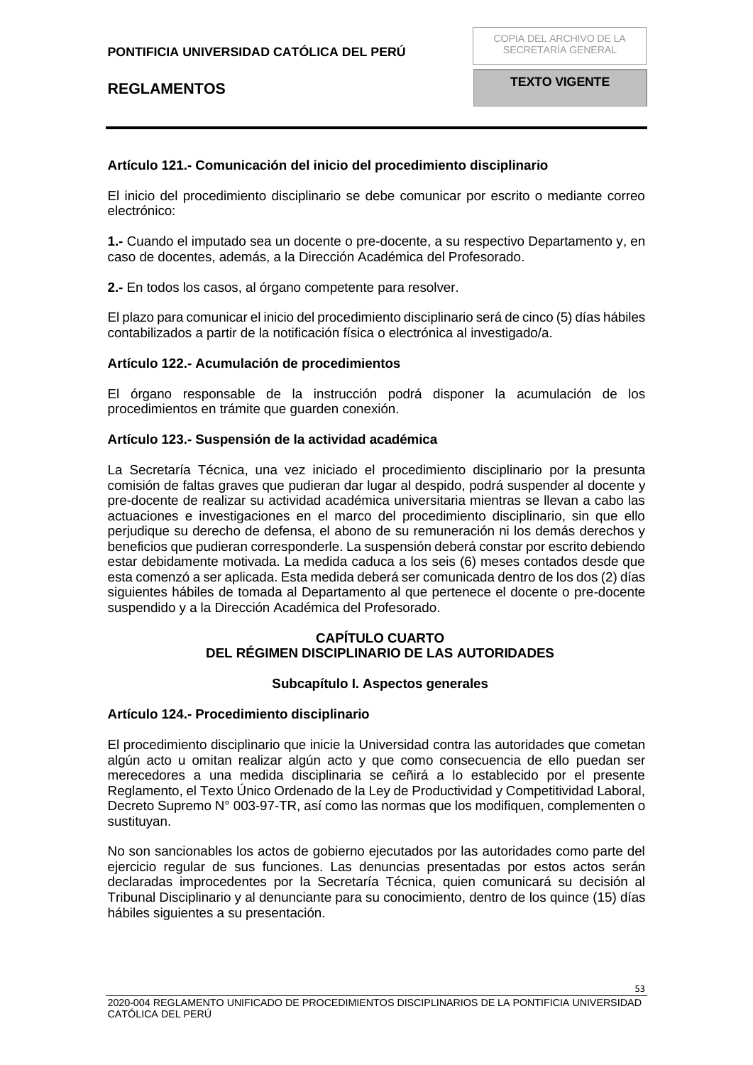**Artículo 121.- Comunicación del inicio del procedimiento disciplinario**

El inicio del procedimiento disciplinario se debe comunicar por escrito o mediante correo electrónico:

**1.-** Cuando el imputado sea un docente o pre-docente, a su respectivo Departamento y, en caso de docentes, además, a la Dirección Académica del Profesorado.

**2.-** En todos los casos, al órgano competente para resolver.

El plazo para comunicar el inicio del procedimiento disciplinario será de cinco (5) días hábiles contabilizados a partir de la notificación física o electrónica al investigado/a.

**Artículo 122.- Acumulación de procedimientos**

El órgano responsable de la instrucción podrá disponer la acumulación de los procedimientos en trámite que guarden conexión.

**Artículo 123.- Suspensión de la actividad académica**

La Secretaría Técnica, una vez iniciado el procedimiento disciplinario por la presunta comisión de faltas graves que pudieran dar lugar al despido, podrá suspender al docente y pre-docente de realizar su actividad académica universitaria mientras se llevan a cabo las actuaciones e investigaciones en el marco del procedimiento disciplinario, sin que ello perjudique su derecho de defensa, el abono de su remuneración ni los demás derechos y beneficios que pudieran corresponderle. La suspensión deberá constar por escrito debiendo estar debidamente motivada. La medida caduca a los seis (6) meses contados desde que esta comenzó a ser aplicada. Esta medida deberá ser comunicada dentro de los dos (2) días siguientes hábiles de tomada al Departamento al que pertenece el docente o pre-docente suspendido y a la Dirección Académica del Profesorado.

## CAPÍTULO CUARTO
## DEL RÉGIMEN DISCIPLINARIO DE LAS AUTORIDADES

### Subcapítulo I. Aspectos generales

**Artículo 124.- Procedimiento disciplinario**

El procedimiento disciplinario que inicie la Universidad contra las autoridades que cometan algún acto u omitan realizar algún acto y que como consecuencia de ello puedan ser merecedores a una medida disciplinaria se ceñirá a lo establecido por el presente Reglamento, el Texto Único Ordenado de la Ley de Productividad y Competitividad Laboral, Decreto Supremo N° 003-97-TR, así como las normas que los modifiquen, complementen o sustituyan.

No son sancionables los actos de gobierno ejecutados por las autoridades como parte del ejercicio regular de sus funciones. Las denuncias presentadas por estos actos serán declaradas improcedentes por la Secretaría Técnica, quien comunicará su decisión al Tribunal Disciplinario y al denunciante para su conocimiento, dentro de los quince (15) días hábiles siguientes a su presentación.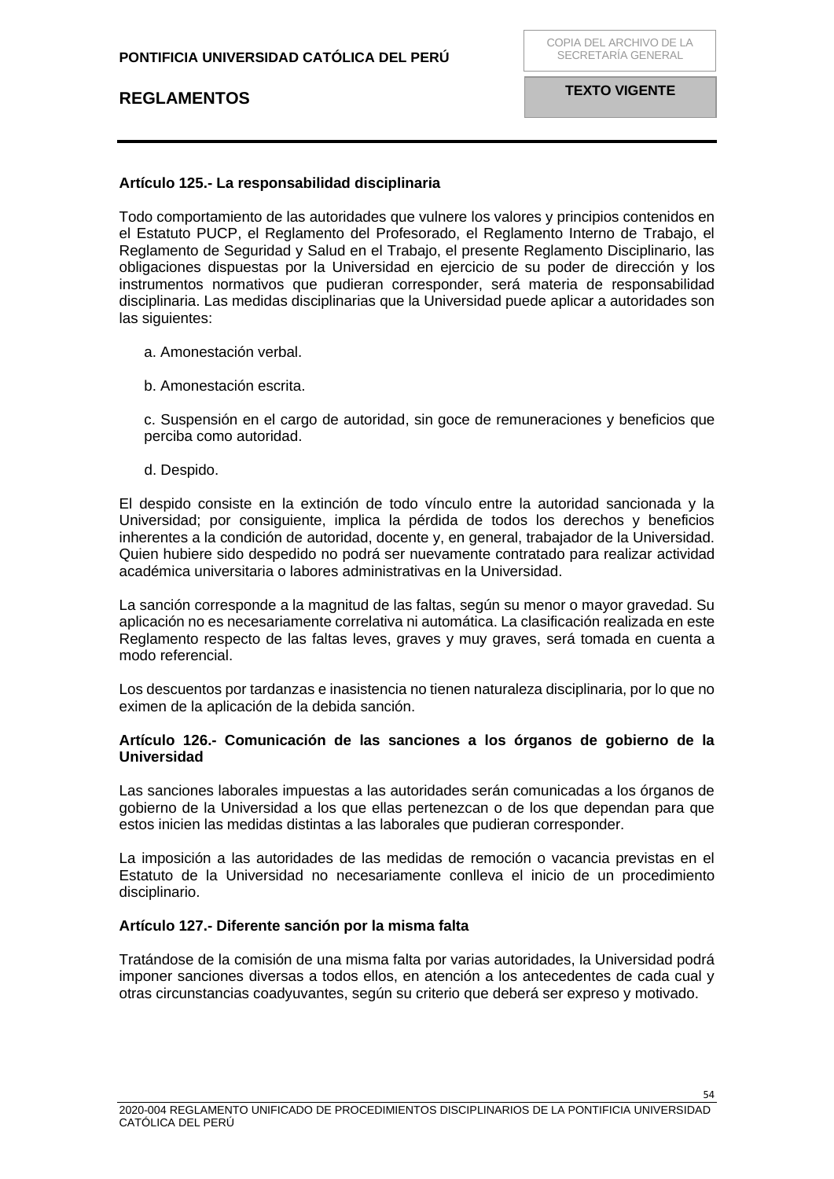**Artículo 125.- La responsabilidad disciplinaria**

Todo comportamiento de las autoridades que vulnere los valores y principios contenidos en el Estatuto PUCP, el Reglamento del Profesorado, el Reglamento Interno de Trabajo, el Reglamento de Seguridad y Salud en el Trabajo, el presente Reglamento Disciplinario, las obligaciones dispuestas por la Universidad en ejercicio de su poder de dirección y los instrumentos normativos que pudieran corresponder, será materia de responsabilidad disciplinaria. Las medidas disciplinarias que la Universidad puede aplicar a autoridades son las siguientes:

a. Amonestación verbal.

b. Amonestación escrita.

c. Suspensión en el cargo de autoridad, sin goce de remuneraciones y beneficios que perciba como autoridad.

d. Despido.

El despido consiste en la extinción de todo vínculo entre la autoridad sancionada y la Universidad; por consiguiente, implica la pérdida de todos los derechos y beneficios inherentes a la condición de autoridad, docente y, en general, trabajador de la Universidad. Quien hubiere sido despedido no podrá ser nuevamente contratado para realizar actividad académica universitaria o labores administrativas en la Universidad.

La sanción corresponde a la magnitud de las faltas, según su menor o mayor gravedad. Su aplicación no es necesariamente correlativa ni automática. La clasificación realizada en este Reglamento respecto de las faltas leves, graves y muy graves, será tomada en cuenta a modo referencial.

Los descuentos por tardanzas e inasistencia no tienen naturaleza disciplinaria, por lo que no eximen de la aplicación de la debida sanción.

**Artículo 126.- Comunicación de las sanciones a los órganos de gobierno de la Universidad**

Las sanciones laborales impuestas a las autoridades serán comunicadas a los órganos de gobierno de la Universidad a los que ellas pertenezcan o de los que dependan para que estos inicien las medidas distintas a las laborales que pudieran corresponder.

La imposición a las autoridades de las medidas de remoción o vacancia previstas en el Estatuto de la Universidad no necesariamente conlleva el inicio de un procedimiento disciplinario.

**Artículo 127.- Diferente sanción por la misma falta**

Tratándose de la comisión de una misma falta por varias autoridades, la Universidad podrá imponer sanciones diversas a todos ellos, en atención a los antecedentes de cada cual y otras circunstancias coadyuvantes, según su criterio que deberá ser expreso y motivado.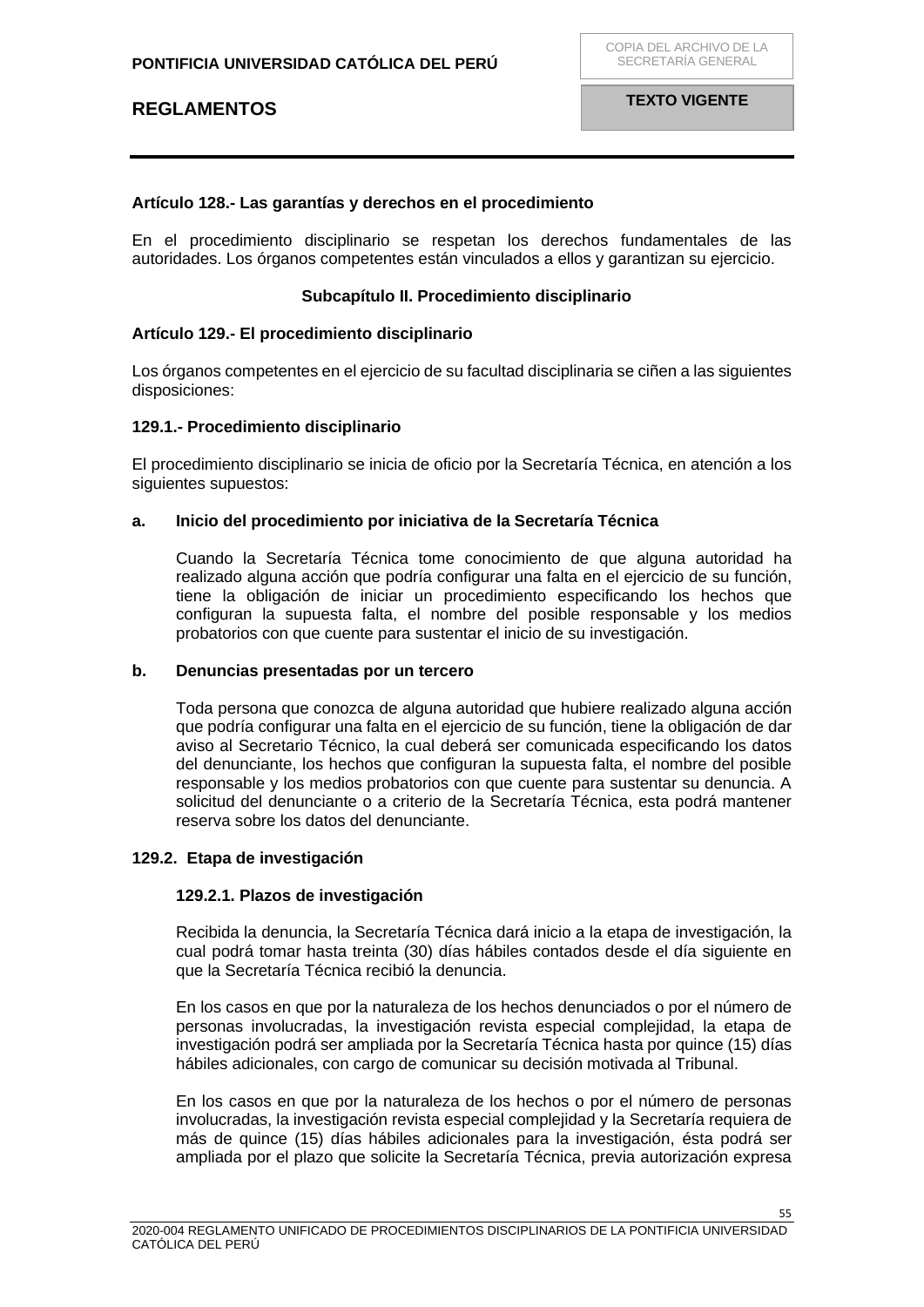**Artículo 128.- Las garantías y derechos en el procedimiento**

En el procedimiento disciplinario se respetan los derechos fundamentales de las autoridades. Los órganos competentes están vinculados a ellos y garantizan su ejercicio.

### Subcapítulo II. Procedimiento disciplinario

**Artículo 129.- El procedimiento disciplinario**

Los órganos competentes en el ejercicio de su facultad disciplinaria se ciñen a las siguientes disposiciones:

**129.1.- Procedimiento disciplinario**

El procedimiento disciplinario se inicia de oficio por la Secretaría Técnica, en atención a los siguientes supuestos:

**a. Inicio del procedimiento por iniciativa de la Secretaría Técnica**

Cuando la Secretaría Técnica tome conocimiento de que alguna autoridad ha realizado alguna acción que podría configurar una falta en el ejercicio de su función, tiene la obligación de iniciar un procedimiento especificando los hechos que configuran la supuesta falta, el nombre del posible responsable y los medios probatorios con que cuente para sustentar el inicio de su investigación.

**b. Denuncias presentadas por un tercero**

Toda persona que conozca de alguna autoridad que hubiere realizado alguna acción que podría configurar una falta en el ejercicio de su función, tiene la obligación de dar aviso al Secretario Técnico, la cual deberá ser comunicada especificando los datos del denunciante, los hechos que configuran la supuesta falta, el nombre del posible responsable y los medios probatorios con que cuente para sustentar su denuncia. A solicitud del denunciante o a criterio de la Secretaría Técnica, esta podrá mantener reserva sobre los datos del denunciante.

**129.2. Etapa de investigación**

**129.2.1. Plazos de investigación**

Recibida la denuncia, la Secretaría Técnica dará inicio a la etapa de investigación, la cual podrá tomar hasta treinta (30) días hábiles contados desde el día siguiente en que la Secretaría Técnica recibió la denuncia.

En los casos en que por la naturaleza de los hechos denunciados o por el número de personas involucradas, la investigación revista especial complejidad, la etapa de investigación podrá ser ampliada por la Secretaría Técnica hasta por quince (15) días hábiles adicionales, con cargo de comunicar su decisión motivada al Tribunal.

En los casos en que por la naturaleza de los hechos o por el número de personas involucradas, la investigación revista especial complejidad y la Secretaría requiera de más de quince (15) días hábiles adicionales para la investigación, ésta podrá ser ampliada por el plazo que solicite la Secretaría Técnica, previa autorización expresa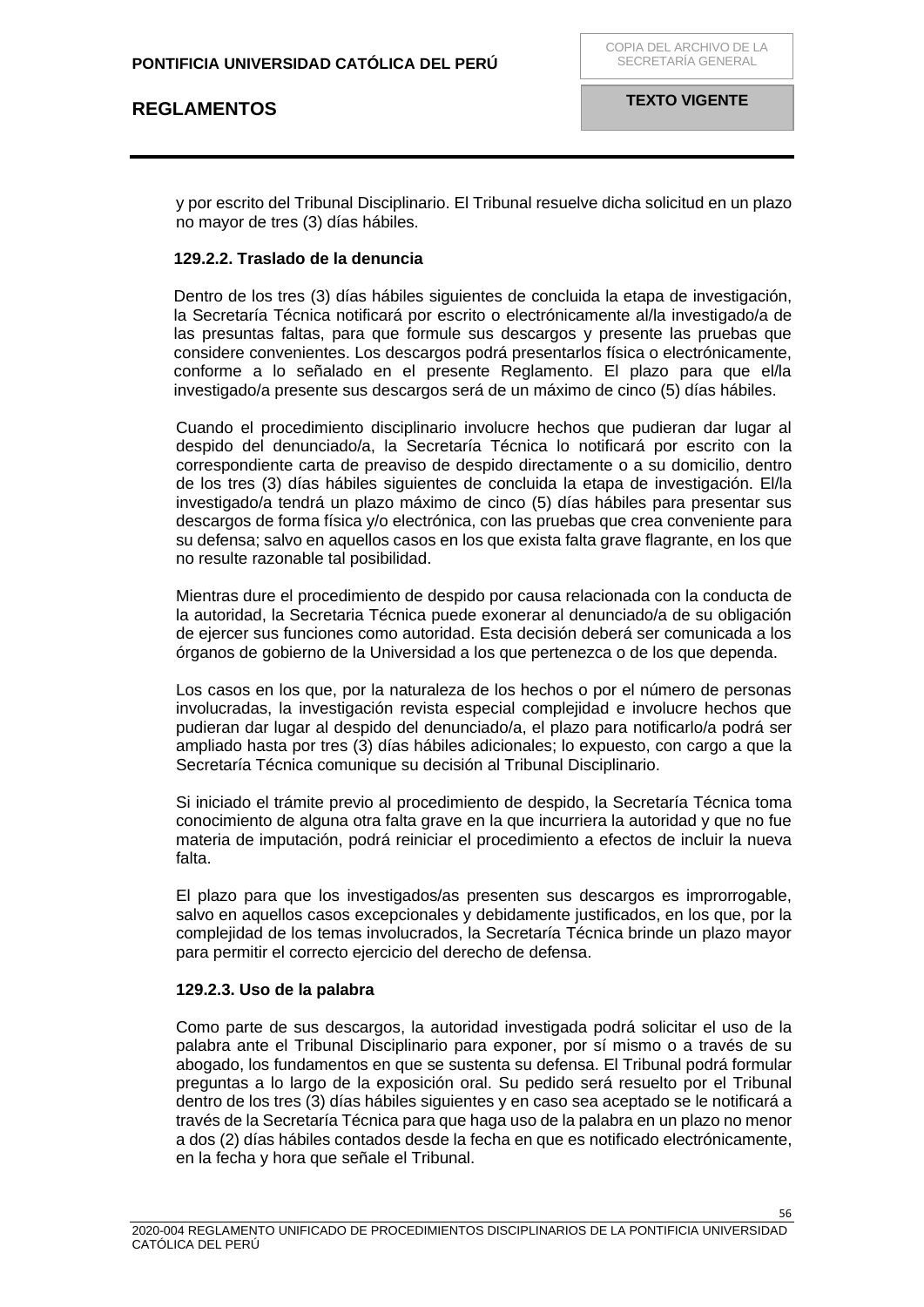y por escrito del Tribunal Disciplinario. El Tribunal resuelve dicha solicitud en un plazo no mayor de tres (3) días hábiles.

**129.2.2. Traslado de la denuncia**

Dentro de los tres (3) días hábiles siguientes de concluida la etapa de investigación, la Secretaría Técnica notificará por escrito o electrónicamente al/la investigado/a de las presuntas faltas, para que formule sus descargos y presente las pruebas que considere convenientes. Los descargos podrá presentarlos física o electrónicamente, conforme a lo señalado en el presente Reglamento. El plazo para que el/la investigado/a presente sus descargos será de un máximo de cinco (5) días hábiles.

Cuando el procedimiento disciplinario involucre hechos que pudieran dar lugar al despido del denunciado/a, la Secretaría Técnica lo notificará por escrito con la correspondiente carta de preaviso de despido directamente o a su domicilio, dentro de los tres (3) días hábiles siguientes de concluida la etapa de investigación. El/la investigado/a tendrá un plazo máximo de cinco (5) días hábiles para presentar sus descargos de forma física y/o electrónica, con las pruebas que crea conveniente para su defensa; salvo en aquellos casos en los que exista falta grave flagrante, en los que no resulte razonable tal posibilidad.

Mientras dure el procedimiento de despido por causa relacionada con la conducta de la autoridad, la Secretaria Técnica puede exonerar al denunciado/a de su obligación de ejercer sus funciones como autoridad. Esta decisión deberá ser comunicada a los órganos de gobierno de la Universidad a los que pertenezca o de los que dependa.

Los casos en los que, por la naturaleza de los hechos o por el número de personas involucradas, la investigación revista especial complejidad e involucre hechos que pudieran dar lugar al despido del denunciado/a, el plazo para notificarlo/a podrá ser ampliado hasta por tres (3) días hábiles adicionales; lo expuesto, con cargo a que la Secretaría Técnica comunique su decisión al Tribunal Disciplinario.

Si iniciado el trámite previo al procedimiento de despido, la Secretaría Técnica toma conocimiento de alguna otra falta grave en la que incurriera la autoridad y que no fue materia de imputación, podrá reiniciar el procedimiento a efectos de incluir la nueva falta.

El plazo para que los investigados/as presenten sus descargos es improrrogable, salvo en aquellos casos excepcionales y debidamente justificados, en los que, por la complejidad de los temas involucrados, la Secretaría Técnica brinde un plazo mayor para permitir el correcto ejercicio del derecho de defensa.

**129.2.3. Uso de la palabra**

Como parte de sus descargos, la autoridad investigada podrá solicitar el uso de la palabra ante el Tribunal Disciplinario para exponer, por sí mismo o a través de su abogado, los fundamentos en que se sustenta su defensa. El Tribunal podrá formular preguntas a lo largo de la exposición oral. Su pedido será resuelto por el Tribunal dentro de los tres (3) días hábiles siguientes y en caso sea aceptado se le notificará a través de la Secretaría Técnica para que haga uso de la palabra en un plazo no menor a dos (2) días hábiles contados desde la fecha en que es notificado electrónicamente, en la fecha y hora que señale el Tribunal.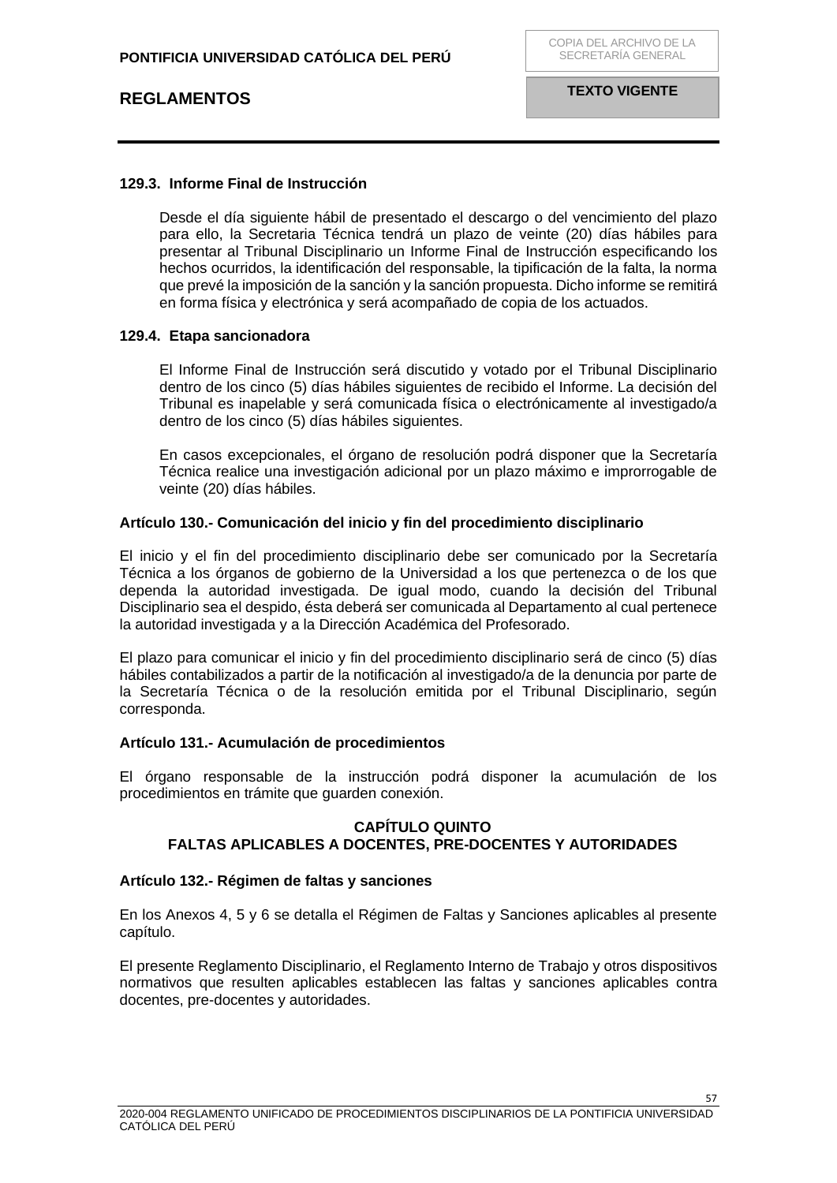### 129.3. Informe Final de Instrucción

Desde el día siguiente hábil de presentado el descargo o del vencimiento del plazo para ello, la Secretaria Técnica tendrá un plazo de veinte (20) días hábiles para presentar al Tribunal Disciplinario un Informe Final de Instrucción especificando los hechos ocurridos, la identificación del responsable, la tipificación de la falta, la norma que prevé la imposición de la sanción y la sanción propuesta. Dicho informe se remitirá en forma física y electrónica y será acompañado de copia de los actuados.

### 129.4. Etapa sancionadora

El Informe Final de Instrucción será discutido y votado por el Tribunal Disciplinario dentro de los cinco (5) días hábiles siguientes de recibido el Informe. La decisión del Tribunal es inapelable y será comunicada física o electrónicamente al investigado/a dentro de los cinco (5) días hábiles siguientes.

En casos excepcionales, el órgano de resolución podrá disponer que la Secretaría Técnica realice una investigación adicional por un plazo máximo e improrrogable de veinte (20) días hábiles.

### Artículo 130.- Comunicación del inicio y fin del procedimiento disciplinario

El inicio y el fin del procedimiento disciplinario debe ser comunicado por la Secretaría Técnica a los órganos de gobierno de la Universidad a los que pertenezca o de los que dependa la autoridad investigada. De igual modo, cuando la decisión del Tribunal Disciplinario sea el despido, ésta deberá ser comunicada al Departamento al cual pertenece la autoridad investigada y a la Dirección Académica del Profesorado.

El plazo para comunicar el inicio y fin del procedimiento disciplinario será de cinco (5) días hábiles contabilizados a partir de la notificación al investigado/a de la denuncia por parte de la Secretaría Técnica o de la resolución emitida por el Tribunal Disciplinario, según corresponda.

### Artículo 131.- Acumulación de procedimientos

El órgano responsable de la instrucción podrá disponer la acumulación de los procedimientos en trámite que guarden conexión.

## CAPÍTULO QUINTO
## FALTAS APLICABLES A DOCENTES, PRE-DOCENTES Y AUTORIDADES

### Artículo 132.- Régimen de faltas y sanciones

En los Anexos 4, 5 y 6 se detalla el Régimen de Faltas y Sanciones aplicables al presente capítulo.

El presente Reglamento Disciplinario, el Reglamento Interno de Trabajo y otros dispositivos normativos que resulten aplicables establecen las faltas y sanciones aplicables contra docentes, pre-docentes y autoridades.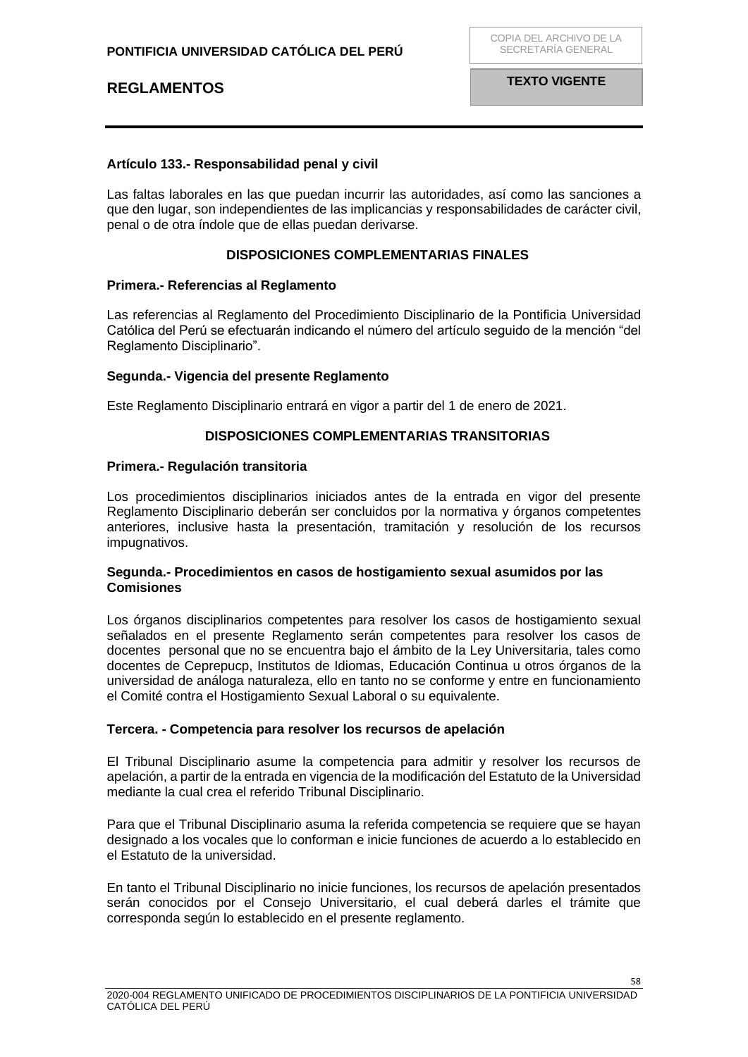**Artículo 133.- Responsabilidad penal y civil**

Las faltas laborales en las que puedan incurrir las autoridades, así como las sanciones a que den lugar, son independientes de las implicancias y responsabilidades de carácter civil, penal o de otra índole que de ellas puedan derivarse.

## DISPOSICIONES COMPLEMENTARIAS FINALES

**Primera.- Referencias al Reglamento**

Las referencias al Reglamento del Procedimiento Disciplinario de la Pontificia Universidad Católica del Perú se efectuarán indicando el número del artículo seguido de la mención "del Reglamento Disciplinario".

**Segunda.- Vigencia del presente Reglamento**

Este Reglamento Disciplinario entrará en vigor a partir del 1 de enero de 2021.

## DISPOSICIONES COMPLEMENTARIAS TRANSITORIAS

**Primera.- Regulación transitoria**

Los procedimientos disciplinarios iniciados antes de la entrada en vigor del presente Reglamento Disciplinario deberán ser concluidos por la normativa y órganos competentes anteriores, inclusive hasta la presentación, tramitación y resolución de los recursos impugnativos.

**Segunda.- Procedimientos en casos de hostigamiento sexual asumidos por las Comisiones**

Los órganos disciplinarios competentes para resolver los casos de hostigamiento sexual señalados en el presente Reglamento serán competentes para resolver los casos de docentes personal que no se encuentra bajo el ámbito de la Ley Universitaria, tales como docentes de Ceprepucp, Institutos de Idiomas, Educación Continua u otros órganos de la universidad de análoga naturaleza, ello en tanto no se conforme y entre en funcionamiento el Comité contra el Hostigamiento Sexual Laboral o su equivalente.

**Tercera. - Competencia para resolver los recursos de apelación**

El Tribunal Disciplinario asume la competencia para admitir y resolver los recursos de apelación, a partir de la entrada en vigencia de la modificación del Estatuto de la Universidad mediante la cual crea el referido Tribunal Disciplinario.

Para que el Tribunal Disciplinario asuma la referida competencia se requiere que se hayan designado a los vocales que lo conforman e inicie funciones de acuerdo a lo establecido en el Estatuto de la universidad.

En tanto el Tribunal Disciplinario no inicie funciones, los recursos de apelación presentados serán conocidos por el Consejo Universitario, el cual deberá darles el trámite que corresponda según lo establecido en el presente reglamento.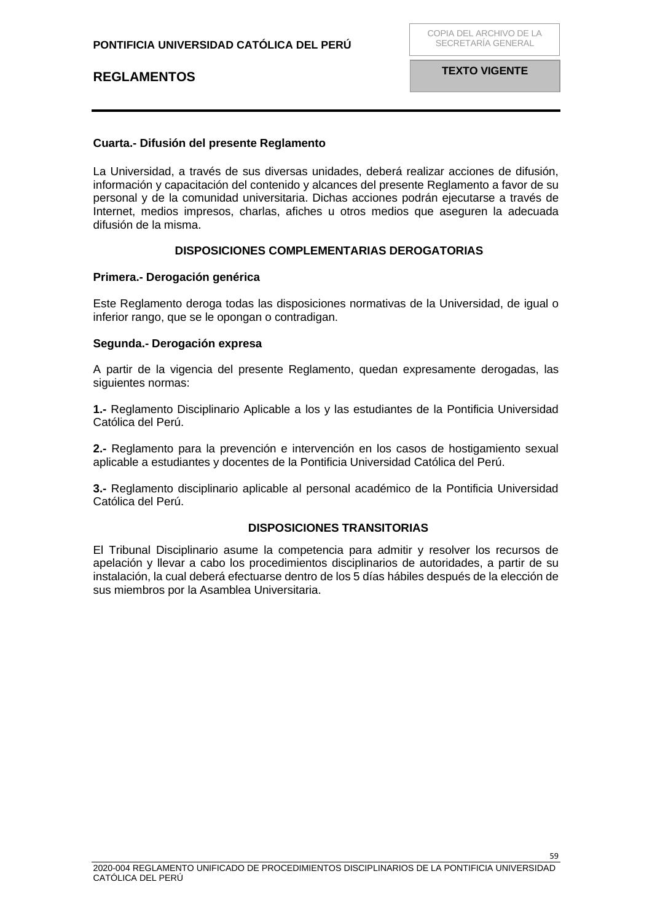**Cuarta.- Difusión del presente Reglamento**

La Universidad, a través de sus diversas unidades, deberá realizar acciones de difusión, información y capacitación del contenido y alcances del presente Reglamento a favor de su personal y de la comunidad universitaria. Dichas acciones podrán ejecutarse a través de Internet, medios impresos, charlas, afiches u otros medios que aseguren la adecuada difusión de la misma.

## DISPOSICIONES COMPLEMENTARIAS DEROGATORIAS

**Primera.- Derogación genérica**

Este Reglamento deroga todas las disposiciones normativas de la Universidad, de igual o inferior rango, que se le opongan o contradigan.

**Segunda.- Derogación expresa**

A partir de la vigencia del presente Reglamento, quedan expresamente derogadas, las siguientes normas:

**1.-** Reglamento Disciplinario Aplicable a los y las estudiantes de la Pontificia Universidad Católica del Perú.

**2.-** Reglamento para la prevención e intervención en los casos de hostigamiento sexual aplicable a estudiantes y docentes de la Pontificia Universidad Católica del Perú.

**3.-** Reglamento disciplinario aplicable al personal académico de la Pontificia Universidad Católica del Perú.

## DISPOSICIONES TRANSITORIAS

El Tribunal Disciplinario asume la competencia para admitir y resolver los recursos de apelación y llevar a cabo los procedimientos disciplinarios de autoridades, a partir de su instalación, la cual deberá efectuarse dentro de los 5 días hábiles después de la elección de sus miembros por la Asamblea Universitaria.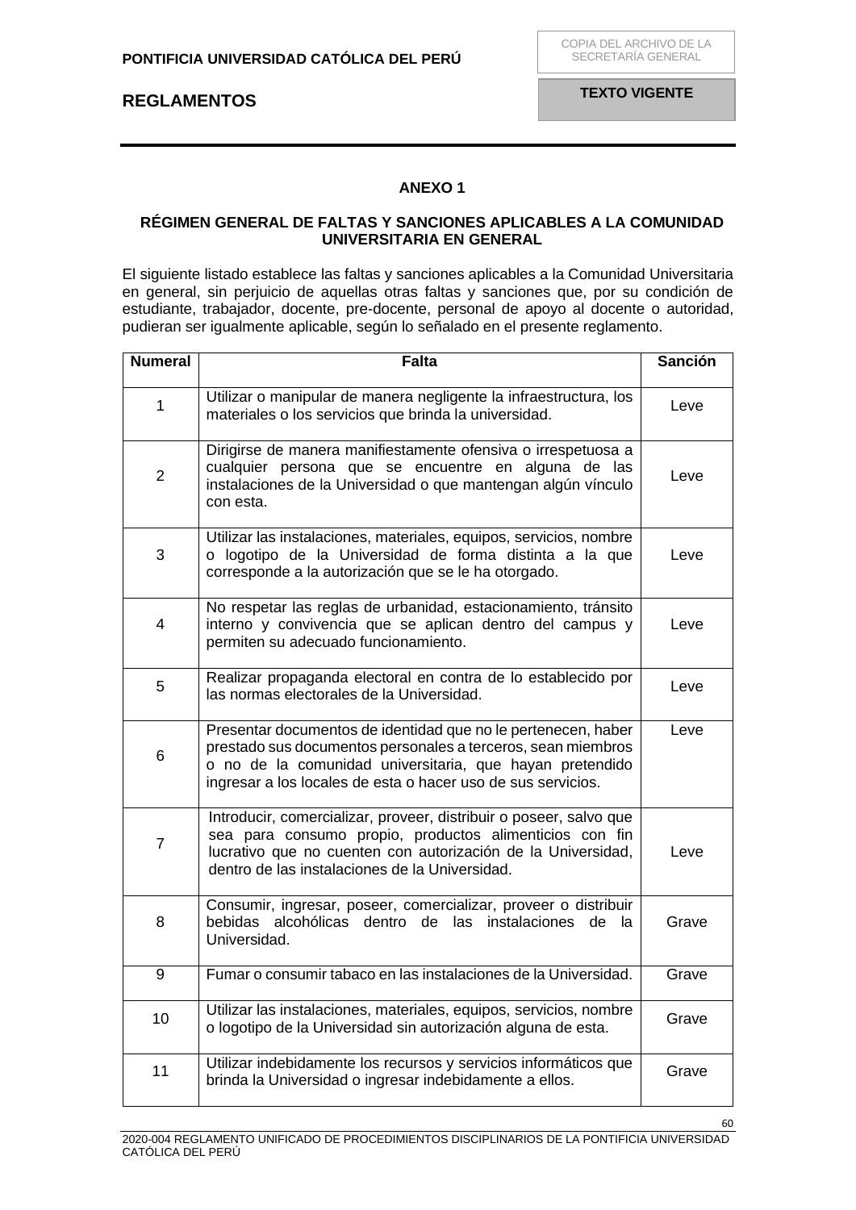## ANEXO 1

### RÉGIMEN GENERAL DE FALTAS Y SANCIONES APLICABLES A LA COMUNIDAD UNIVERSITARIA EN GENERAL

El siguiente listado establece las faltas y sanciones aplicables a la Comunidad Universitaria en general, sin perjuicio de aquellas otras faltas y sanciones que, por su condición de estudiante, trabajador, docente, pre-docente, personal de apoyo al docente o autoridad, pudieran ser igualmente aplicable, según lo señalado en el presente reglamento.

| Numeral | Falta | Sanción |
|---|---|---|
| 1 | Utilizar o manipular de manera negligente la infraestructura, los materiales o los servicios que brinda la universidad. | Leve |
| 2 | Dirigirse de manera manifiestamente ofensiva o irrespetuosa a cualquier persona que se encuentre en alguna de las instalaciones de la Universidad o que mantengan algún vínculo con esta. | Leve |
| 3 | Utilizar las instalaciones, materiales, equipos, servicios, nombre o logotipo de la Universidad de forma distinta a la que corresponde a la autorización que se le ha otorgado. | Leve |
| 4 | No respetar las reglas de urbanidad, estacionamiento, tránsito interno y convivencia que se aplican dentro del campus y permiten su adecuado funcionamiento. | Leve |
| 5 | Realizar propaganda electoral en contra de lo establecido por las normas electorales de la Universidad. | Leve |
| 6 | Presentar documentos de identidad que no le pertenecen, haber prestado sus documentos personales a terceros, sean miembros o no de la comunidad universitaria, que hayan pretendido ingresar a los locales de esta o hacer uso de sus servicios. | Leve |
| 7 | Introducir, comercializar, proveer, distribuir o poseer, salvo que sea para consumo propio, productos alimenticios con fin lucrativo que no cuenten con autorización de la Universidad, dentro de las instalaciones de la Universidad. | Leve |
| 8 | Consumir, ingresar, poseer, comercializar, proveer o distribuir bebidas alcohólicas dentro de las instalaciones de la Universidad. | Grave |
| 9 | Fumar o consumir tabaco en las instalaciones de la Universidad. | Grave |
| 10 | Utilizar las instalaciones, materiales, equipos, servicios, nombre o logotipo de la Universidad sin autorización alguna de esta. | Grave |
| 11 | Utilizar indebidamente los recursos y servicios informáticos que brinda la Universidad o ingresar indebidamente a ellos. | Grave |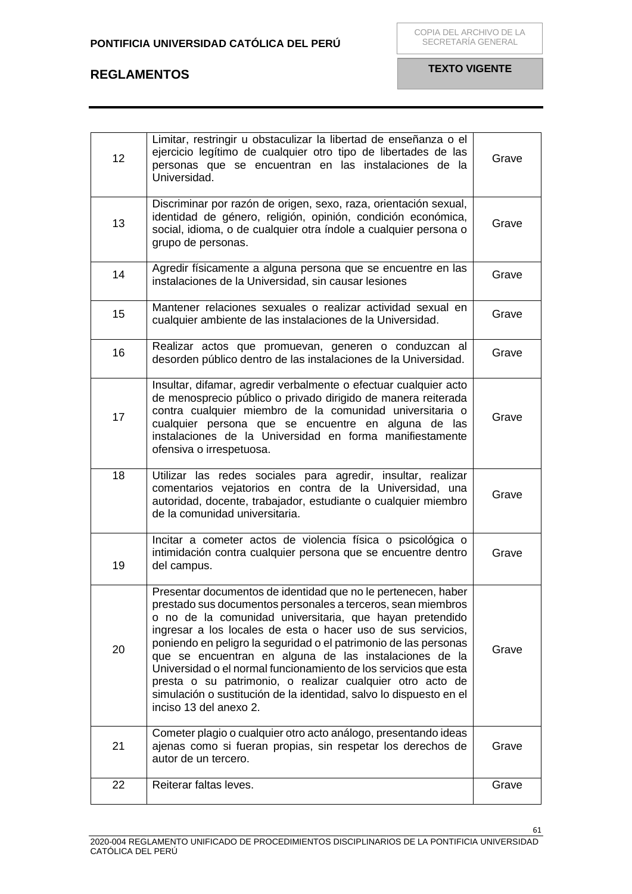| | | |
|---|---|---|
| 12 | Limitar, restringir u obstaculizar la libertad de enseñanza o el ejercicio legítimo de cualquier otro tipo de libertades de las personas que se encuentran en las instalaciones de la Universidad. | Grave |
| 13 | Discriminar por razón de origen, sexo, raza, orientación sexual, identidad de género, religión, opinión, condición económica, social, idioma, o de cualquier otra índole a cualquier persona o grupo de personas. | Grave |
| 14 | Agredir físicamente a alguna persona que se encuentre en las instalaciones de la Universidad, sin causar lesiones | Grave |
| 15 | Mantener relaciones sexuales o realizar actividad sexual en cualquier ambiente de las instalaciones de la Universidad. | Grave |
| 16 | Realizar actos que promuevan, generen o conduzcan al desorden público dentro de las instalaciones de la Universidad. | Grave |
| 17 | Insultar, difamar, agredir verbalmente o efectuar cualquier acto de menosprecio público o privado dirigido de manera reiterada contra cualquier miembro de la comunidad universitaria o cualquier persona que se encuentre en alguna de las instalaciones de la Universidad en forma manifiestamente ofensiva o irrespetuosa. | Grave |
| 18 | Utilizar las redes sociales para agredir, insultar, realizar comentarios vejatorios en contra de la Universidad, una autoridad, docente, trabajador, estudiante o cualquier miembro de la comunidad universitaria. | Grave |
| 19 | Incitar a cometer actos de violencia física o psicológica o intimidación contra cualquier persona que se encuentre dentro del campus. | Grave |
| 20 | Presentar documentos de identidad que no le pertenecen, haber prestado sus documentos personales a terceros, sean miembros o no de la comunidad universitaria, que hayan pretendido ingresar a los locales de esta o hacer uso de sus servicios, poniendo en peligro la seguridad o el patrimonio de las personas que se encuentran en alguna de las instalaciones de la Universidad o el normal funcionamiento de los servicios que esta presta o su patrimonio, o realizar cualquier otro acto de simulación o sustitución de la identidad, salvo lo dispuesto en el inciso 13 del anexo 2. | Grave |
| 21 | Cometer plagio o cualquier otro acto análogo, presentando ideas ajenas como si fueran propias, sin respetar los derechos de autor de un tercero. | Grave |
| 22 | Reiterar faltas leves. | Grave |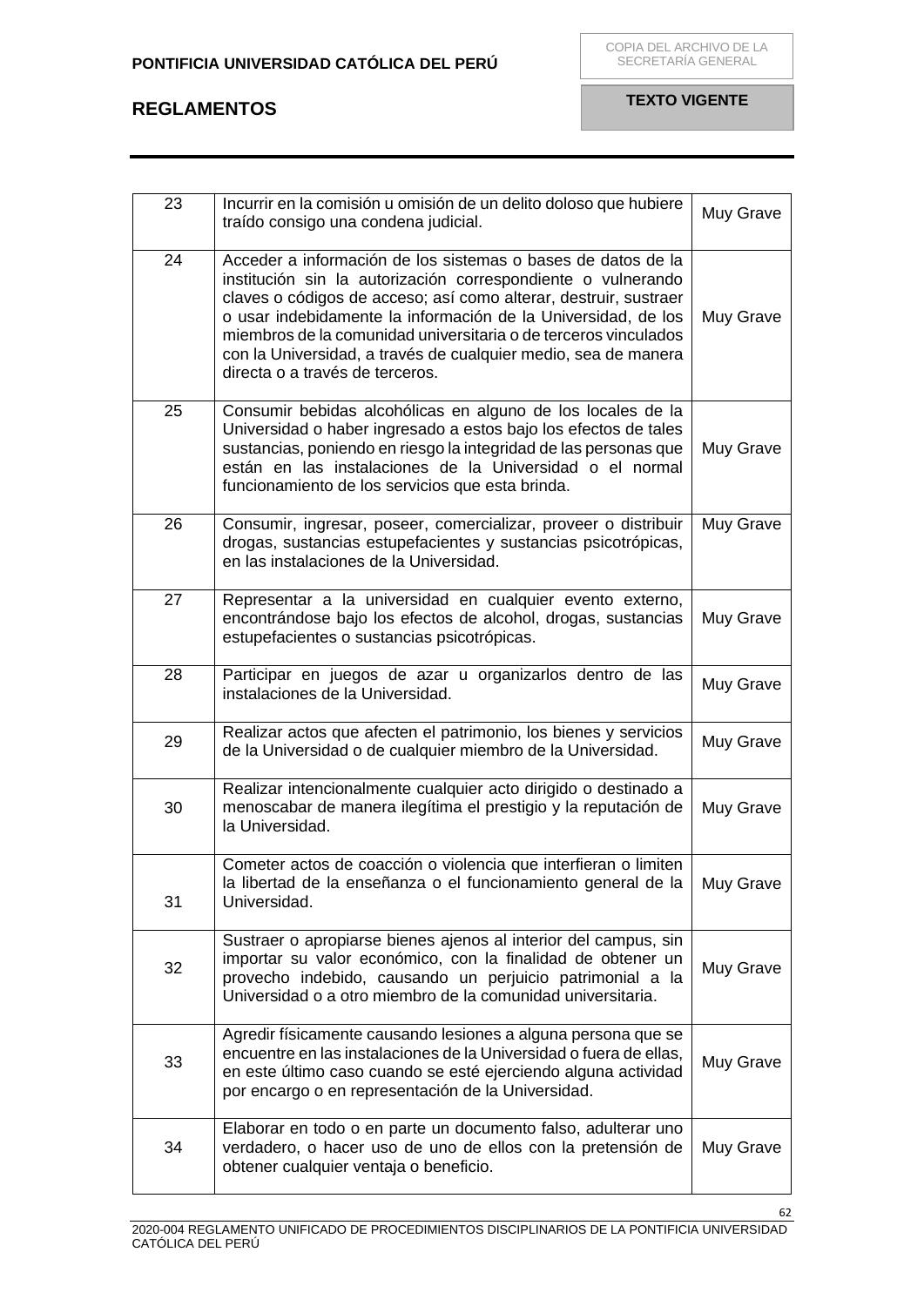| | | |
|---|---|---|
| 23 | Incurrir en la comisión u omisión de un delito doloso que hubiere traído consigo una condena judicial. | Muy Grave |
| 24 | Acceder a información de los sistemas o bases de datos de la institución sin la autorización correspondiente o vulnerando claves o códigos de acceso; así como alterar, destruir, sustraer o usar indebidamente la información de la Universidad, de los miembros de la comunidad universitaria o de terceros vinculados con la Universidad, a través de cualquier medio, sea de manera directa o a través de terceros. | Muy Grave |
| 25 | Consumir bebidas alcohólicas en alguno de los locales de la Universidad o haber ingresado a estos bajo los efectos de tales sustancias, poniendo en riesgo la integridad de las personas que están en las instalaciones de la Universidad o el normal funcionamiento de los servicios que esta brinda. | Muy Grave |
| 26 | Consumir, ingresar, poseer, comercializar, proveer o distribuir drogas, sustancias estupefacientes y sustancias psicotrópicas, en las instalaciones de la Universidad. | Muy Grave |
| 27 | Representar a la universidad en cualquier evento externo, encontrándose bajo los efectos de alcohol, drogas, sustancias estupefacientes o sustancias psicotrópicas. | Muy Grave |
| 28 | Participar en juegos de azar u organizarlos dentro de las instalaciones de la Universidad. | Muy Grave |
| 29 | Realizar actos que afecten el patrimonio, los bienes y servicios de la Universidad o de cualquier miembro de la Universidad. | Muy Grave |
| 30 | Realizar intencionalmente cualquier acto dirigido o destinado a menoscabar de manera ilegítima el prestigio y la reputación de la Universidad. | Muy Grave |
| 31 | Cometer actos de coacción o violencia que interfieran o limiten la libertad de la enseñanza o el funcionamiento general de la Universidad. | Muy Grave |
| 32 | Sustraer o apropiarse bienes ajenos al interior del campus, sin importar su valor económico, con la finalidad de obtener un provecho indebido, causando un perjuicio patrimonial a la Universidad o a otro miembro de la comunidad universitaria. | Muy Grave |
| 33 | Agredir físicamente causando lesiones a alguna persona que se encuentre en las instalaciones de la Universidad o fuera de ellas, en este último caso cuando se esté ejerciendo alguna actividad por encargo o en representación de la Universidad. | Muy Grave |
| 34 | Elaborar en todo o en parte un documento falso, adulterar uno verdadero, o hacer uso de uno de ellos con la pretensión de obtener cualquier ventaja o beneficio. | Muy Grave |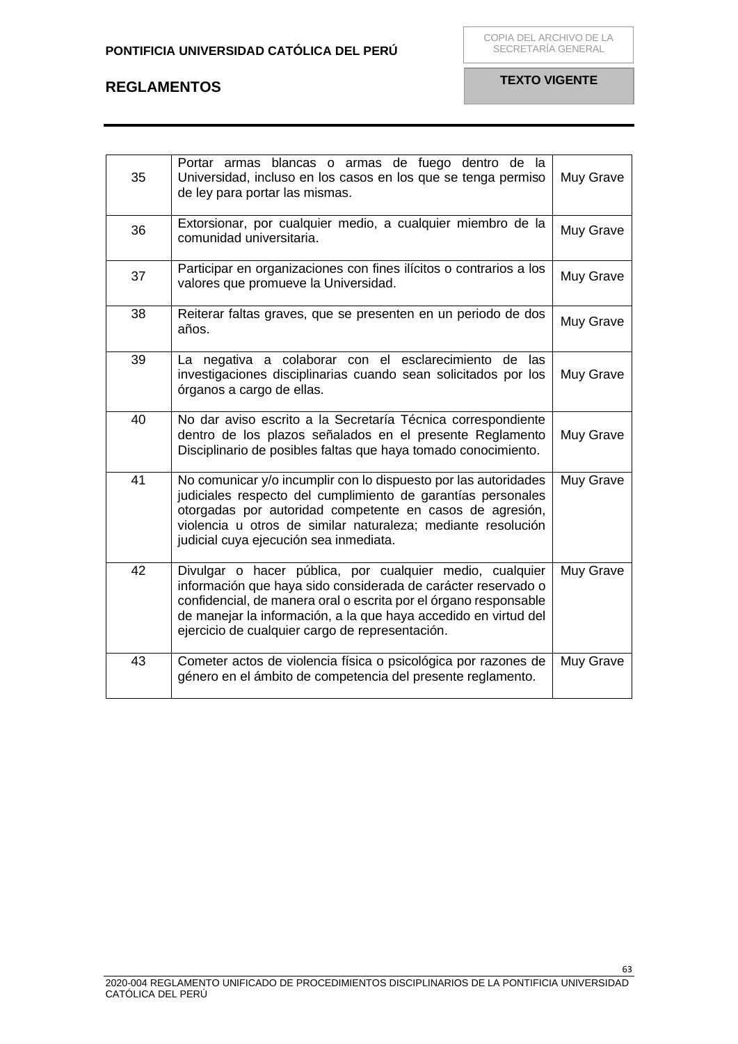| | | |
|---|---|---|
| 35 | Portar armas blancas o armas de fuego dentro de la Universidad, incluso en los casos en los que se tenga permiso de ley para portar las mismas. | Muy Grave |
| 36 | Extorsionar, por cualquier medio, a cualquier miembro de la comunidad universitaria. | Muy Grave |
| 37 | Participar en organizaciones con fines ilícitos o contrarios a los valores que promueve la Universidad. | Muy Grave |
| 38 | Reiterar faltas graves, que se presenten en un periodo de dos años. | Muy Grave |
| 39 | La negativa a colaborar con el esclarecimiento de las investigaciones disciplinarias cuando sean solicitados por los órganos a cargo de ellas. | Muy Grave |
| 40 | No dar aviso escrito a la Secretaría Técnica correspondiente dentro de los plazos señalados en el presente Reglamento Disciplinario de posibles faltas que haya tomado conocimiento. | Muy Grave |
| 41 | No comunicar y/o incumplir con lo dispuesto por las autoridades judiciales respecto del cumplimiento de garantías personales otorgadas por autoridad competente en casos de agresión, violencia u otros de similar naturaleza; mediante resolución judicial cuya ejecución sea inmediata. | Muy Grave |
| 42 | Divulgar o hacer pública, por cualquier medio, cualquier información que haya sido considerada de carácter reservado o confidencial, de manera oral o escrita por el órgano responsable de manejar la información, a la que haya accedido en virtud del ejercicio de cualquier cargo de representación. | Muy Grave |
| 43 | Cometer actos de violencia física o psicológica por razones de género en el ámbito de competencia del presente reglamento. | Muy Grave |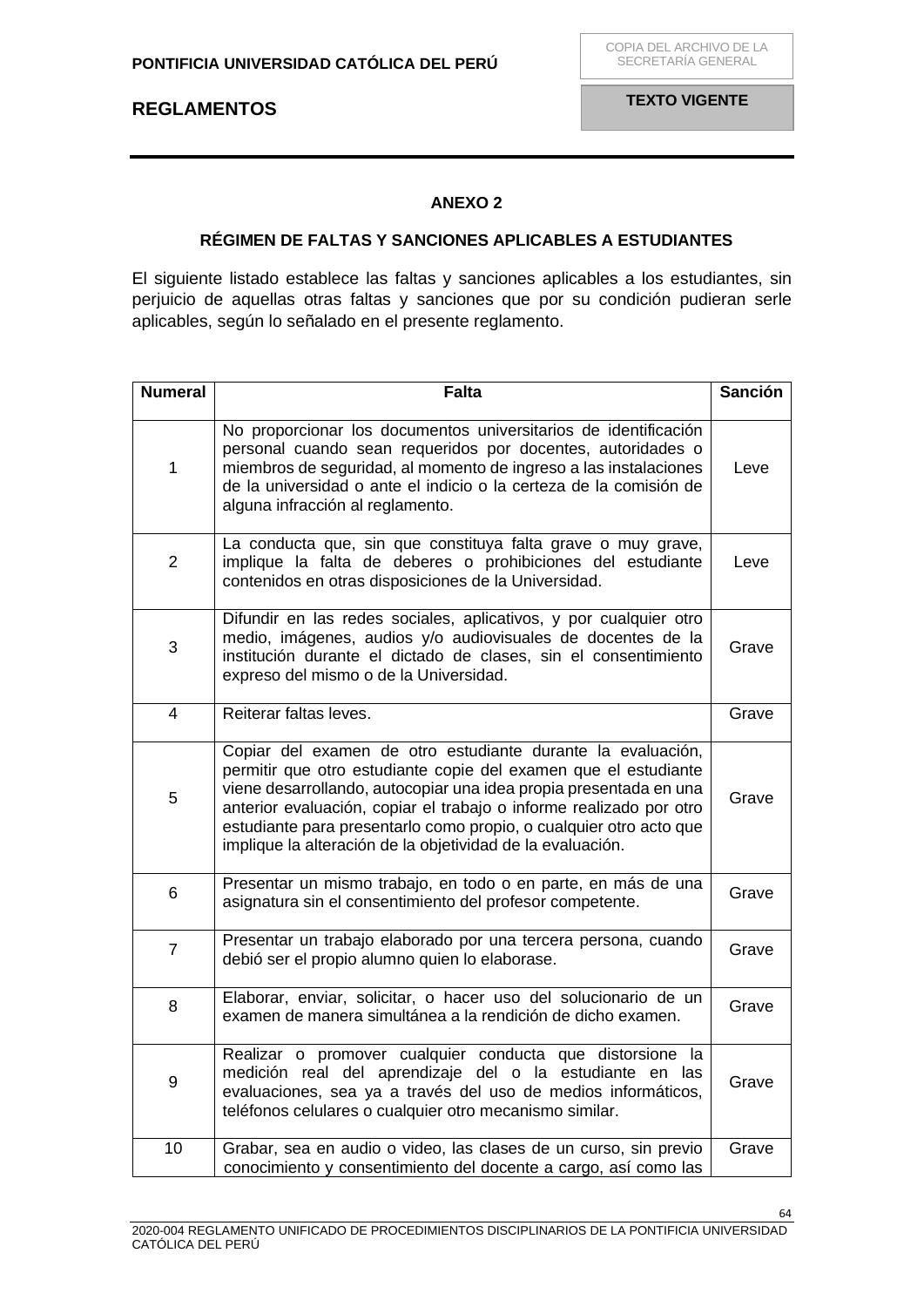## ANEXO 2

### RÉGIMEN DE FALTAS Y SANCIONES APLICABLES A ESTUDIANTES

El siguiente listado establece las faltas y sanciones aplicables a los estudiantes, sin perjuicio de aquellas otras faltas y sanciones que por su condición pudieran serle aplicables, según lo señalado en el presente reglamento.

| Numeral | Falta | Sanción |
|---|---|---|
| 1 | No proporcionar los documentos universitarios de identificación personal cuando sean requeridos por docentes, autoridades o miembros de seguridad, al momento de ingreso a las instalaciones de la universidad o ante el indicio o la certeza de la comisión de alguna infracción al reglamento. | Leve |
| 2 | La conducta que, sin que constituya falta grave o muy grave, implique la falta de deberes o prohibiciones del estudiante contenidos en otras disposiciones de la Universidad. | Leve |
| 3 | Difundir en las redes sociales, aplicativos, y por cualquier otro medio, imágenes, audios y/o audiovisuales de docentes de la institución durante el dictado de clases, sin el consentimiento expreso del mismo o de la Universidad. | Grave |
| 4 | Reiterar faltas leves. | Grave |
| 5 | Copiar del examen de otro estudiante durante la evaluación, permitir que otro estudiante copie del examen que el estudiante viene desarrollando, autocopiar una idea propia presentada en una anterior evaluación, copiar el trabajo o informe realizado por otro estudiante para presentarlo como propio, o cualquier otro acto que implique la alteración de la objetividad de la evaluación. | Grave |
| 6 | Presentar un mismo trabajo, en todo o en parte, en más de una asignatura sin el consentimiento del profesor competente. | Grave |
| 7 | Presentar un trabajo elaborado por una tercera persona, cuando debió ser el propio alumno quien lo elaborase. | Grave |
| 8 | Elaborar, enviar, solicitar, o hacer uso del solucionario de un examen de manera simultánea a la rendición de dicho examen. | Grave |
| 9 | Realizar o promover cualquier conducta que distorsione la medición real del aprendizaje del o la estudiante en las evaluaciones, sea ya a través del uso de medios informáticos, teléfonos celulares o cualquier otro mecanismo similar. | Grave |
| 10 | Grabar, sea en audio o video, las clases de un curso, sin previo conocimiento y consentimiento del docente a cargo, así como las | Grave |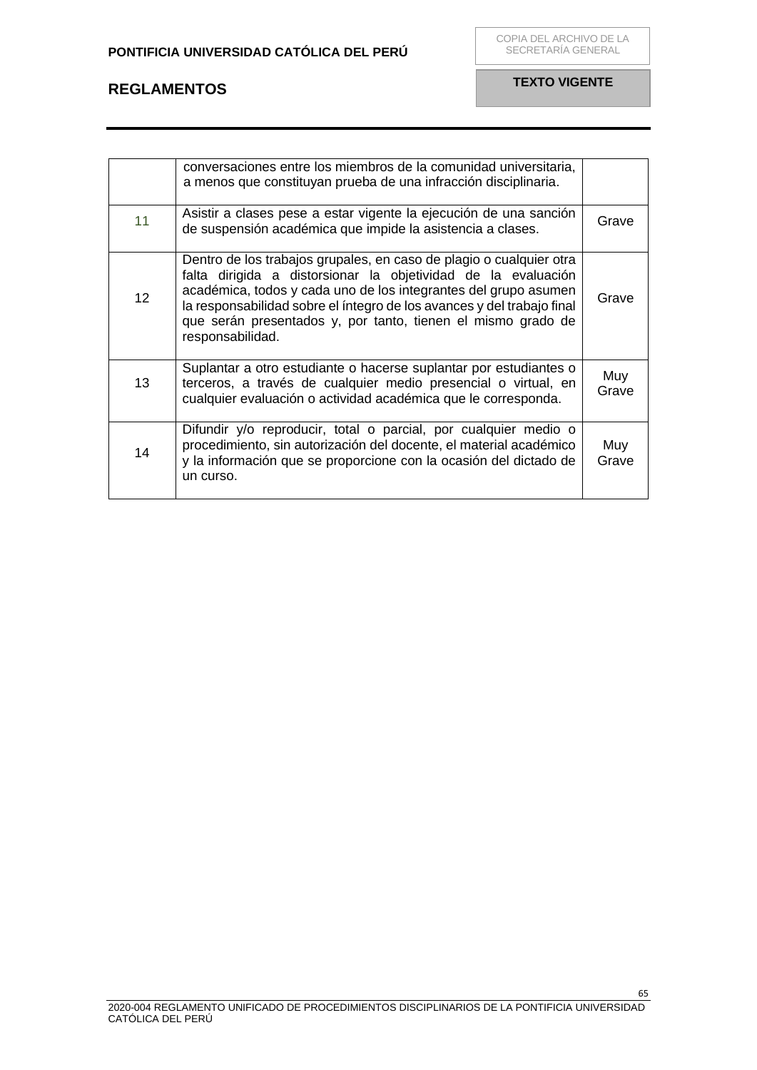| | | |
|---|---|---|
| | conversaciones entre los miembros de la comunidad universitaria, a menos que constituyan prueba de una infracción disciplinaria. | |
| 11 | Asistir a clases pese a estar vigente la ejecución de una sanción de suspensión académica que impide la asistencia a clases. | Grave |
| 12 | Dentro de los trabajos grupales, en caso de plagio o cualquier otra falta dirigida a distorsionar la objetividad de la evaluación académica, todos y cada uno de los integrantes del grupo asumen la responsabilidad sobre el íntegro de los avances y del trabajo final que serán presentados y, por tanto, tienen el mismo grado de responsabilidad. | Grave |
| 13 | Suplantar a otro estudiante o hacerse suplantar por estudiantes o terceros, a través de cualquier medio presencial o virtual, en cualquier evaluación o actividad académica que le corresponda. | Muy Grave |
| 14 | Difundir y/o reproducir, total o parcial, por cualquier medio o procedimiento, sin autorización del docente, el material académico y la información que se proporcione con la ocasión del dictado de un curso. | Muy Grave |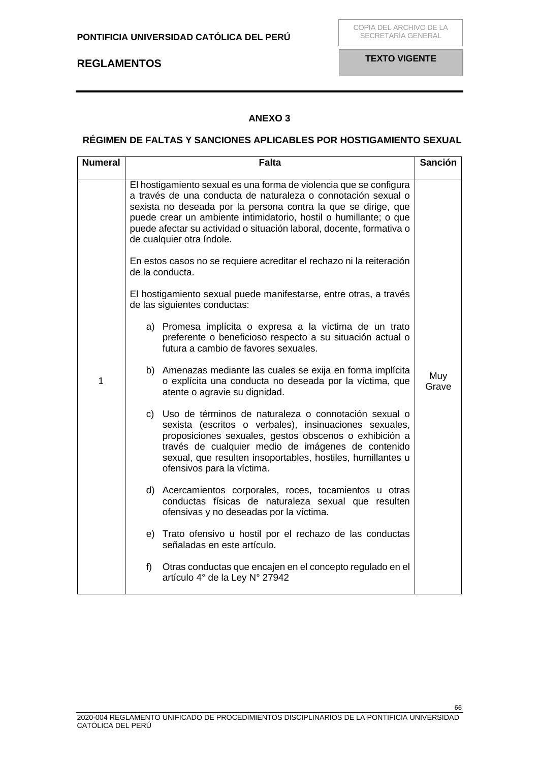## ANEXO 3

## RÉGIMEN DE FALTAS Y SANCIONES APLICABLES POR HOSTIGAMIENTO SEXUAL

| Numeral | Falta | Sanción |
|---|---|---|
| 1 | El hostigamiento sexual es una forma de violencia que se configura a través de una conducta de naturaleza o connotación sexual o sexista no deseada por la persona contra la que se dirige, que puede crear un ambiente intimidatorio, hostil o humillante; o que puede afectar su actividad o situación laboral, docente, formativa o de cualquier otra índole.<br><br>En estos casos no se requiere acreditar el rechazo ni la reiteración de la conducta.<br><br>El hostigamiento sexual puede manifestarse, entre otras, a través de las siguientes conductas:<br><br>a) Promesa implícita o expresa a la víctima de un trato preferente o beneficioso respecto a su situación actual o futura a cambio de favores sexuales.<br><br>b) Amenazas mediante las cuales se exija en forma implícita o explícita una conducta no deseada por la víctima, que atente o agravie su dignidad.<br><br>c) Uso de términos de naturaleza o connotación sexual o sexista (escritos o verbales), insinuaciones sexuales, proposiciones sexuales, gestos obscenos o exhibición a través de cualquier medio de imágenes de contenido sexual, que resulten insoportables, hostiles, humillantes u ofensivos para la víctima.<br><br>d) Acercamientos corporales, roces, tocamientos u otras conductas físicas de naturaleza sexual que resulten ofensivas y no deseadas por la víctima.<br><br>e) Trato ofensivo u hostil por el rechazo de las conductas señaladas en este artículo.<br><br>f) Otras conductas que encajen en el concepto regulado en el artículo 4° de la Ley N° 27942 | Muy Grave |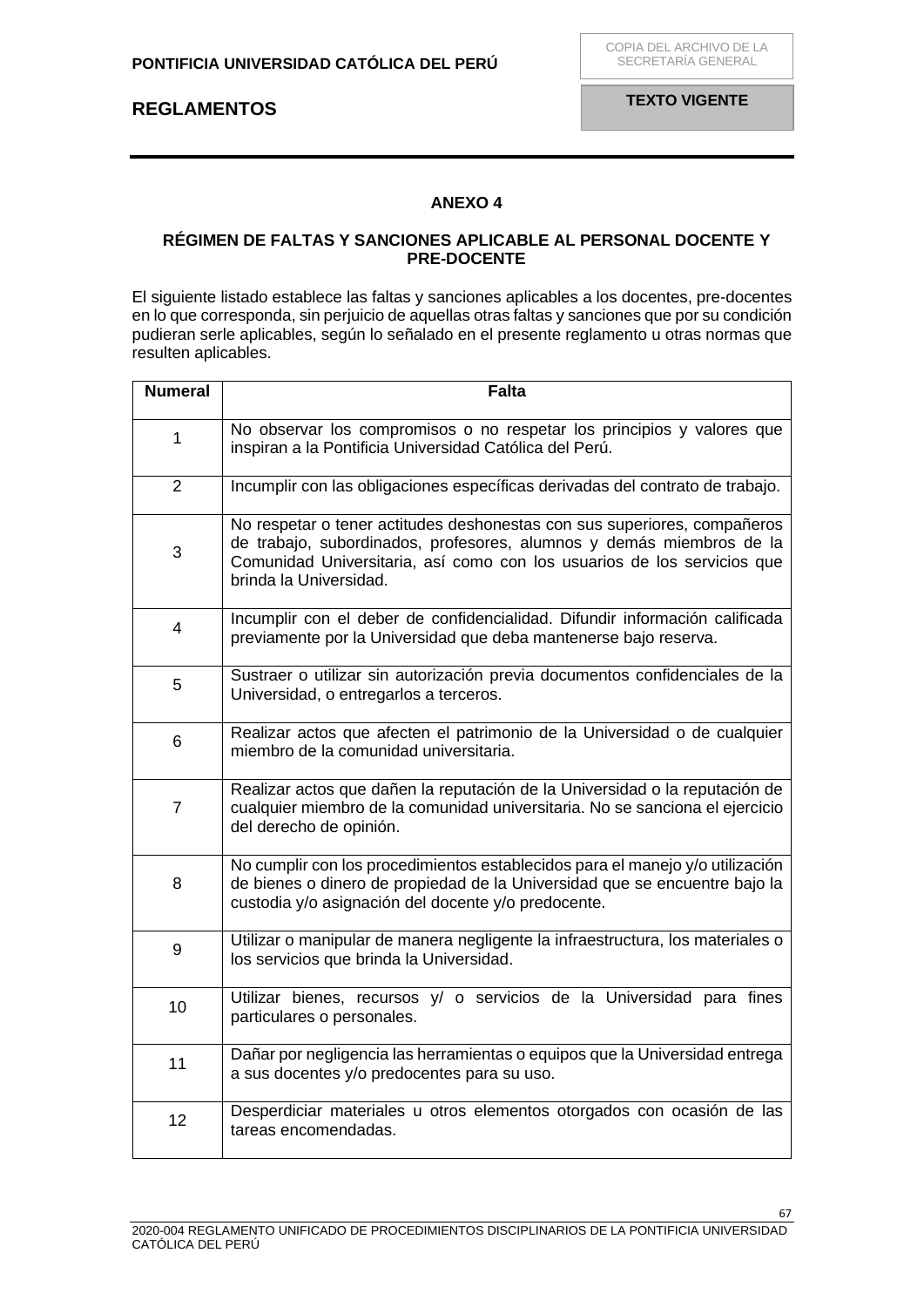## ANEXO 4

### RÉGIMEN DE FALTAS Y SANCIONES APLICABLE AL PERSONAL DOCENTE Y PRE-DOCENTE

El siguiente listado establece las faltas y sanciones aplicables a los docentes, pre-docentes en lo que corresponda, sin perjuicio de aquellas otras faltas y sanciones que por su condición pudieran serle aplicables, según lo señalado en el presente reglamento u otras normas que resulten aplicables.

| Numeral | Falta |
|---|---|
| 1 | No observar los compromisos o no respetar los principios y valores que inspiran a la Pontificia Universidad Católica del Perú. |
| 2 | Incumplir con las obligaciones específicas derivadas del contrato de trabajo. |
| 3 | No respetar o tener actitudes deshonestas con sus superiores, compañeros de trabajo, subordinados, profesores, alumnos y demás miembros de la Comunidad Universitaria, así como con los usuarios de los servicios que brinda la Universidad. |
| 4 | Incumplir con el deber de confidencialidad. Difundir información calificada previamente por la Universidad que deba mantenerse bajo reserva. |
| 5 | Sustraer o utilizar sin autorización previa documentos confidenciales de la Universidad, o entregarlos a terceros. |
| 6 | Realizar actos que afecten el patrimonio de la Universidad o de cualquier miembro de la comunidad universitaria. |
| 7 | Realizar actos que dañen la reputación de la Universidad o la reputación de cualquier miembro de la comunidad universitaria. No se sanciona el ejercicio del derecho de opinión. |
| 8 | No cumplir con los procedimientos establecidos para el manejo y/o utilización de bienes o dinero de propiedad de la Universidad que se encuentre bajo la custodia y/o asignación del docente y/o predocente. |
| 9 | Utilizar o manipular de manera negligente la infraestructura, los materiales o los servicios que brinda la Universidad. |
| 10 | Utilizar bienes, recursos y/ o servicios de la Universidad para fines particulares o personales. |
| 11 | Dañar por negligencia las herramientas o equipos que la Universidad entrega a sus docentes y/o predocentes para su uso. |
| 12 | Desperdiciar materiales u otros elementos otorgados con ocasión de las tareas encomendadas. |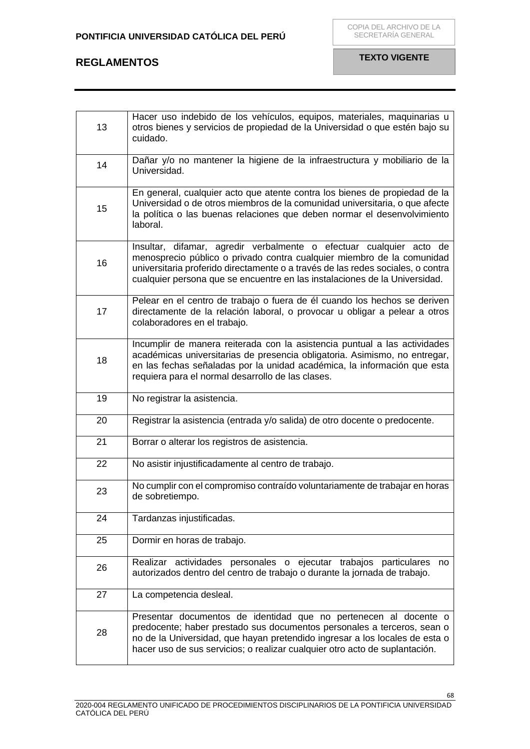| | |
|---|---|
| 13 | Hacer uso indebido de los vehículos, equipos, materiales, maquinarias u otros bienes y servicios de propiedad de la Universidad o que estén bajo su cuidado. |
| 14 | Dañar y/o no mantener la higiene de la infraestructura y mobiliario de la Universidad. |
| 15 | En general, cualquier acto que atente contra los bienes de propiedad de la Universidad o de otros miembros de la comunidad universitaria, o que afecte la política o las buenas relaciones que deben normar el desenvolvimiento laboral. |
| 16 | Insultar, difamar, agredir verbalmente o efectuar cualquier acto de menosprecio público o privado contra cualquier miembro de la comunidad universitaria proferido directamente o a través de las redes sociales, o contra cualquier persona que se encuentre en las instalaciones de la Universidad. |
| 17 | Pelear en el centro de trabajo o fuera de él cuando los hechos se deriven directamente de la relación laboral, o provocar u obligar a pelear a otros colaboradores en el trabajo. |
| 18 | Incumplir de manera reiterada con la asistencia puntual a las actividades académicas universitarias de presencia obligatoria. Asimismo, no entregar, en las fechas señaladas por la unidad académica, la información que esta requiera para el normal desarrollo de las clases. |
| 19 | No registrar la asistencia. |
| 20 | Registrar la asistencia (entrada y/o salida) de otro docente o predocente. |
| 21 | Borrar o alterar los registros de asistencia. |
| 22 | No asistir injustificadamente al centro de trabajo. |
| 23 | No cumplir con el compromiso contraído voluntariamente de trabajar en horas de sobretiempo. |
| 24 | Tardanzas injustificadas. |
| 25 | Dormir en horas de trabajo. |
| 26 | Realizar actividades personales o ejecutar trabajos particulares no autorizados dentro del centro de trabajo o durante la jornada de trabajo. |
| 27 | La competencia desleal. |
| 28 | Presentar documentos de identidad que no pertenecen al docente o predocente; haber prestado sus documentos personales a terceros, sean o no de la Universidad, que hayan pretendido ingresar a los locales de esta o hacer uso de sus servicios; o realizar cualquier otro acto de suplantación. |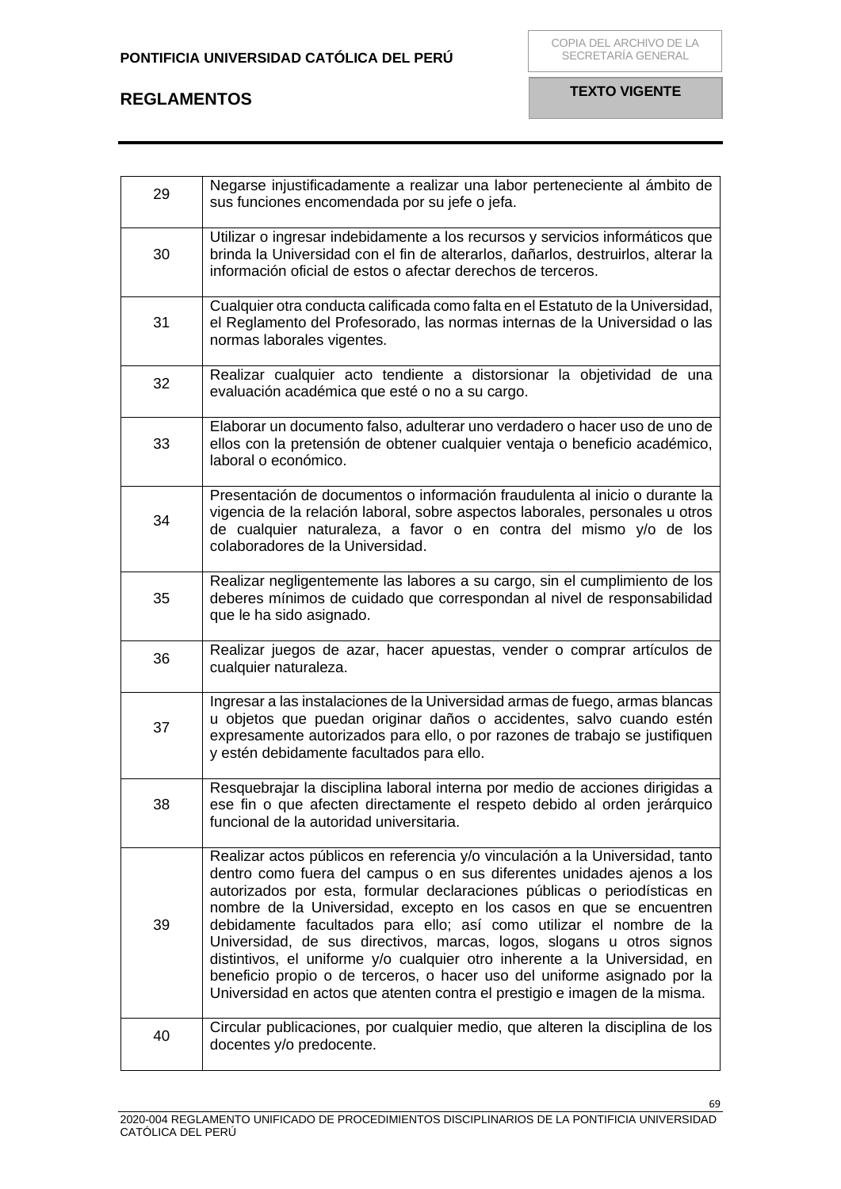| | |
|---|---|
| 29 | Negarse injustificadamente a realizar una labor perteneciente al ámbito de sus funciones encomendada por su jefe o jefa. |
| 30 | Utilizar o ingresar indebidamente a los recursos y servicios informáticos que brinda la Universidad con el fin de alterarlos, dañarlos, destruirlos, alterar la información oficial de estos o afectar derechos de terceros. |
| 31 | Cualquier otra conducta calificada como falta en el Estatuto de la Universidad, el Reglamento del Profesorado, las normas internas de la Universidad o las normas laborales vigentes. |
| 32 | Realizar cualquier acto tendiente a distorsionar la objetividad de una evaluación académica que esté o no a su cargo. |
| 33 | Elaborar un documento falso, adulterar uno verdadero o hacer uso de uno de ellos con la pretensión de obtener cualquier ventaja o beneficio académico, laboral o económico. |
| 34 | Presentación de documentos o información fraudulenta al inicio o durante la vigencia de la relación laboral, sobre aspectos laborales, personales u otros de cualquier naturaleza, a favor o en contra del mismo y/o de los colaboradores de la Universidad. |
| 35 | Realizar negligentemente las labores a su cargo, sin el cumplimiento de los deberes mínimos de cuidado que correspondan al nivel de responsabilidad que le ha sido asignado. |
| 36 | Realizar juegos de azar, hacer apuestas, vender o comprar artículos de cualquier naturaleza. |
| 37 | Ingresar a las instalaciones de la Universidad armas de fuego, armas blancas u objetos que puedan originar daños o accidentes, salvo cuando estén expresamente autorizados para ello, o por razones de trabajo se justifiquen y estén debidamente facultados para ello. |
| 38 | Resquebrajar la disciplina laboral interna por medio de acciones dirigidas a ese fin o que afecten directamente el respeto debido al orden jerárquico funcional de la autoridad universitaria. |
| 39 | Realizar actos públicos en referencia y/o vinculación a la Universidad, tanto dentro como fuera del campus o en sus diferentes unidades ajenos a los autorizados por esta, formular declaraciones públicas o periodísticas en nombre de la Universidad, excepto en los casos en que se encuentren debidamente facultados para ello; así como utilizar el nombre de la Universidad, de sus directivos, marcas, logos, slogans u otros signos distintivos, el uniforme y/o cualquier otro inherente a la Universidad, en beneficio propio o de terceros, o hacer uso del uniforme asignado por la Universidad en actos que atenten contra el prestigio e imagen de la misma. |
| 40 | Circular publicaciones, por cualquier medio, que alteren la disciplina de los docentes y/o predocente. |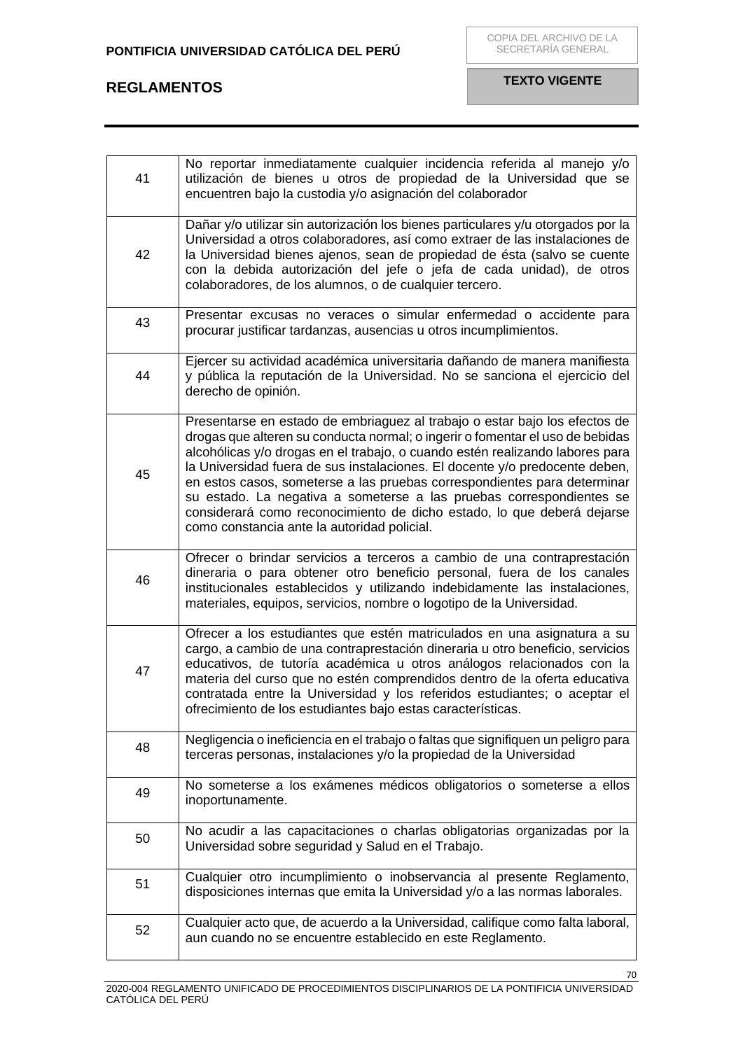| | |
|---|---|
| 41 | No reportar inmediatamente cualquier incidencia referida al manejo y/o utilización de bienes u otros de propiedad de la Universidad que se encuentren bajo la custodia y/o asignación del colaborador |
| 42 | Dañar y/o utilizar sin autorización los bienes particulares y/u otorgados por la Universidad a otros colaboradores, así como extraer de las instalaciones de la Universidad bienes ajenos, sean de propiedad de ésta (salvo se cuente con la debida autorización del jefe o jefa de cada unidad), de otros colaboradores, de los alumnos, o de cualquier tercero. |
| 43 | Presentar excusas no veraces o simular enfermedad o accidente para procurar justificar tardanzas, ausencias u otros incumplimientos. |
| 44 | Ejercer su actividad académica universitaria dañando de manera manifiesta y pública la reputación de la Universidad. No se sanciona el ejercicio del derecho de opinión. |
| 45 | Presentarse en estado de embriaguez al trabajo o estar bajo los efectos de drogas que alteren su conducta normal; o ingerir o fomentar el uso de bebidas alcohólicas y/o drogas en el trabajo, o cuando estén realizando labores para la Universidad fuera de sus instalaciones. El docente y/o predocente deben, en estos casos, someterse a las pruebas correspondientes para determinar su estado. La negativa a someterse a las pruebas correspondientes se considerará como reconocimiento de dicho estado, lo que deberá dejarse como constancia ante la autoridad policial. |
| 46 | Ofrecer o brindar servicios a terceros a cambio de una contraprestación dineraria o para obtener otro beneficio personal, fuera de los canales institucionales establecidos y utilizando indebidamente las instalaciones, materiales, equipos, servicios, nombre o logotipo de la Universidad. |
| 47 | Ofrecer a los estudiantes que estén matriculados en una asignatura a su cargo, a cambio de una contraprestación dineraria u otro beneficio, servicios educativos, de tutoría académica u otros análogos relacionados con la materia del curso que no estén comprendidos dentro de la oferta educativa contratada entre la Universidad y los referidos estudiantes; o aceptar el ofrecimiento de los estudiantes bajo estas características. |
| 48 | Negligencia o ineficiencia en el trabajo o faltas que signifiquen un peligro para terceras personas, instalaciones y/o la propiedad de la Universidad |
| 49 | No someterse a los exámenes médicos obligatorios o someterse a ellos inoportunamente. |
| 50 | No acudir a las capacitaciones o charlas obligatorias organizadas por la Universidad sobre seguridad y Salud en el Trabajo. |
| 51 | Cualquier otro incumplimiento o inobservancia al presente Reglamento, disposiciones internas que emita la Universidad y/o a las normas laborales. |
| 52 | Cualquier acto que, de acuerdo a la Universidad, califique como falta laboral, aun cuando no se encuentre establecido en este Reglamento. |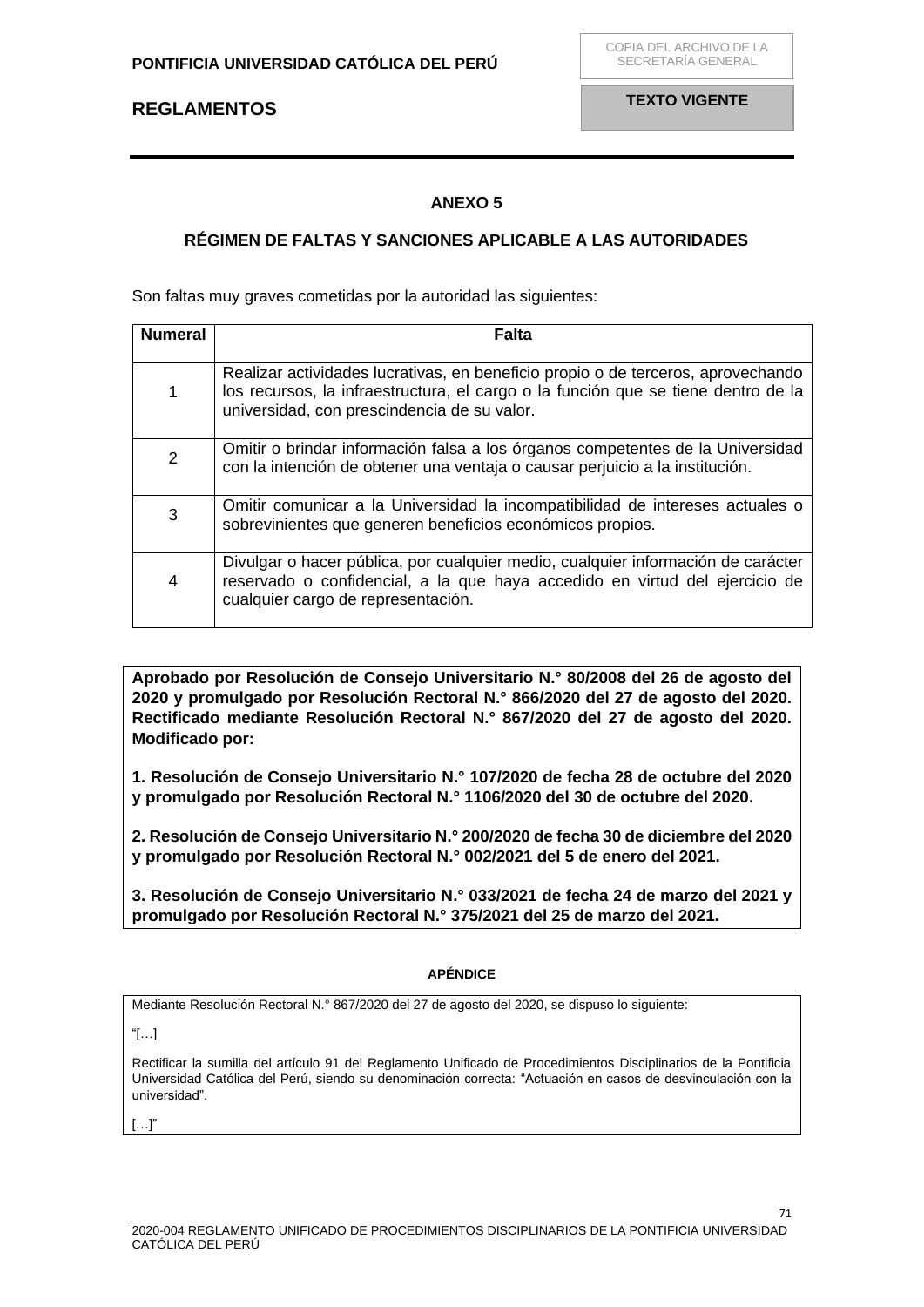## ANEXO 5

## RÉGIMEN DE FALTAS Y SANCIONES APLICABLE A LAS AUTORIDADES

Son faltas muy graves cometidas por la autoridad las siguientes:

| Numeral | Falta |
|---|---|
| 1 | Realizar actividades lucrativas, en beneficio propio o de terceros, aprovechando los recursos, la infraestructura, el cargo o la función que se tiene dentro de la universidad, con prescindencia de su valor. |
| 2 | Omitir o brindar información falsa a los órganos competentes de la Universidad con la intención de obtener una ventaja o causar perjuicio a la institución. |
| 3 | Omitir comunicar a la Universidad la incompatibilidad de intereses actuales o sobrevinientes que generen beneficios económicos propios. |
| 4 | Divulgar o hacer pública, por cualquier medio, cualquier información de carácter reservado o confidencial, a la que haya accedido en virtud del ejercicio de cualquier cargo de representación. |

**Aprobado por Resolución de Consejo Universitario N.° 80/2008 del 26 de agosto del 2020 y promulgado por Resolución Rectoral N.° 866/2020 del 27 de agosto del 2020. Rectificado mediante Resolución Rectoral N.° 867/2020 del 27 de agosto del 2020. Modificado por:**

**1. Resolución de Consejo Universitario N.° 107/2020 de fecha 28 de octubre del 2020 y promulgado por Resolución Rectoral N.° 1106/2020 del 30 de octubre del 2020.**

**2. Resolución de Consejo Universitario N.° 200/2020 de fecha 30 de diciembre del 2020 y promulgado por Resolución Rectoral N.° 002/2021 del 5 de enero del 2021.**

**3. Resolución de Consejo Universitario N.° 033/2021 de fecha 24 de marzo del 2021 y promulgado por Resolución Rectoral N.° 375/2021 del 25 de marzo del 2021.**

**APÉNDICE**

Mediante Resolución Rectoral N.° 867/2020 del 27 de agosto del 2020, se dispuso lo siguiente:

"[…]

Rectificar la sumilla del artículo 91 del Reglamento Unificado de Procedimientos Disciplinarios de la Pontificia Universidad Católica del Perú, siendo su denominación correcta: "Actuación en casos de desvinculación con la universidad".

[…]"